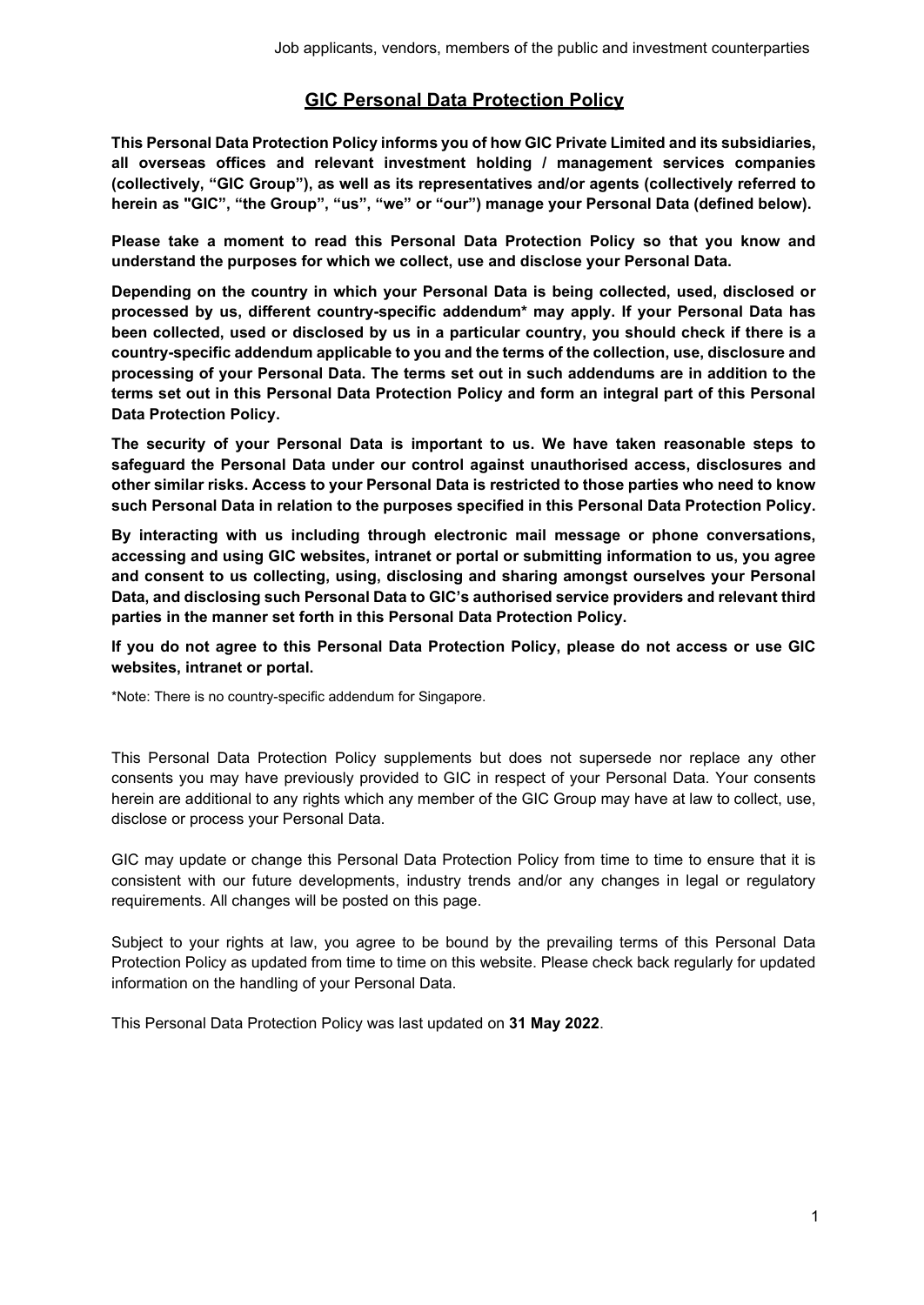Job applicants, vendors, members of the public and investment counterparties

# GIC Personal Data Protection Policy

**This Personal Data Protection Policy informs you of how GIC Private Limited and its subsidiaries, all overseas offices and relevant investment holding / management services companies (collectively, "GIC Group"), as well as its representatives and/or agents (collectively referred to herein as "GIC", "the Group", "us", "we" or "our") manage your Personal Data (defined below).**

**Please take a moment to read this Personal Data Protection Policy so that you know and understand the purposes for which we collect, use and disclose your Personal Data.**

**Depending on the country in which your Personal Data is being collected, used, disclosed or processed by us, different country-specific addendum* may apply. If your Personal Data has been collected, used or disclosed by us in a particular country, you should check if there is a country-specific addendum applicable to you and the terms of the collection, use, disclosure and processing of your Personal Data. The terms set out in such addendums are in addition to the terms set out in this Personal Data Protection Policy and form an integral part of this Personal Data Protection Policy.**

**The security of your Personal Data is important to us. We have taken reasonable steps to safeguard the Personal Data under our control against unauthorised access, disclosures and other similar risks. Access to your Personal Data is restricted to those parties who need to know such Personal Data in relation to the purposes specified in this Personal Data Protection Policy.**

**By interacting with us including through electronic mail message or phone conversations, accessing and using GIC websites, intranet or portal or submitting information to us, you agree and consent to us collecting, using, disclosing and sharing amongst ourselves your Personal Data, and disclosing such Personal Data to GIC's authorised service providers and relevant third parties in the manner set forth in this Personal Data Protection Policy.**

**If you do not agree to this Personal Data Protection Policy, please do not access or use GIC websites, intranet or portal.**

*Note: There is no country-specific addendum for Singapore.

This Personal Data Protection Policy supplements but does not supersede nor replace any other consents you may have previously provided to GIC in respect of your Personal Data. Your consents herein are additional to any rights which any member of the GIC Group may have at law to collect, use, disclose or process your Personal Data.

GIC may update or change this Personal Data Protection Policy from time to time to ensure that it is consistent with our future developments, industry trends and/or any changes in legal or regulatory requirements. All changes will be posted on this page.

Subject to your rights at law, you agree to be bound by the prevailing terms of this Personal Data Protection Policy as updated from time to time on this website. Please check back regularly for updated information on the handling of your Personal Data.

This Personal Data Protection Policy was last updated on **31 May 2022**.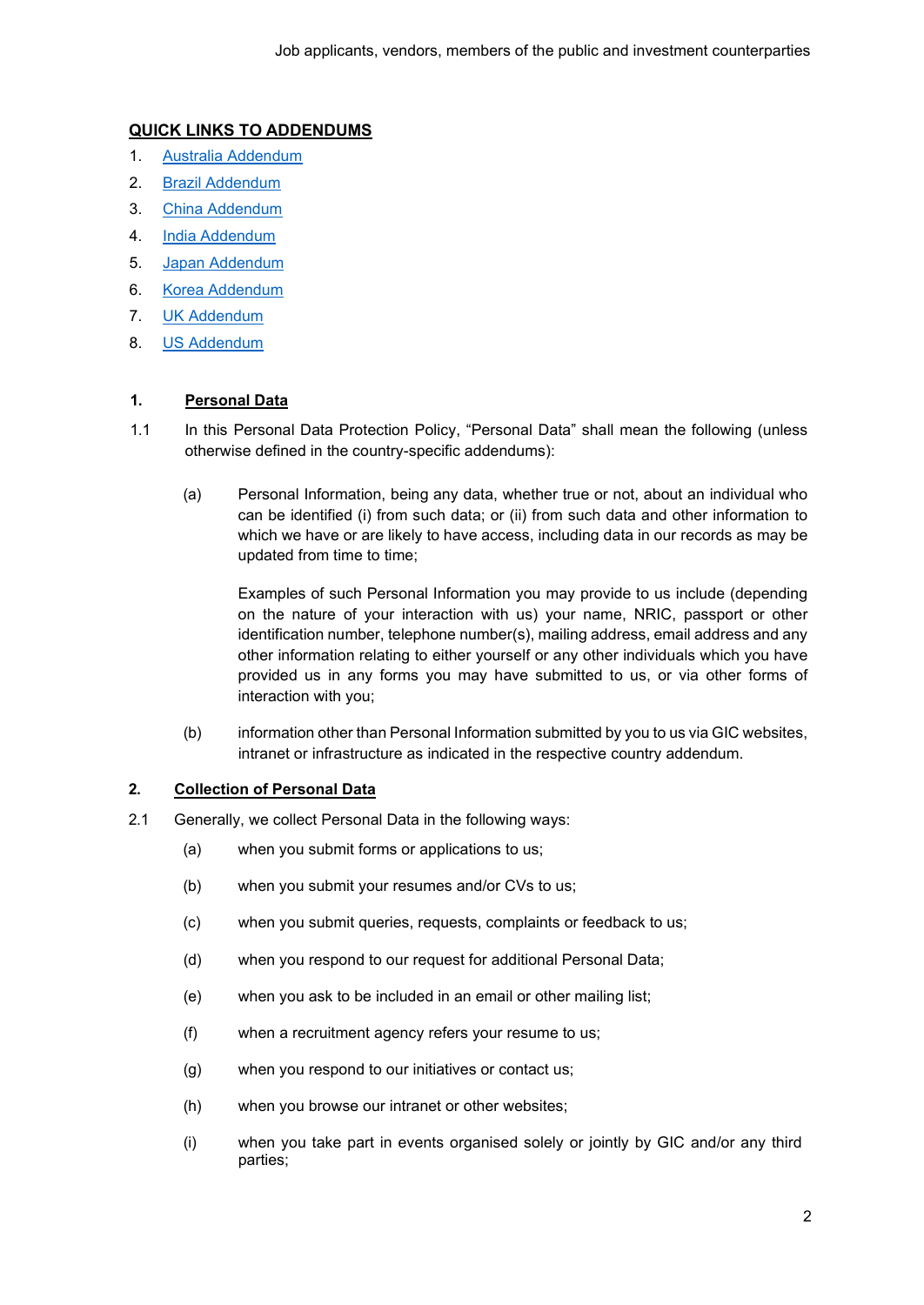**QUICK LINKS TO ADDENDUMS**

1. Australia Addendum
2. Brazil Addendum
3. China Addendum
4. India Addendum
5. Japan Addendum
6. Korea Addendum
7. UK Addendum
8. US Addendum

## 1. Personal Data

1.1 In this Personal Data Protection Policy, "Personal Data" shall mean the following (unless otherwise defined in the country-specific addendums):

(a) Personal Information, being any data, whether true or not, about an individual who can be identified (i) from such data; or (ii) from such data and other information to which we have or are likely to have access, including data in our records as may be updated from time to time;

Examples of such Personal Information you may provide to us include (depending on the nature of your interaction with us) your name, NRIC, passport or other identification number, telephone number(s), mailing address, email address and any other information relating to either yourself or any other individuals which you have provided us in any forms you may have submitted to us, or via other forms of interaction with you;

(b) information other than Personal Information submitted by you to us via GIC websites, intranet or infrastructure as indicated in the respective country addendum.

## 2. Collection of Personal Data

2.1 Generally, we collect Personal Data in the following ways:

(a) when you submit forms or applications to us;

(b) when you submit your resumes and/or CVs to us;

(c) when you submit queries, requests, complaints or feedback to us;

(d) when you respond to our request for additional Personal Data;

(e) when you ask to be included in an email or other mailing list;

(f) when a recruitment agency refers your resume to us;

(g) when you respond to our initiatives or contact us;

(h) when you browse our intranet or other websites;

(i) when you take part in events organised solely or jointly by GIC and/or any third parties;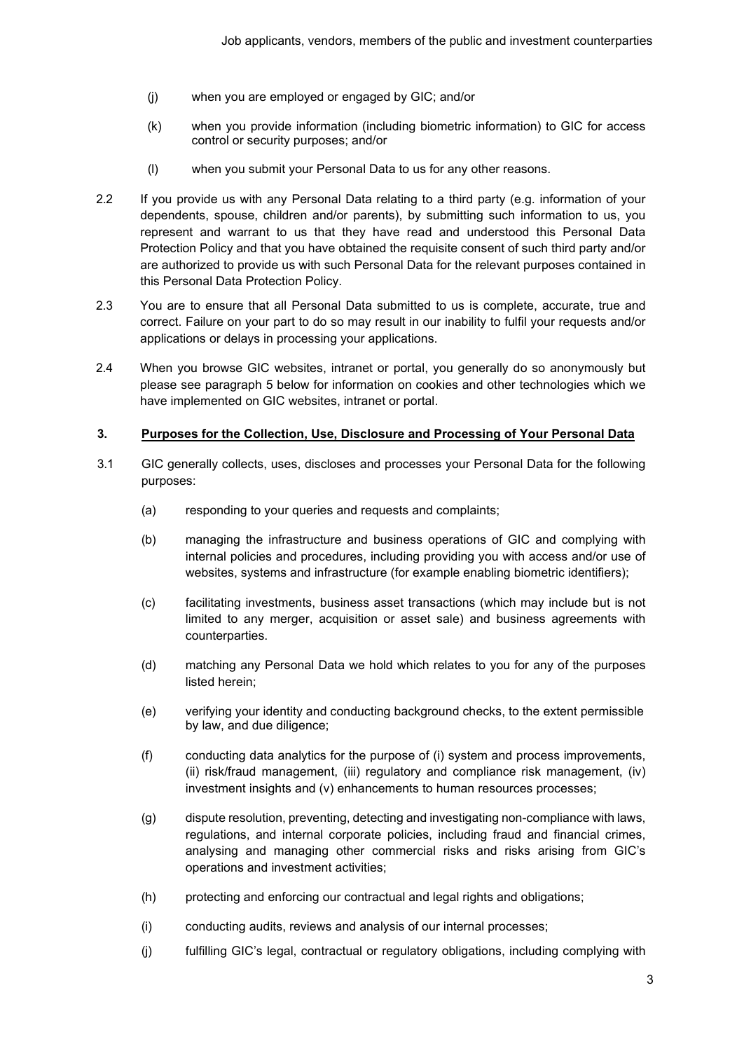(j) when you are employed or engaged by GIC; and/or

(k) when you provide information (including biometric information) to GIC for access control or security purposes; and/or

(l) when you submit your Personal Data to us for any other reasons.

2.2 If you provide us with any Personal Data relating to a third party (e.g. information of your dependents, spouse, children and/or parents), by submitting such information to us, you represent and warrant to us that they have read and understood this Personal Data Protection Policy and that you have obtained the requisite consent of such third party and/or are authorized to provide us with such Personal Data for the relevant purposes contained in this Personal Data Protection Policy.

2.3 You are to ensure that all Personal Data submitted to us is complete, accurate, true and correct. Failure on your part to do so may result in our inability to fulfil your requests and/or applications or delays in processing your applications.

2.4 When you browse GIC websites, intranet or portal, you generally do so anonymously but please see paragraph 5 below for information on cookies and other technologies which we have implemented on GIC websites, intranet or portal.

## 3. Purposes for the Collection, Use, Disclosure and Processing of Your Personal Data

3.1 GIC generally collects, uses, discloses and processes your Personal Data for the following purposes:

(a) responding to your queries and requests and complaints;

(b) managing the infrastructure and business operations of GIC and complying with internal policies and procedures, including providing you with access and/or use of websites, systems and infrastructure (for example enabling biometric identifiers);

(c) facilitating investments, business asset transactions (which may include but is not limited to any merger, acquisition or asset sale) and business agreements with counterparties.

(d) matching any Personal Data we hold which relates to you for any of the purposes listed herein;

(e) verifying your identity and conducting background checks, to the extent permissible by law, and due diligence;

(f) conducting data analytics for the purpose of (i) system and process improvements, (ii) risk/fraud management, (iii) regulatory and compliance risk management, (iv) investment insights and (v) enhancements to human resources processes;

(g) dispute resolution, preventing, detecting and investigating non-compliance with laws, regulations, and internal corporate policies, including fraud and financial crimes, analysing and managing other commercial risks and risks arising from GIC's operations and investment activities;

(h) protecting and enforcing our contractual and legal rights and obligations;

(i) conducting audits, reviews and analysis of our internal processes;

(j) fulfilling GIC's legal, contractual or regulatory obligations, including complying with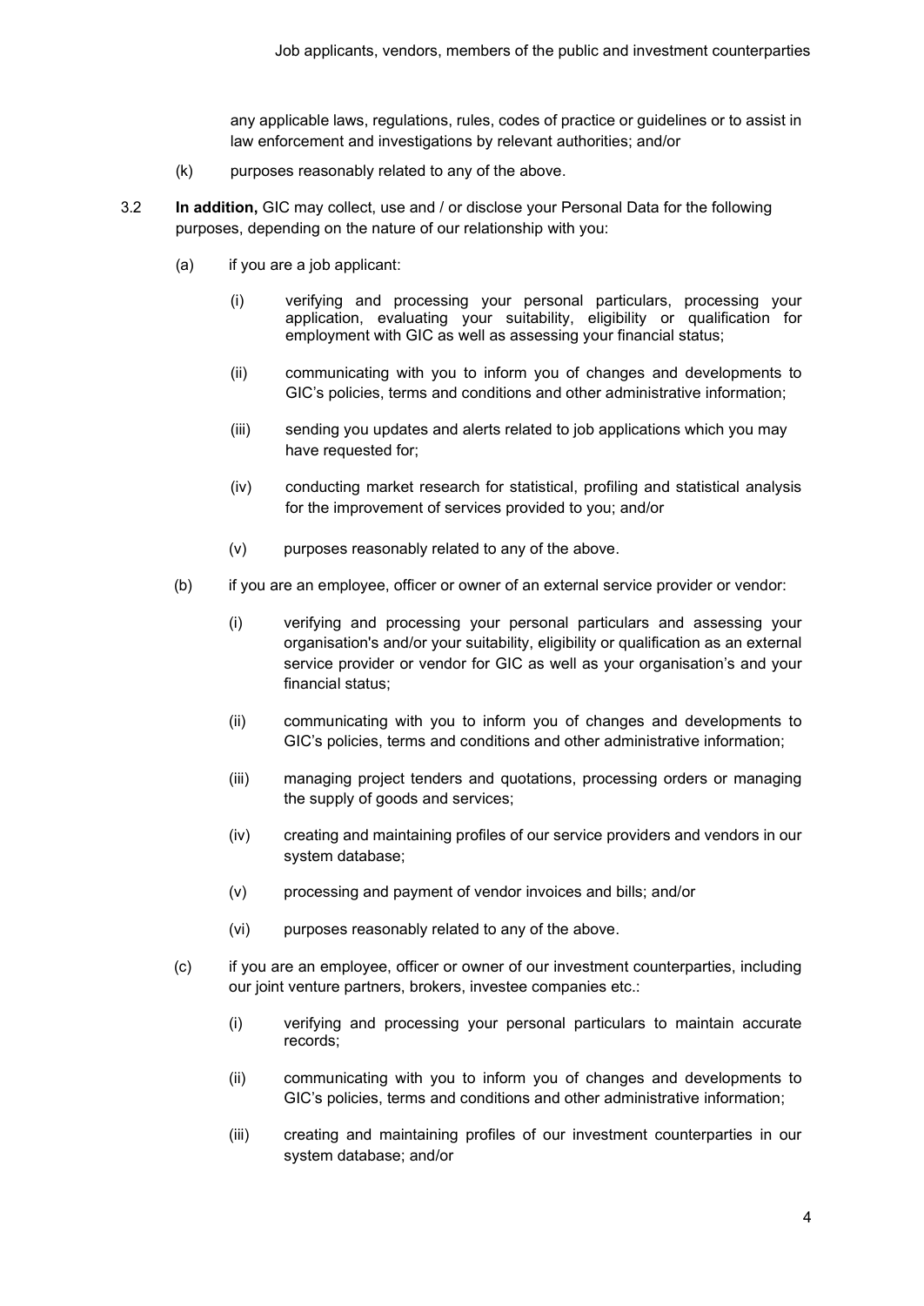any applicable laws, regulations, rules, codes of practice or guidelines or to assist in law enforcement and investigations by relevant authorities; and/or

(k) purposes reasonably related to any of the above.

3.2 **In addition,** GIC may collect, use and / or disclose your Personal Data for the following purposes, depending on the nature of our relationship with you:

(a) if you are a job applicant:

(i) verifying and processing your personal particulars, processing your application, evaluating your suitability, eligibility or qualification for employment with GIC as well as assessing your financial status;

(ii) communicating with you to inform you of changes and developments to GIC's policies, terms and conditions and other administrative information;

(iii) sending you updates and alerts related to job applications which you may have requested for;

(iv) conducting market research for statistical, profiling and statistical analysis for the improvement of services provided to you; and/or

(v) purposes reasonably related to any of the above.

(b) if you are an employee, officer or owner of an external service provider or vendor:

(i) verifying and processing your personal particulars and assessing your organisation's and/or your suitability, eligibility or qualification as an external service provider or vendor for GIC as well as your organisation's and your financial status;

(ii) communicating with you to inform you of changes and developments to GIC's policies, terms and conditions and other administrative information;

(iii) managing project tenders and quotations, processing orders or managing the supply of goods and services;

(iv) creating and maintaining profiles of our service providers and vendors in our system database;

(v) processing and payment of vendor invoices and bills; and/or

(vi) purposes reasonably related to any of the above.

(c) if you are an employee, officer or owner of our investment counterparties, including our joint venture partners, brokers, investee companies etc.:

(i) verifying and processing your personal particulars to maintain accurate records;

(ii) communicating with you to inform you of changes and developments to GIC's policies, terms and conditions and other administrative information;

(iii) creating and maintaining profiles of our investment counterparties in our system database; and/or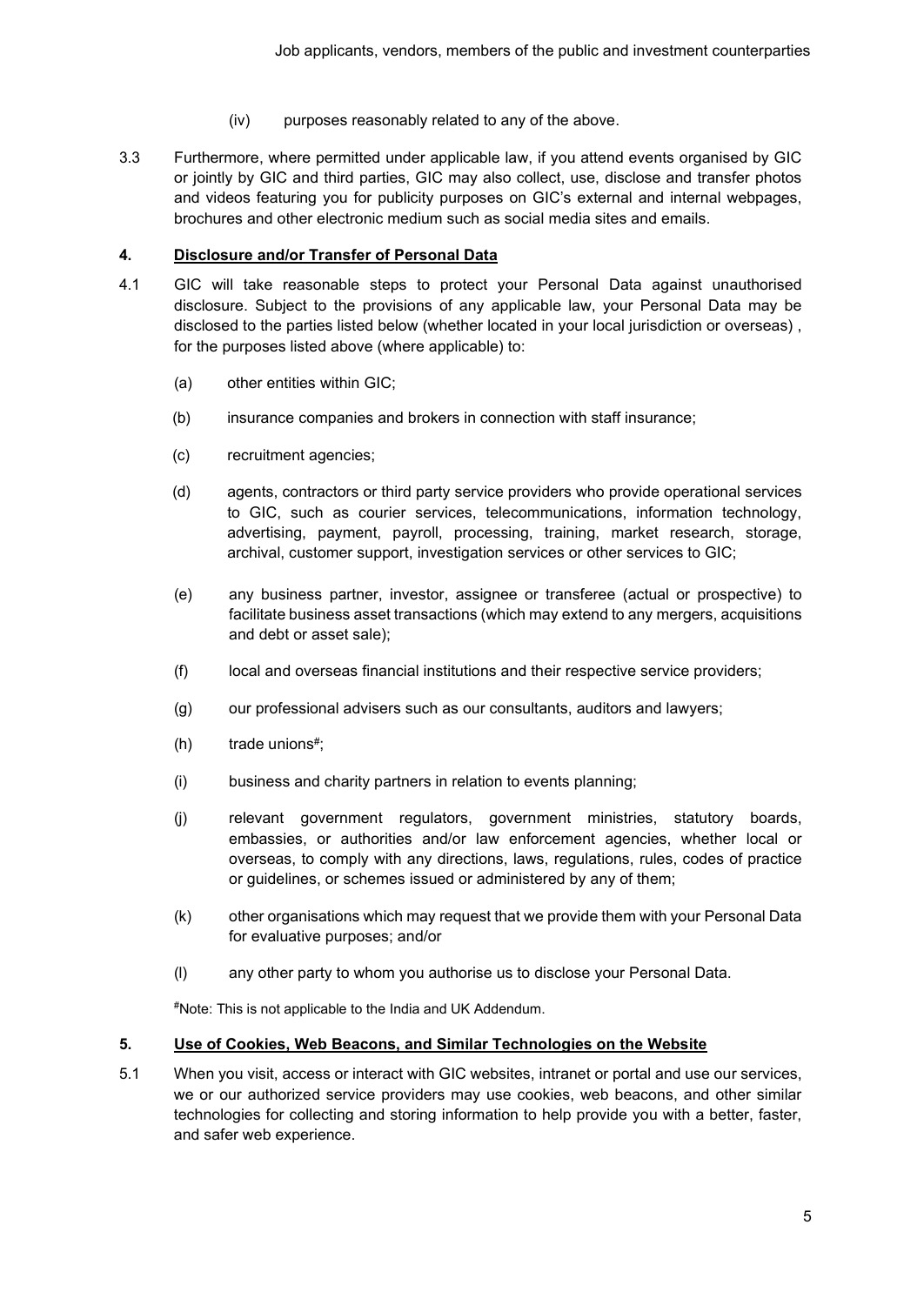(iv) purposes reasonably related to any of the above.

3.3 Furthermore, where permitted under applicable law, if you attend events organised by GIC or jointly by GIC and third parties, GIC may also collect, use, disclose and transfer photos and videos featuring you for publicity purposes on GIC's external and internal webpages, brochures and other electronic medium such as social media sites and emails.

## 4. Disclosure and/or Transfer of Personal Data

4.1 GIC will take reasonable steps to protect your Personal Data against unauthorised disclosure. Subject to the provisions of any applicable law, your Personal Data may be disclosed to the parties listed below (whether located in your local jurisdiction or overseas) , for the purposes listed above (where applicable) to:

(a) other entities within GIC;

(b) insurance companies and brokers in connection with staff insurance;

(c) recruitment agencies;

(d) agents, contractors or third party service providers who provide operational services to GIC, such as courier services, telecommunications, information technology, advertising, payment, payroll, processing, training, market research, storage, archival, customer support, investigation services or other services to GIC;

(e) any business partner, investor, assignee or transferee (actual or prospective) to facilitate business asset transactions (which may extend to any mergers, acquisitions and debt or asset sale);

(f) local and overseas financial institutions and their respective service providers;

(g) our professional advisers such as our consultants, auditors and lawyers;

(h) trade unions[#];

(i) business and charity partners in relation to events planning;

(j) relevant government regulators, government ministries, statutory boards, embassies, or authorities and/or law enforcement agencies, whether local or overseas, to comply with any directions, laws, regulations, rules, codes of practice or guidelines, or schemes issued or administered by any of them;

(k) other organisations which may request that we provide them with your Personal Data for evaluative purposes; and/or

(l) any other party to whom you authorise us to disclose your Personal Data.

[#]Note: This is not applicable to the India and UK Addendum.

## 5. Use of Cookies, Web Beacons, and Similar Technologies on the Website

5.1 When you visit, access or interact with GIC websites, intranet or portal and use our services, we or our authorized service providers may use cookies, web beacons, and other similar technologies for collecting and storing information to help provide you with a better, faster, and safer web experience.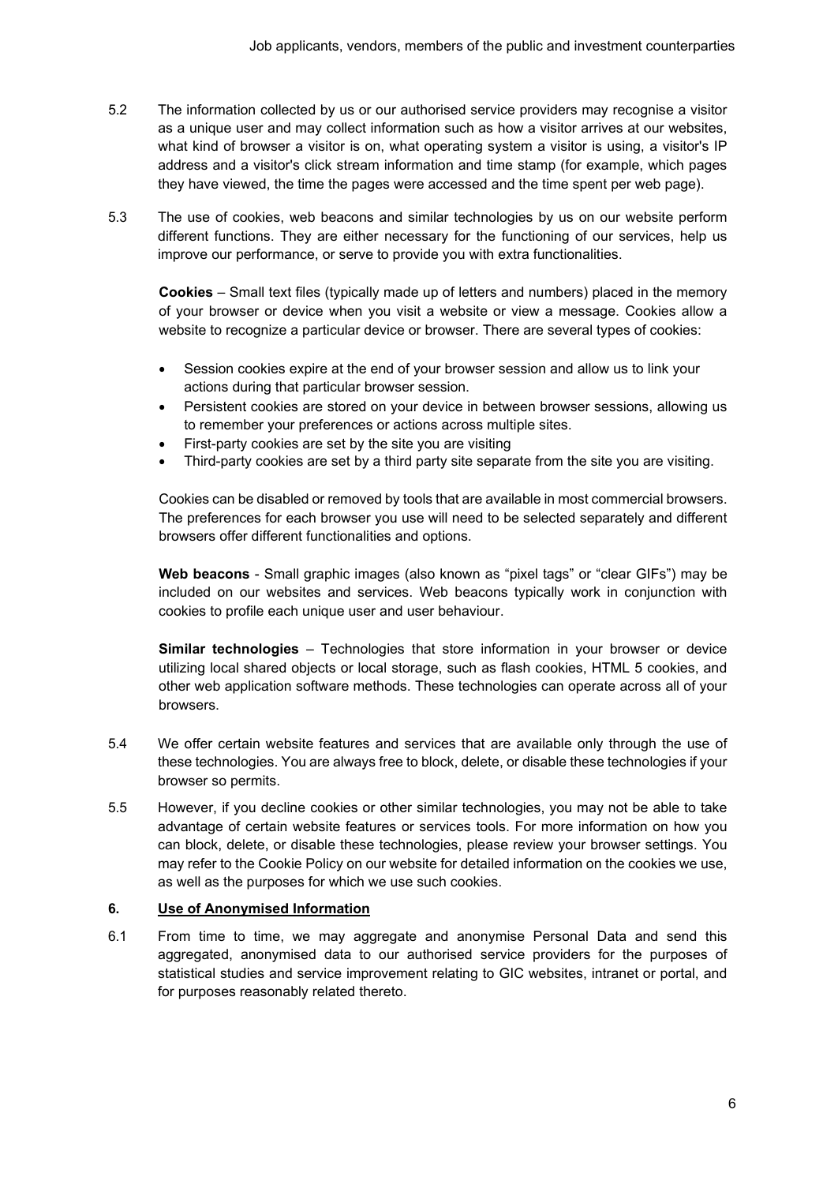5.2 The information collected by us or our authorised service providers may recognise a visitor as a unique user and may collect information such as how a visitor arrives at our websites, what kind of browser a visitor is on, what operating system a visitor is using, a visitor's IP address and a visitor's click stream information and time stamp (for example, which pages they have viewed, the time the pages were accessed and the time spent per web page).

5.3 The use of cookies, web beacons and similar technologies by us on our website perform different functions. They are either necessary for the functioning of our services, help us improve our performance, or serve to provide you with extra functionalities.

**Cookies** – Small text files (typically made up of letters and numbers) placed in the memory of your browser or device when you visit a website or view a message. Cookies allow a website to recognize a particular device or browser. There are several types of cookies:

- Session cookies expire at the end of your browser session and allow us to link your actions during that particular browser session.
- Persistent cookies are stored on your device in between browser sessions, allowing us to remember your preferences or actions across multiple sites.
- First-party cookies are set by the site you are visiting
- Third-party cookies are set by a third party site separate from the site you are visiting.

Cookies can be disabled or removed by tools that are available in most commercial browsers. The preferences for each browser you use will need to be selected separately and different browsers offer different functionalities and options.

**Web beacons** - Small graphic images (also known as "pixel tags" or "clear GIFs") may be included on our websites and services. Web beacons typically work in conjunction with cookies to profile each unique user and user behaviour.

**Similar technologies** – Technologies that store information in your browser or device utilizing local shared objects or local storage, such as flash cookies, HTML 5 cookies, and other web application software methods. These technologies can operate across all of your browsers.

5.4 We offer certain website features and services that are available only through the use of these technologies. You are always free to block, delete, or disable these technologies if your browser so permits.

5.5 However, if you decline cookies or other similar technologies, you may not be able to take advantage of certain website features or services tools. For more information on how you can block, delete, or disable these technologies, please review your browser settings. You may refer to the Cookie Policy on our website for detailed information on the cookies we use, as well as the purposes for which we use such cookies.

## 6. Use of Anonymised Information

6.1 From time to time, we may aggregate and anonymise Personal Data and send this aggregated, anonymised data to our authorised service providers for the purposes of statistical studies and service improvement relating to GIC websites, intranet or portal, and for purposes reasonably related thereto.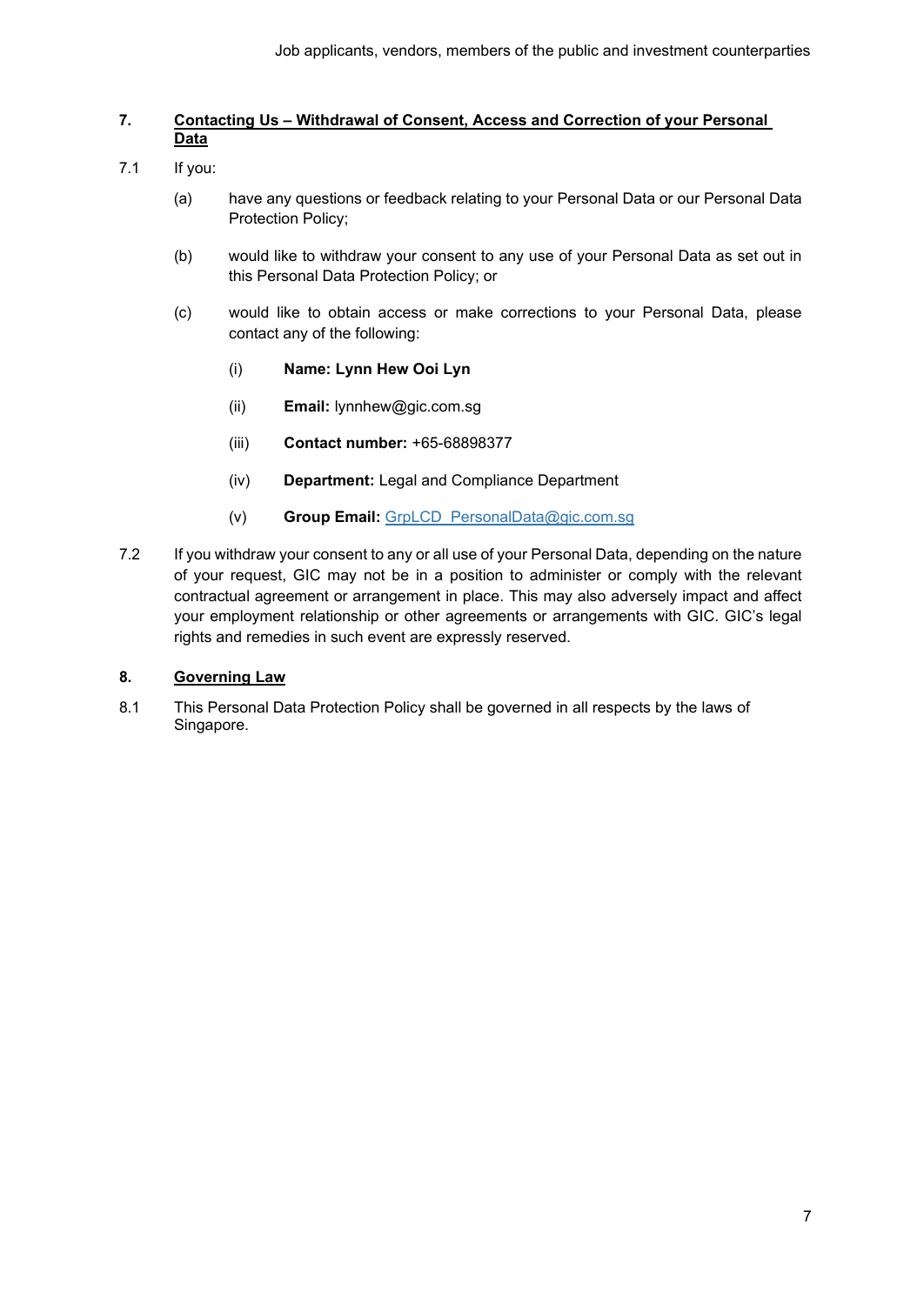## 7. Contacting Us – Withdrawal of Consent, Access and Correction of your Personal Data

7.1 If you:

(a) have any questions or feedback relating to your Personal Data or our Personal Data Protection Policy;

(b) would like to withdraw your consent to any use of your Personal Data as set out in this Personal Data Protection Policy; or

(c) would like to obtain access or make corrections to your Personal Data, please contact any of the following:

(i) **Name: Lynn Hew Ooi Lyn**

(ii) **Email:** lynnhew@gic.com.sg

(iii) **Contact number:** +65-68898377

(iv) **Department:** Legal and Compliance Department

(v) **Group Email:** GrpLCD_PersonalData@gic.com.sg

7.2 If you withdraw your consent to any or all use of your Personal Data, depending on the nature of your request, GIC may not be in a position to administer or comply with the relevant contractual agreement or arrangement in place. This may also adversely impact and affect your employment relationship or other agreements or arrangements with GIC. GIC's legal rights and remedies in such event are expressly reserved.

## 8. Governing Law

8.1 This Personal Data Protection Policy shall be governed in all respects by the laws of Singapore.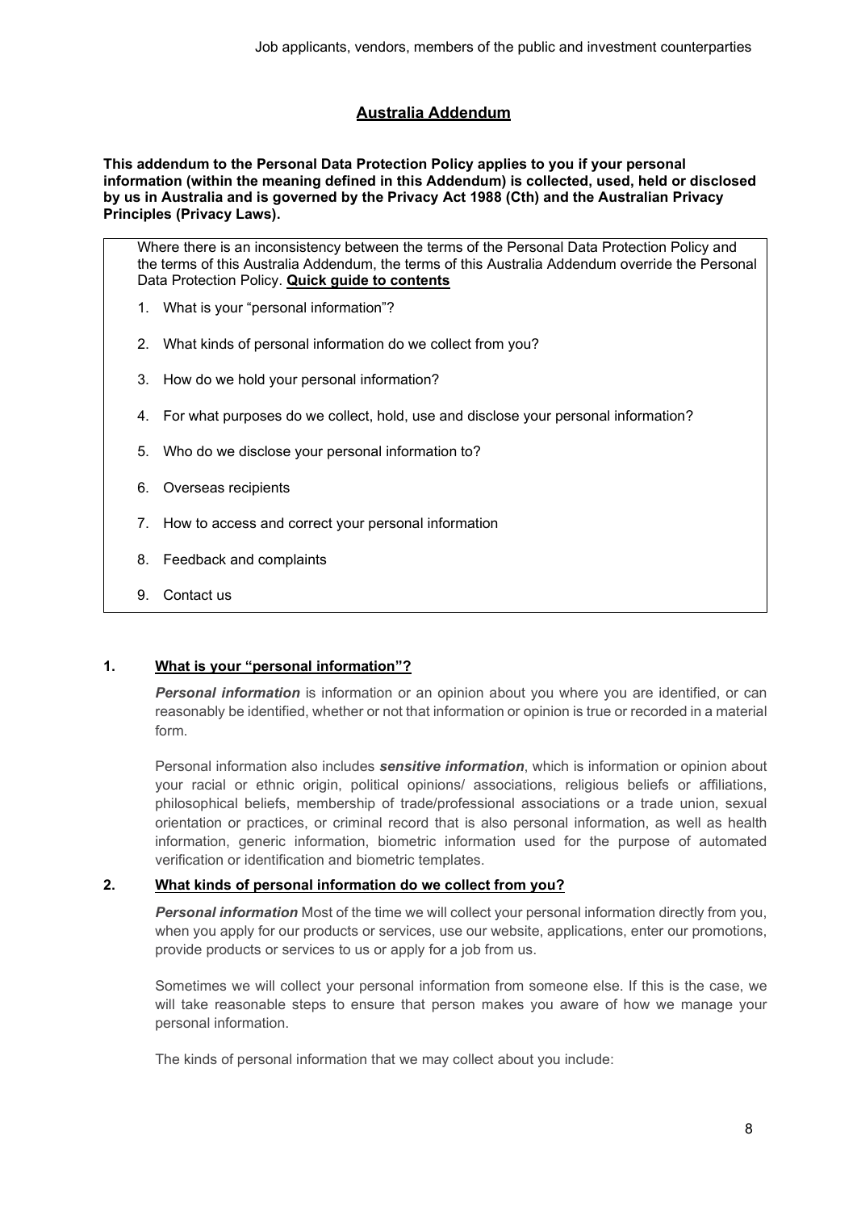## Australia Addendum

**This addendum to the Personal Data Protection Policy applies to you if your personal information (within the meaning defined in this Addendum) is collected, used, held or disclosed by us in Australia and is governed by the Privacy Act 1988 (Cth) and the Australian Privacy Principles (Privacy Laws).**

Where there is an inconsistency between the terms of the Personal Data Protection Policy and the terms of this Australia Addendum, the terms of this Australia Addendum override the Personal Data Protection Policy. **Quick guide to contents**

1. What is your "personal information"?
2. What kinds of personal information do we collect from you?
3. How do we hold your personal information?
4. For what purposes do we collect, hold, use and disclose your personal information?
5. Who do we disclose your personal information to?
6. Overseas recipients
7. How to access and correct your personal information
8. Feedback and complaints
9. Contact us

### 1. What is your "personal information"?

***Personal information*** is information or an opinion about you where you are identified, or can reasonably be identified, whether or not that information or opinion is true or recorded in a material form.

Personal information also includes ***sensitive information***, which is information or opinion about your racial or ethnic origin, political opinions/ associations, religious beliefs or affiliations, philosophical beliefs, membership of trade/professional associations or a trade union, sexual orientation or practices, or criminal record that is also personal information, as well as health information, generic information, biometric information used for the purpose of automated verification or identification and biometric templates.

### 2. What kinds of personal information do we collect from you?

***Personal information*** Most of the time we will collect your personal information directly from you, when you apply for our products or services, use our website, applications, enter our promotions, provide products or services to us or apply for a job from us.

Sometimes we will collect your personal information from someone else. If this is the case, we will take reasonable steps to ensure that person makes you aware of how we manage your personal information.

The kinds of personal information that we may collect about you include: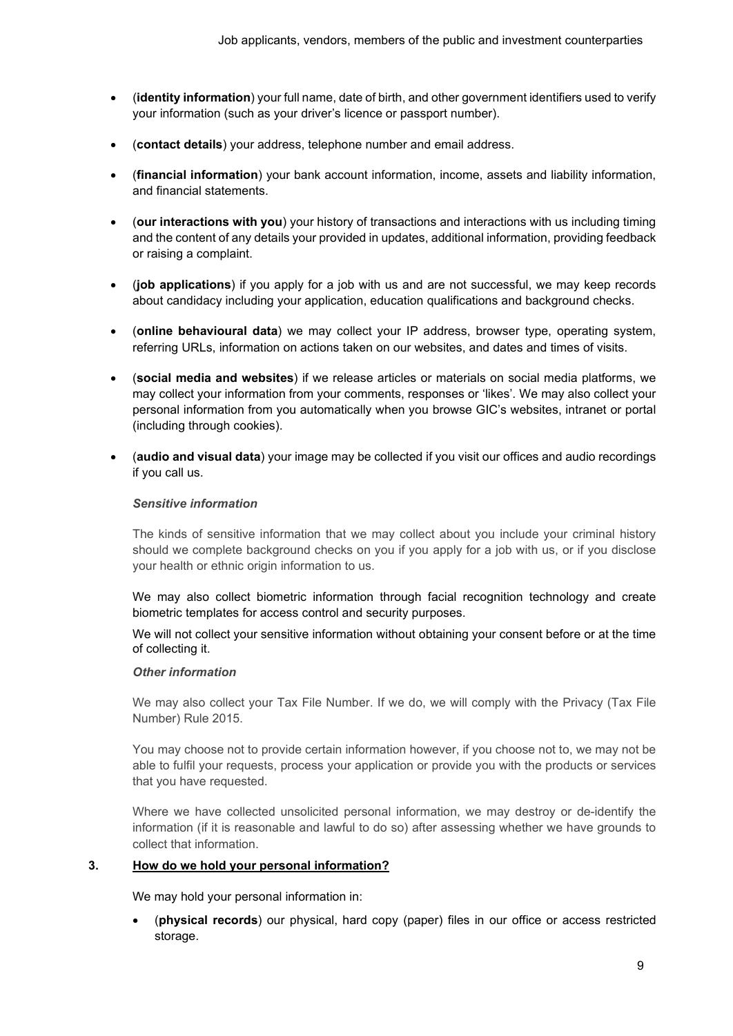- (**identity information**) your full name, date of birth, and other government identifiers used to verify your information (such as your driver's licence or passport number).
- (**contact details**) your address, telephone number and email address.
- (**financial information**) your bank account information, income, assets and liability information, and financial statements.
- (**our interactions with you**) your history of transactions and interactions with us including timing and the content of any details your provided in updates, additional information, providing feedback or raising a complaint.
- (**job applications**) if you apply for a job with us and are not successful, we may keep records about candidacy including your application, education qualifications and background checks.
- (**online behavioural data**) we may collect your IP address, browser type, operating system, referring URLs, information on actions taken on our websites, and dates and times of visits.
- (**social media and websites**) if we release articles or materials on social media platforms, we may collect your information from your comments, responses or 'likes'. We may also collect your personal information from you automatically when you browse GIC's websites, intranet or portal (including through cookies).
- (**audio and visual data**) your image may be collected if you visit our offices and audio recordings if you call us.

***Sensitive information***

The kinds of sensitive information that we may collect about you include your criminal history should we complete background checks on you if you apply for a job with us, or if you disclose your health or ethnic origin information to us.

We may also collect biometric information through facial recognition technology and create biometric templates for access control and security purposes.

We will not collect your sensitive information without obtaining your consent before or at the time of collecting it.

***Other information***

We may also collect your Tax File Number. If we do, we will comply with the Privacy (Tax File Number) Rule 2015.

You may choose not to provide certain information however, if you choose not to, we may not be able to fulfil your requests, process your application or provide you with the products or services that you have requested.

Where we have collected unsolicited personal information, we may destroy or de-identify the information (if it is reasonable and lawful to do so) after assessing whether we have grounds to collect that information.

## 3. <u>How do we hold your personal information?</u>

We may hold your personal information in:

- (**physical records**) our physical, hard copy (paper) files in our office or access restricted storage.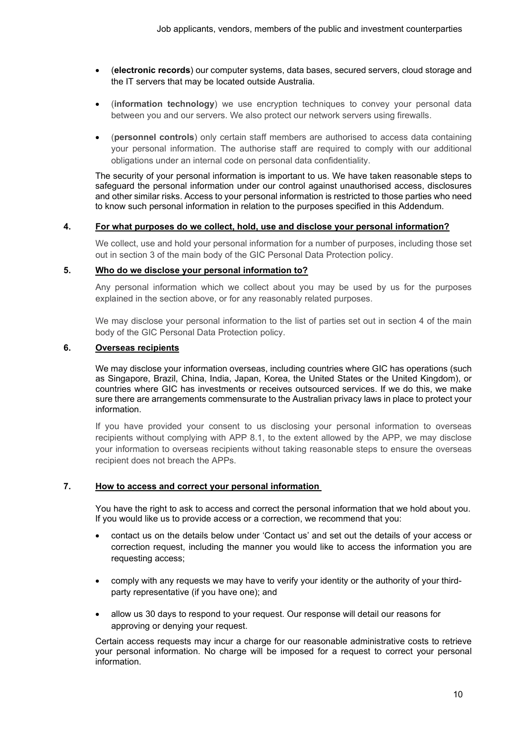- (**electronic records**) our computer systems, data bases, secured servers, cloud storage and the IT servers that may be located outside Australia.

- (**information technology**) we use encryption techniques to convey your personal data between you and our servers. We also protect our network servers using firewalls.

- (**personnel controls**) only certain staff members are authorised to access data containing your personal information. The authorise staff are required to comply with our additional obligations under an internal code on personal data confidentiality.

The security of your personal information is important to us. We have taken reasonable steps to safeguard the personal information under our control against unauthorised access, disclosures and other similar risks. Access to your personal information is restricted to those parties who need to know such personal information in relation to the purposes specified in this Addendum.

## 4. For what purposes do we collect, hold, use and disclose your personal information?

We collect, use and hold your personal information for a number of purposes, including those set out in section 3 of the main body of the GIC Personal Data Protection policy.

## 5. Who do we disclose your personal information to?

Any personal information which we collect about you may be used by us for the purposes explained in the section above, or for any reasonably related purposes.

We may disclose your personal information to the list of parties set out in section 4 of the main body of the GIC Personal Data Protection policy.

## 6. Overseas recipients

We may disclose your information overseas, including countries where GIC has operations (such as Singapore, Brazil, China, India, Japan, Korea, the United States or the United Kingdom), or countries where GIC has investments or receives outsourced services. If we do this, we make sure there are arrangements commensurate to the Australian privacy laws in place to protect your information.

If you have provided your consent to us disclosing your personal information to overseas recipients without complying with APP 8.1, to the extent allowed by the APP, we may disclose your information to overseas recipients without taking reasonable steps to ensure the overseas recipient does not breach the APPs.

## 7. How to access and correct your personal information

You have the right to ask to access and correct the personal information that we hold about you. If you would like us to provide access or a correction, we recommend that you:

- contact us on the details below under 'Contact us' and set out the details of your access or correction request, including the manner you would like to access the information you are requesting access;

- comply with any requests we may have to verify your identity or the authority of your third-party representative (if you have one); and

- allow us 30 days to respond to your request. Our response will detail our reasons for approving or denying your request.

Certain access requests may incur a charge for our reasonable administrative costs to retrieve your personal information. No charge will be imposed for a request to correct your personal information.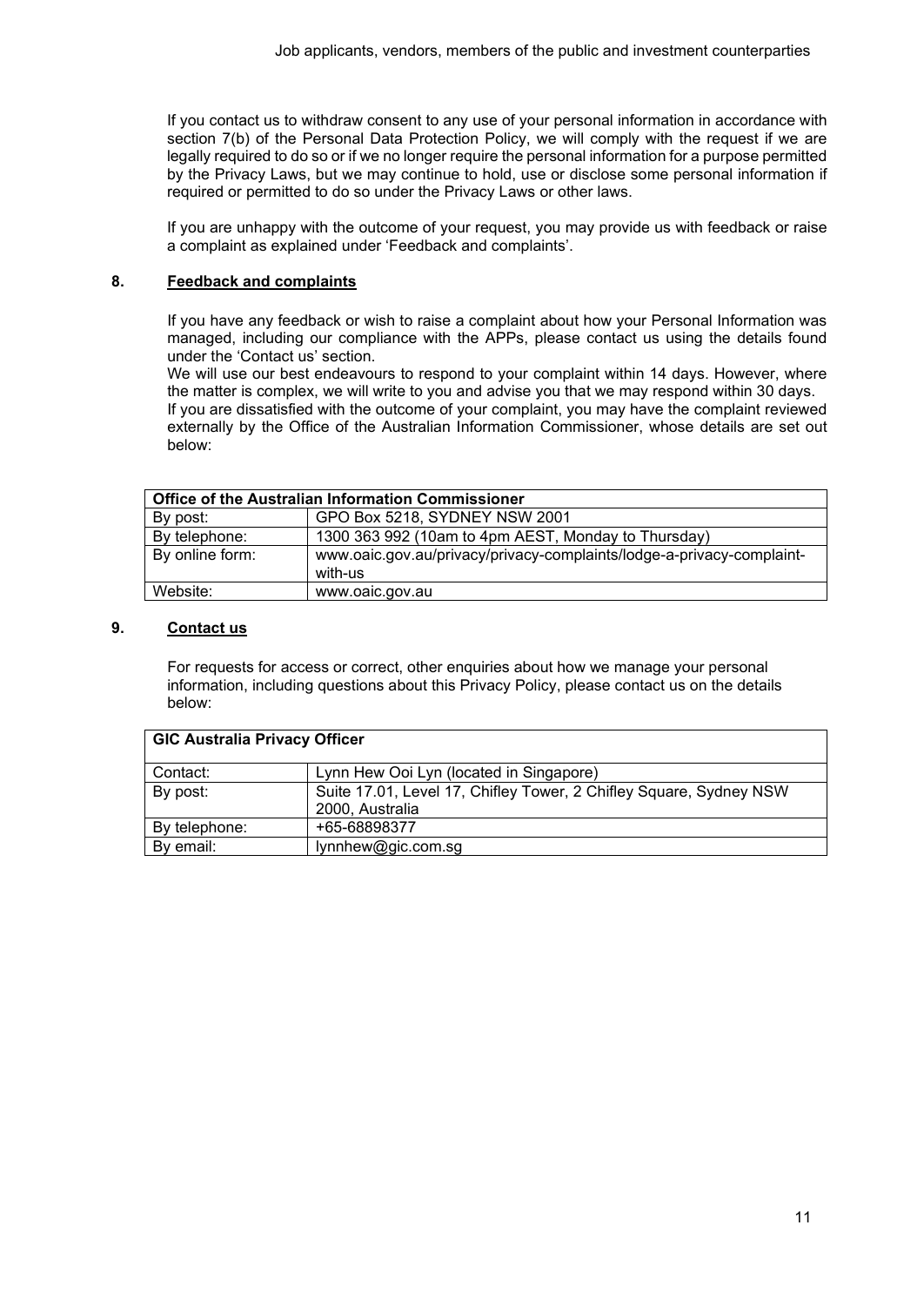If you contact us to withdraw consent to any use of your personal information in accordance with section 7(b) of the Personal Data Protection Policy, we will comply with the request if we are legally required to do so or if we no longer require the personal information for a purpose permitted by the Privacy Laws, but we may continue to hold, use or disclose some personal information if required or permitted to do so under the Privacy Laws or other laws.

If you are unhappy with the outcome of your request, you may provide us with feedback or raise a complaint as explained under 'Feedback and complaints'.

## 8. Feedback and complaints

If you have any feedback or wish to raise a complaint about how your Personal Information was managed, including our compliance with the APPs, please contact us using the details found under the 'Contact us' section.
We will use our best endeavours to respond to your complaint within 14 days. However, where the matter is complex, we will write to you and advise you that we may respond within 30 days.
If you are dissatisfied with the outcome of your complaint, you may have the complaint reviewed externally by the Office of the Australian Information Commissioner, whose details are set out below:

| **Office of the Australian Information Commissioner** | |
|---|---|
| By post: | GPO Box 5218, SYDNEY NSW 2001 |
| By telephone: | 1300 363 992 (10am to 4pm AEST, Monday to Thursday) |
| By online form: | www.oaic.gov.au/privacy/privacy-complaints/lodge-a-privacy-complaint-with-us |
| Website: | www.oaic.gov.au |

## 9. Contact us

For requests for access or correct, other enquiries about how we manage your personal information, including questions about this Privacy Policy, please contact us on the details below:

| **GIC Australia Privacy Officer** | |
|---|---|
| Contact: | Lynn Hew Ooi Lyn (located in Singapore) |
| By post: | Suite 17.01, Level 17, Chifley Tower, 2 Chifley Square, Sydney NSW 2000, Australia |
| By telephone: | +65-68898377 |
| By email: | lynnhew@gic.com.sg |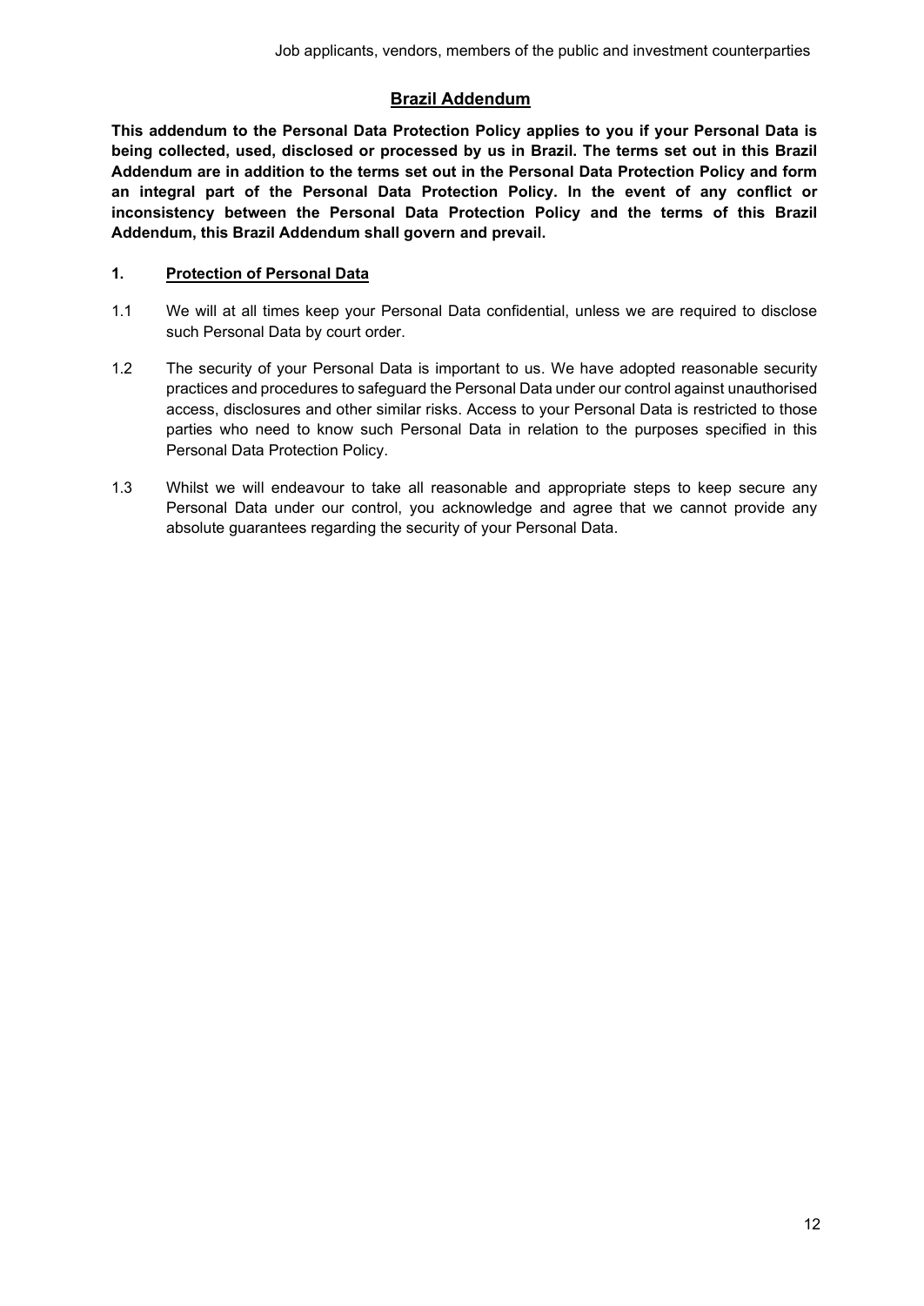## Brazil Addendum

**This addendum to the Personal Data Protection Policy applies to you if your Personal Data is being collected, used, disclosed or processed by us in Brazil. The terms set out in this Brazil Addendum are in addition to the terms set out in the Personal Data Protection Policy and form an integral part of the Personal Data Protection Policy. In the event of any conflict or inconsistency between the Personal Data Protection Policy and the terms of this Brazil Addendum, this Brazil Addendum shall govern and prevail.**

### 1. Protection of Personal Data

1.1 We will at all times keep your Personal Data confidential, unless we are required to disclose such Personal Data by court order.

1.2 The security of your Personal Data is important to us. We have adopted reasonable security practices and procedures to safeguard the Personal Data under our control against unauthorised access, disclosures and other similar risks. Access to your Personal Data is restricted to those parties who need to know such Personal Data in relation to the purposes specified in this Personal Data Protection Policy.

1.3 Whilst we will endeavour to take all reasonable and appropriate steps to keep secure any Personal Data under our control, you acknowledge and agree that we cannot provide any absolute guarantees regarding the security of your Personal Data.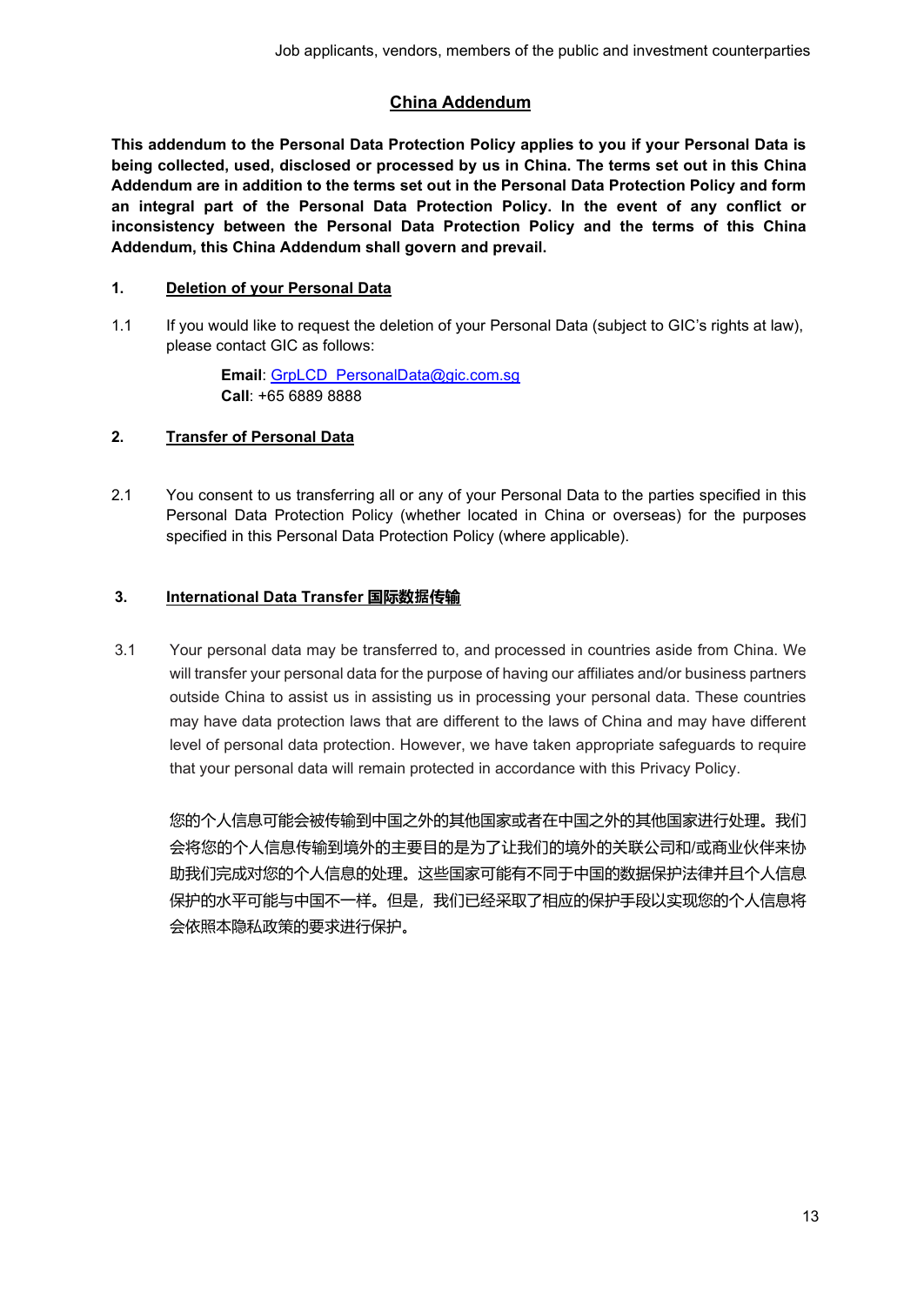## China Addendum

**This addendum to the Personal Data Protection Policy applies to you if your Personal Data is being collected, used, disclosed or processed by us in China. The terms set out in this China Addendum are in addition to the terms set out in the Personal Data Protection Policy and form an integral part of the Personal Data Protection Policy. In the event of any conflict or inconsistency between the Personal Data Protection Policy and the terms of this China Addendum, this China Addendum shall govern and prevail.**

### 1. Deletion of your Personal Data

1.1 If you would like to request the deletion of your Personal Data (subject to GIC's rights at law), please contact GIC as follows:

**Email**: GrpLCD_PersonalData@gic.com.sg
**Call**: +65 6889 8888

### 2. Transfer of Personal Data

2.1 You consent to us transferring all or any of your Personal Data to the parties specified in this Personal Data Protection Policy (whether located in China or overseas) for the purposes specified in this Personal Data Protection Policy (where applicable).

### 3. International Data Transfer 国际数据传输

3.1 Your personal data may be transferred to, and processed in countries aside from China. We will transfer your personal data for the purpose of having our affiliates and/or business partners outside China to assist us in assisting us in processing your personal data. These countries may have data protection laws that are different to the laws of China and may have different level of personal data protection. However, we have taken appropriate safeguards to require that your personal data will remain protected in accordance with this Privacy Policy.

您的个人信息可能会被传输到中国之外的其他国家或者在中国之外的其他国家进行处理。我们会将您的个人信息传输到境外的主要目的是为了让我们的境外的关联公司和/或商业伙伴来协助我们完成对您的个人信息的处理。这些国家可能有不同于中国的数据保护法律并且个人信息保护的水平可能与中国不一样。但是，我们已经采取了相应的保护手段以实现您的个人信息将会依照本隐私政策的要求进行保护。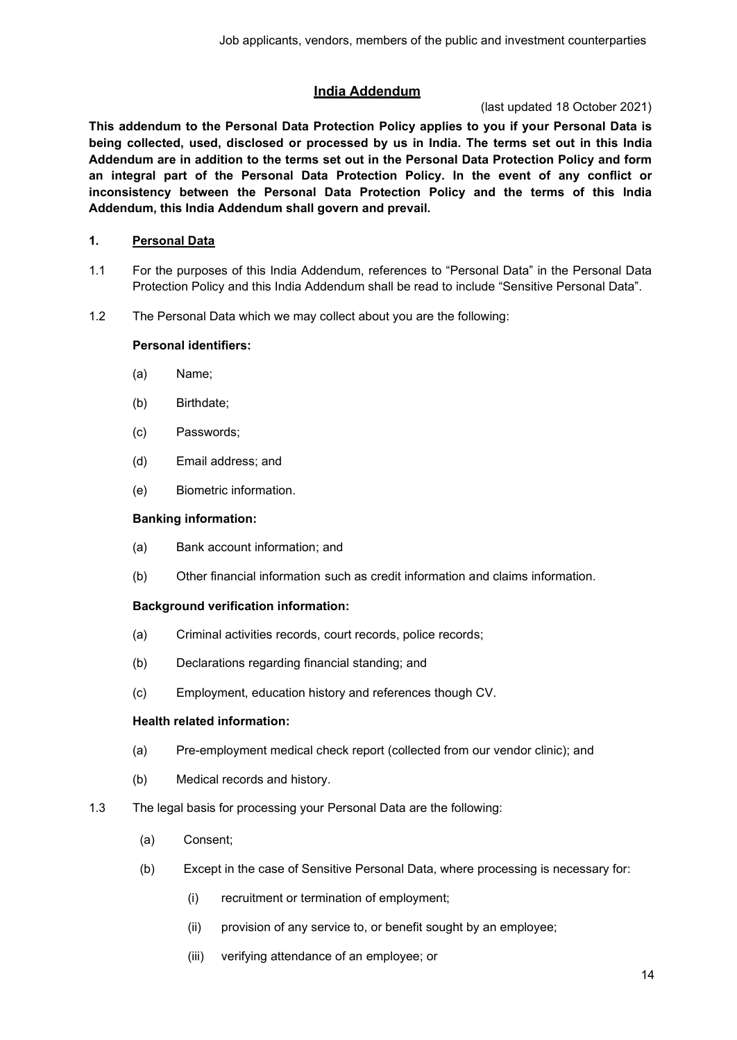## India Addendum

(last updated 18 October 2021)

**This addendum to the Personal Data Protection Policy applies to you if your Personal Data is being collected, used, disclosed or processed by us in India. The terms set out in this India Addendum are in addition to the terms set out in the Personal Data Protection Policy and form an integral part of the Personal Data Protection Policy. In the event of any conflict or inconsistency between the Personal Data Protection Policy and the terms of this India Addendum, this India Addendum shall govern and prevail.**

### 1. Personal Data

1.1 For the purposes of this India Addendum, references to "Personal Data" in the Personal Data Protection Policy and this India Addendum shall be read to include "Sensitive Personal Data".

1.2 The Personal Data which we may collect about you are the following:

**Personal identifiers:**

(a) Name;

(b) Birthdate;

(c) Passwords;

(d) Email address; and

(e) Biometric information.

**Banking information:**

(a) Bank account information; and

(b) Other financial information such as credit information and claims information.

**Background verification information:**

(a) Criminal activities records, court records, police records;

(b) Declarations regarding financial standing; and

(c) Employment, education history and references though CV.

**Health related information:**

(a) Pre-employment medical check report (collected from our vendor clinic); and

(b) Medical records and history.

1.3 The legal basis for processing your Personal Data are the following:

(a) Consent;

(b) Except in the case of Sensitive Personal Data, where processing is necessary for:

(i) recruitment or termination of employment;

(ii) provision of any service to, or benefit sought by an employee;

(iii) verifying attendance of an employee; or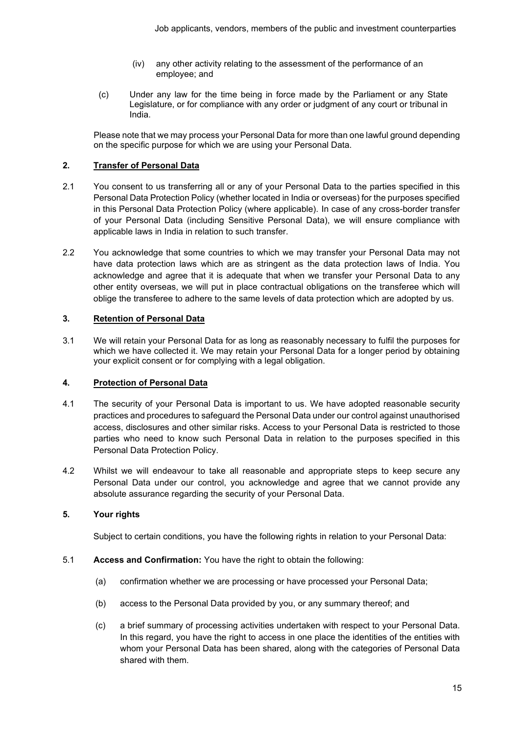(iv) any other activity relating to the assessment of the performance of an employee; and

(c) Under any law for the time being in force made by the Parliament or any State Legislature, or for compliance with any order or judgment of any court or tribunal in India.

Please note that we may process your Personal Data for more than one lawful ground depending on the specific purpose for which we are using your Personal Data.

## 2. Transfer of Personal Data

2.1 You consent to us transferring all or any of your Personal Data to the parties specified in this Personal Data Protection Policy (whether located in India or overseas) for the purposes specified in this Personal Data Protection Policy (where applicable). In case of any cross-border transfer of your Personal Data (including Sensitive Personal Data), we will ensure compliance with applicable laws in India in relation to such transfer.

2.2 You acknowledge that some countries to which we may transfer your Personal Data may not have data protection laws which are as stringent as the data protection laws of India. You acknowledge and agree that it is adequate that when we transfer your Personal Data to any other entity overseas, we will put in place contractual obligations on the transferee which will oblige the transferee to adhere to the same levels of data protection which are adopted by us.

## 3. Retention of Personal Data

3.1 We will retain your Personal Data for as long as reasonably necessary to fulfil the purposes for which we have collected it. We may retain your Personal Data for a longer period by obtaining your explicit consent or for complying with a legal obligation.

## 4. Protection of Personal Data

4.1 The security of your Personal Data is important to us. We have adopted reasonable security practices and procedures to safeguard the Personal Data under our control against unauthorised access, disclosures and other similar risks. Access to your Personal Data is restricted to those parties who need to know such Personal Data in relation to the purposes specified in this Personal Data Protection Policy.

4.2 Whilst we will endeavour to take all reasonable and appropriate steps to keep secure any Personal Data under our control, you acknowledge and agree that we cannot provide any absolute assurance regarding the security of your Personal Data.

## 5. Your rights

Subject to certain conditions, you have the following rights in relation to your Personal Data:

5.1 **Access and Confirmation:** You have the right to obtain the following:

(a) confirmation whether we are processing or have processed your Personal Data;

(b) access to the Personal Data provided by you, or any summary thereof; and

(c) a brief summary of processing activities undertaken with respect to your Personal Data. In this regard, you have the right to access in one place the identities of the entities with whom your Personal Data has been shared, along with the categories of Personal Data shared with them.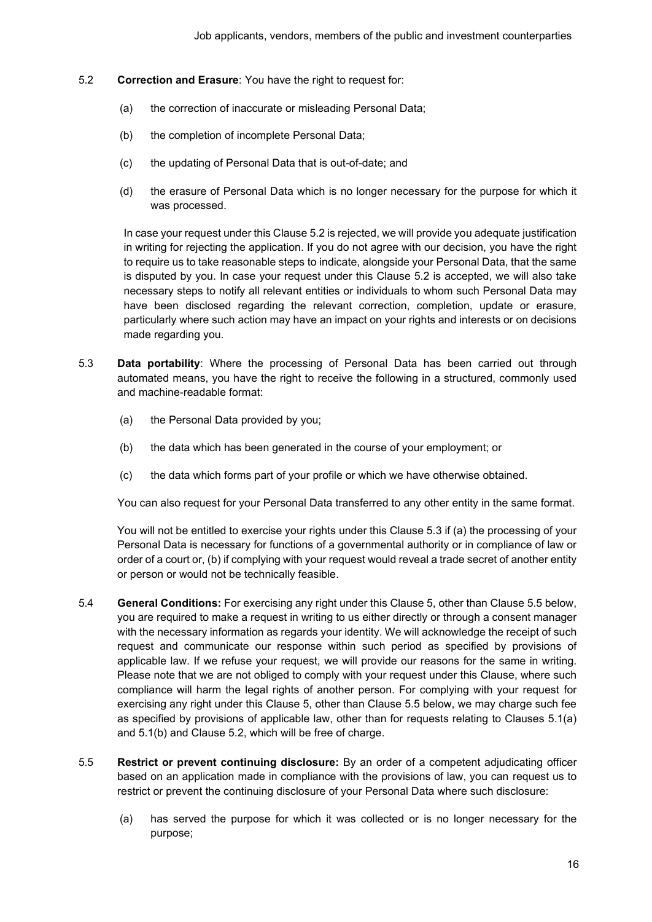5.2 **Correction and Erasure**: You have the right to request for:

(a) the correction of inaccurate or misleading Personal Data;

(b) the completion of incomplete Personal Data;

(c) the updating of Personal Data that is out-of-date; and

(d) the erasure of Personal Data which is no longer necessary for the purpose for which it was processed.

In case your request under this Clause 5.2 is rejected, we will provide you adequate justification in writing for rejecting the application. If you do not agree with our decision, you have the right to require us to take reasonable steps to indicate, alongside your Personal Data, that the same is disputed by you. In case your request under this Clause 5.2 is accepted, we will also take necessary steps to notify all relevant entities or individuals to whom such Personal Data may have been disclosed regarding the relevant correction, completion, update or erasure, particularly where such action may have an impact on your rights and interests or on decisions made regarding you.

5.3 **Data portability**: Where the processing of Personal Data has been carried out through automated means, you have the right to receive the following in a structured, commonly used and machine-readable format:

(a) the Personal Data provided by you;

(b) the data which has been generated in the course of your employment; or

(c) the data which forms part of your profile or which we have otherwise obtained.

You can also request for your Personal Data transferred to any other entity in the same format.

You will not be entitled to exercise your rights under this Clause 5.3 if (a) the processing of your Personal Data is necessary for functions of a governmental authority or in compliance of law or order of a court or, (b) if complying with your request would reveal a trade secret of another entity or person or would not be technically feasible.

5.4 **General Conditions:** For exercising any right under this Clause 5, other than Clause 5.5 below, you are required to make a request in writing to us either directly or through a consent manager with the necessary information as regards your identity. We will acknowledge the receipt of such request and communicate our response within such period as specified by provisions of applicable law. If we refuse your request, we will provide our reasons for the same in writing. Please note that we are not obliged to comply with your request under this Clause, where such compliance will harm the legal rights of another person. For complying with your request for exercising any right under this Clause 5, other than Clause 5.5 below, we may charge such fee as specified by provisions of applicable law, other than for requests relating to Clauses 5.1(a) and 5.1(b) and Clause 5.2, which will be free of charge.

5.5 **Restrict or prevent continuing disclosure:** By an order of a competent adjudicating officer based on an application made in compliance with the provisions of law, you can request us to restrict or prevent the continuing disclosure of your Personal Data where such disclosure:

(a) has served the purpose for which it was collected or is no longer necessary for the purpose;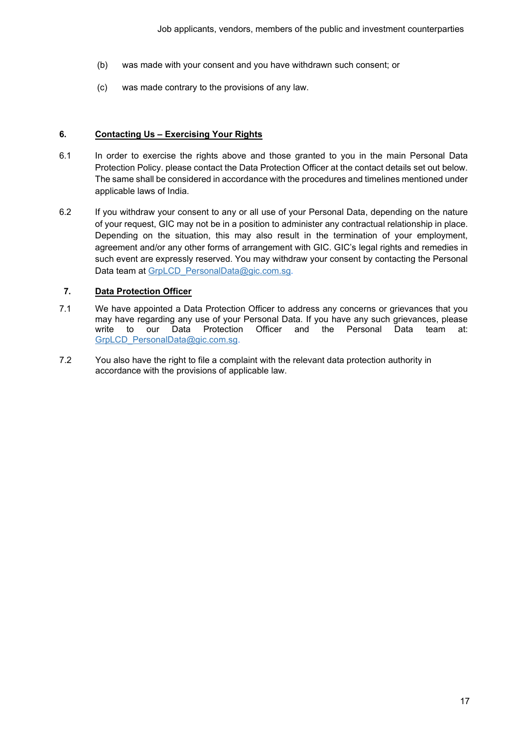(b) was made with your consent and you have withdrawn such consent; or

(c) was made contrary to the provisions of any law.

## 6. Contacting Us – Exercising Your Rights

6.1 In order to exercise the rights above and those granted to you in the main Personal Data Protection Policy. please contact the Data Protection Officer at the contact details set out below. The same shall be considered in accordance with the procedures and timelines mentioned under applicable laws of India.

6.2 If you withdraw your consent to any or all use of your Personal Data, depending on the nature of your request, GIC may not be in a position to administer any contractual relationship in place. Depending on the situation, this may also result in the termination of your employment, agreement and/or any other forms of arrangement with GIC. GIC's legal rights and remedies in such event are expressly reserved. You may withdraw your consent by contacting the Personal Data team at GrpLCD_PersonalData@gic.com.sg.

## 7. Data Protection Officer

7.1 We have appointed a Data Protection Officer to address any concerns or grievances that you may have regarding any use of your Personal Data. If you have any such grievances, please write to our Data Protection Officer and the Personal Data team at: GrpLCD_PersonalData@gic.com.sg.

7.2 You also have the right to file a complaint with the relevant data protection authority in accordance with the provisions of applicable law.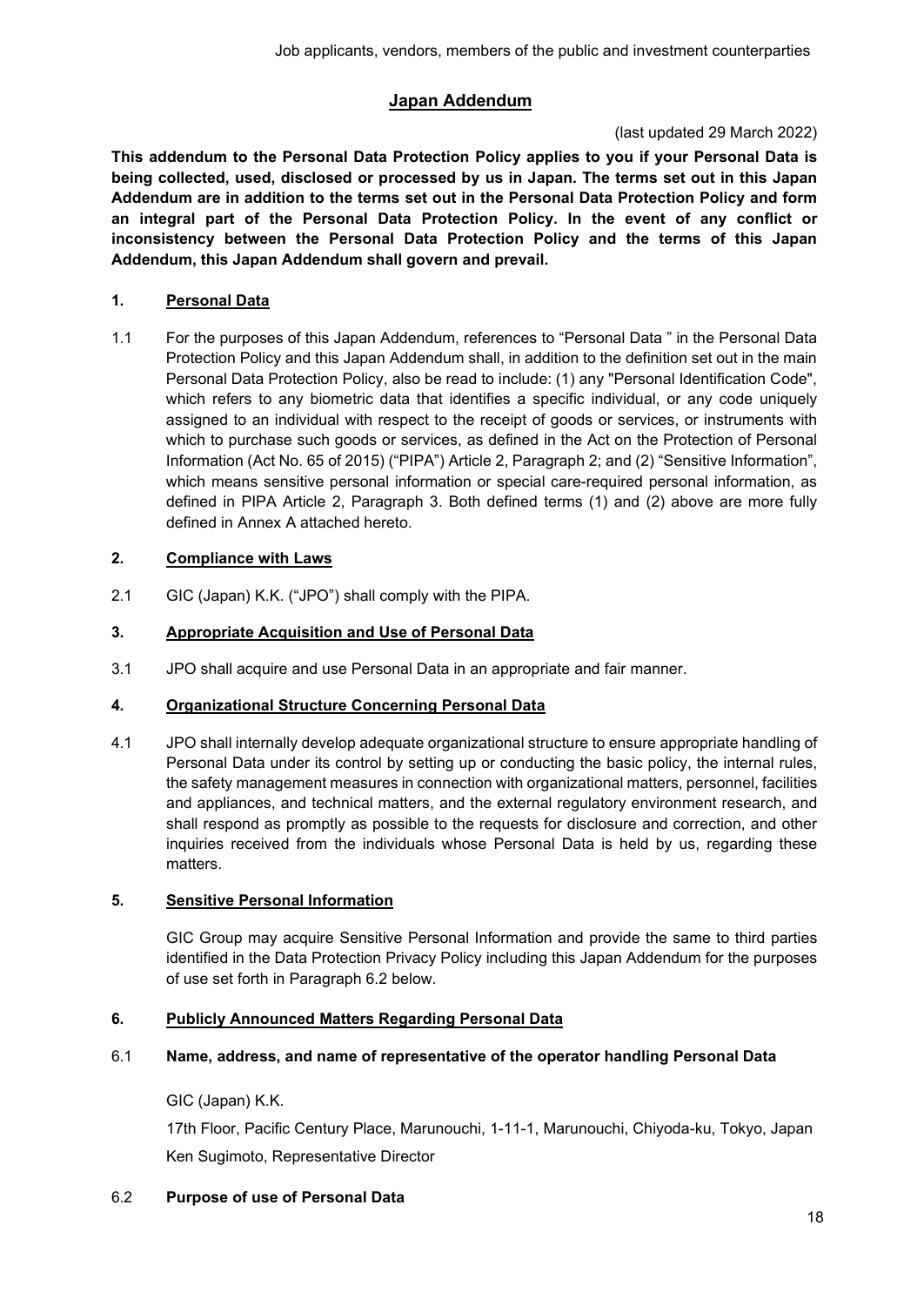## Japan Addendum

(last updated 29 March 2022)

**This addendum to the Personal Data Protection Policy applies to you if your Personal Data is being collected, used, disclosed or processed by us in Japan. The terms set out in this Japan Addendum are in addition to the terms set out in the Personal Data Protection Policy and form an integral part of the Personal Data Protection Policy. In the event of any conflict or inconsistency between the Personal Data Protection Policy and the terms of this Japan Addendum, this Japan Addendum shall govern and prevail.**

### 1. Personal Data

1.1 For the purposes of this Japan Addendum, references to "Personal Data " in the Personal Data Protection Policy and this Japan Addendum shall, in addition to the definition set out in the main Personal Data Protection Policy, also be read to include: (1) any "Personal Identification Code", which refers to any biometric data that identifies a specific individual, or any code uniquely assigned to an individual with respect to the receipt of goods or services, or instruments with which to purchase such goods or services, as defined in the Act on the Protection of Personal Information (Act No. 65 of 2015) ("PIPA") Article 2, Paragraph 2; and (2) "Sensitive Information", which means sensitive personal information or special care-required personal information, as defined in PIPA Article 2, Paragraph 3. Both defined terms (1) and (2) above are more fully defined in Annex A attached hereto.

### 2. Compliance with Laws

2.1 GIC (Japan) K.K. ("JPO") shall comply with the PIPA.

### 3. Appropriate Acquisition and Use of Personal Data

3.1 JPO shall acquire and use Personal Data in an appropriate and fair manner.

### 4. Organizational Structure Concerning Personal Data

4.1 JPO shall internally develop adequate organizational structure to ensure appropriate handling of Personal Data under its control by setting up or conducting the basic policy, the internal rules, the safety management measures in connection with organizational matters, personnel, facilities and appliances, and technical matters, and the external regulatory environment research, and shall respond as promptly as possible to the requests for disclosure and correction, and other inquiries received from the individuals whose Personal Data is held by us, regarding these matters.

### 5. Sensitive Personal Information

GIC Group may acquire Sensitive Personal Information and provide the same to third parties identified in the Data Protection Privacy Policy including this Japan Addendum for the purposes of use set forth in Paragraph 6.2 below.

### 6. Publicly Announced Matters Regarding Personal Data

#### 6.1 Name, address, and name of representative of the operator handling Personal Data

GIC (Japan) K.K.

17th Floor, Pacific Century Place, Marunouchi, 1-11-1, Marunouchi, Chiyoda-ku, Tokyo, Japan

Ken Sugimoto, Representative Director

#### 6.2 Purpose of use of Personal Data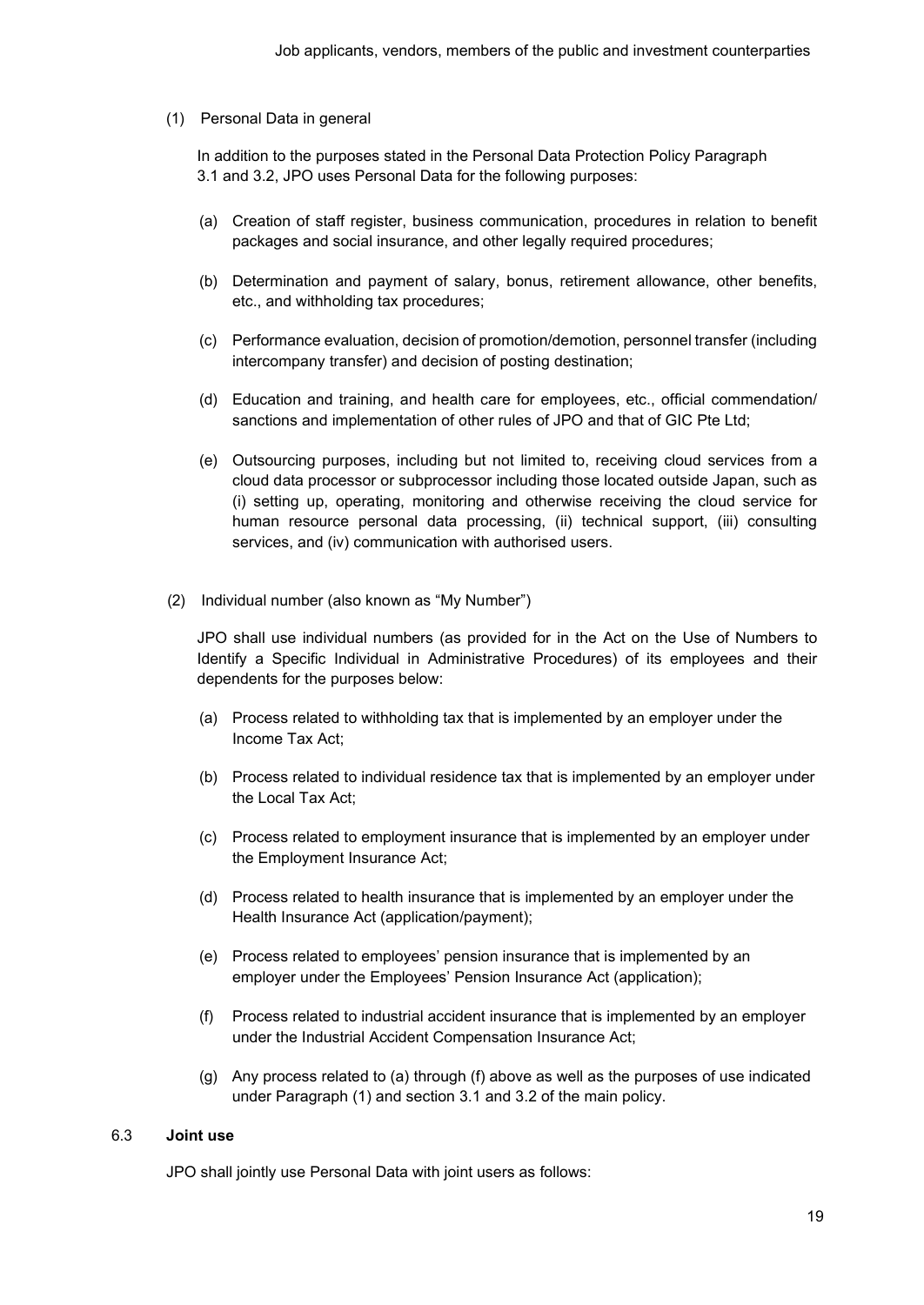(1) Personal Data in general

In addition to the purposes stated in the Personal Data Protection Policy Paragraph 3.1 and 3.2, JPO uses Personal Data for the following purposes:

(a) Creation of staff register, business communication, procedures in relation to benefit packages and social insurance, and other legally required procedures;

(b) Determination and payment of salary, bonus, retirement allowance, other benefits, etc., and withholding tax procedures;

(c) Performance evaluation, decision of promotion/demotion, personnel transfer (including intercompany transfer) and decision of posting destination;

(d) Education and training, and health care for employees, etc., official commendation/ sanctions and implementation of other rules of JPO and that of GIC Pte Ltd;

(e) Outsourcing purposes, including but not limited to, receiving cloud services from a cloud data processor or subprocessor including those located outside Japan, such as (i) setting up, operating, monitoring and otherwise receiving the cloud service for human resource personal data processing, (ii) technical support, (iii) consulting services, and (iv) communication with authorised users.

(2) Individual number (also known as "My Number")

JPO shall use individual numbers (as provided for in the Act on the Use of Numbers to Identify a Specific Individual in Administrative Procedures) of its employees and their dependents for the purposes below:

(a) Process related to withholding tax that is implemented by an employer under the Income Tax Act;

(b) Process related to individual residence tax that is implemented by an employer under the Local Tax Act;

(c) Process related to employment insurance that is implemented by an employer under the Employment Insurance Act;

(d) Process related to health insurance that is implemented by an employer under the Health Insurance Act (application/payment);

(e) Process related to employees' pension insurance that is implemented by an employer under the Employees' Pension Insurance Act (application);

(f) Process related to industrial accident insurance that is implemented by an employer under the Industrial Accident Compensation Insurance Act;

(g) Any process related to (a) through (f) above as well as the purposes of use indicated under Paragraph (1) and section 3.1 and 3.2 of the main policy.

### 6.3 **Joint use**

JPO shall jointly use Personal Data with joint users as follows: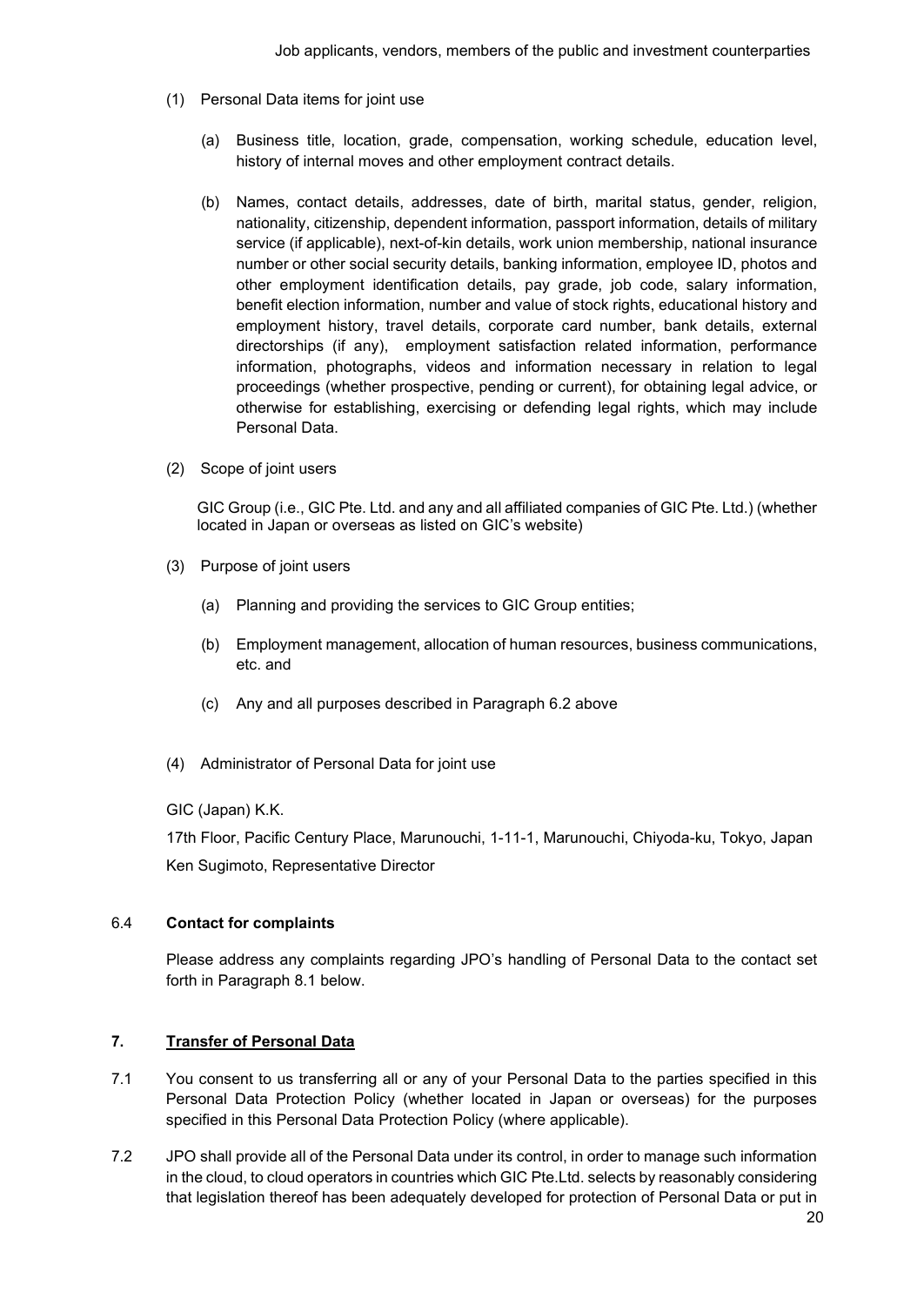Job applicants, vendors, members of the public and investment counterparties

(1) Personal Data items for joint use

   (a) Business title, location, grade, compensation, working schedule, education level, history of internal moves and other employment contract details.

   (b) Names, contact details, addresses, date of birth, marital status, gender, religion, nationality, citizenship, dependent information, passport information, details of military service (if applicable), next-of-kin details, work union membership, national insurance number or other social security details, banking information, employee ID, photos and other employment identification details, pay grade, job code, salary information, benefit election information, number and value of stock rights, educational history and employment history, travel details, corporate card number, bank details, external directorships (if any), employment satisfaction related information, performance information, photographs, videos and information necessary in relation to legal proceedings (whether prospective, pending or current), for obtaining legal advice, or otherwise for establishing, exercising or defending legal rights, which may include Personal Data.

(2) Scope of joint users

   GIC Group (i.e., GIC Pte. Ltd. and any and all affiliated companies of GIC Pte. Ltd.) (whether located in Japan or overseas as listed on GIC's website)

(3) Purpose of joint users

   (a) Planning and providing the services to GIC Group entities;

   (b) Employment management, allocation of human resources, business communications, etc. and

   (c) Any and all purposes described in Paragraph 6.2 above

(4) Administrator of Personal Data for joint use

GIC (Japan) K.K.

17th Floor, Pacific Century Place, Marunouchi, 1-11-1, Marunouchi, Chiyoda-ku, Tokyo, Japan

Ken Sugimoto, Representative Director

6.4 **Contact for complaints**

Please address any complaints regarding JPO's handling of Personal Data to the contact set forth in Paragraph 8.1 below.

## 7. Transfer of Personal Data

7.1 You consent to us transferring all or any of your Personal Data to the parties specified in this Personal Data Protection Policy (whether located in Japan or overseas) for the purposes specified in this Personal Data Protection Policy (where applicable).

7.2 JPO shall provide all of the Personal Data under its control, in order to manage such information in the cloud, to cloud operators in countries which GIC Pte.Ltd. selects by reasonably considering that legislation thereof has been adequately developed for protection of Personal Data or put in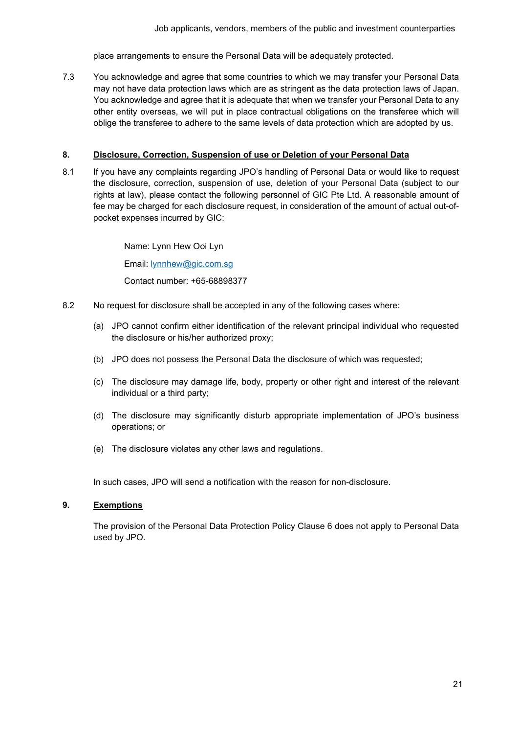place arrangements to ensure the Personal Data will be adequately protected.

7.3 You acknowledge and agree that some countries to which we may transfer your Personal Data may not have data protection laws which are as stringent as the data protection laws of Japan. You acknowledge and agree that it is adequate that when we transfer your Personal Data to any other entity overseas, we will put in place contractual obligations on the transferee which will oblige the transferee to adhere to the same levels of data protection which are adopted by us.

## 8. Disclosure, Correction, Suspension of use or Deletion of your Personal Data

8.1 If you have any complaints regarding JPO's handling of Personal Data or would like to request the disclosure, correction, suspension of use, deletion of your Personal Data (subject to our rights at law), please contact the following personnel of GIC Pte Ltd. A reasonable amount of fee may be charged for each disclosure request, in consideration of the amount of actual out-of-pocket expenses incurred by GIC:

Name: Lynn Hew Ooi Lyn

Email: lynnhew@gic.com.sg

Contact number: +65-68898377

8.2 No request for disclosure shall be accepted in any of the following cases where:

(a) JPO cannot confirm either identification of the relevant principal individual who requested the disclosure or his/her authorized proxy;

(b) JPO does not possess the Personal Data the disclosure of which was requested;

(c) The disclosure may damage life, body, property or other right and interest of the relevant individual or a third party;

(d) The disclosure may significantly disturb appropriate implementation of JPO's business operations; or

(e) The disclosure violates any other laws and regulations.

In such cases, JPO will send a notification with the reason for non-disclosure.

## 9. Exemptions

The provision of the Personal Data Protection Policy Clause 6 does not apply to Personal Data used by JPO.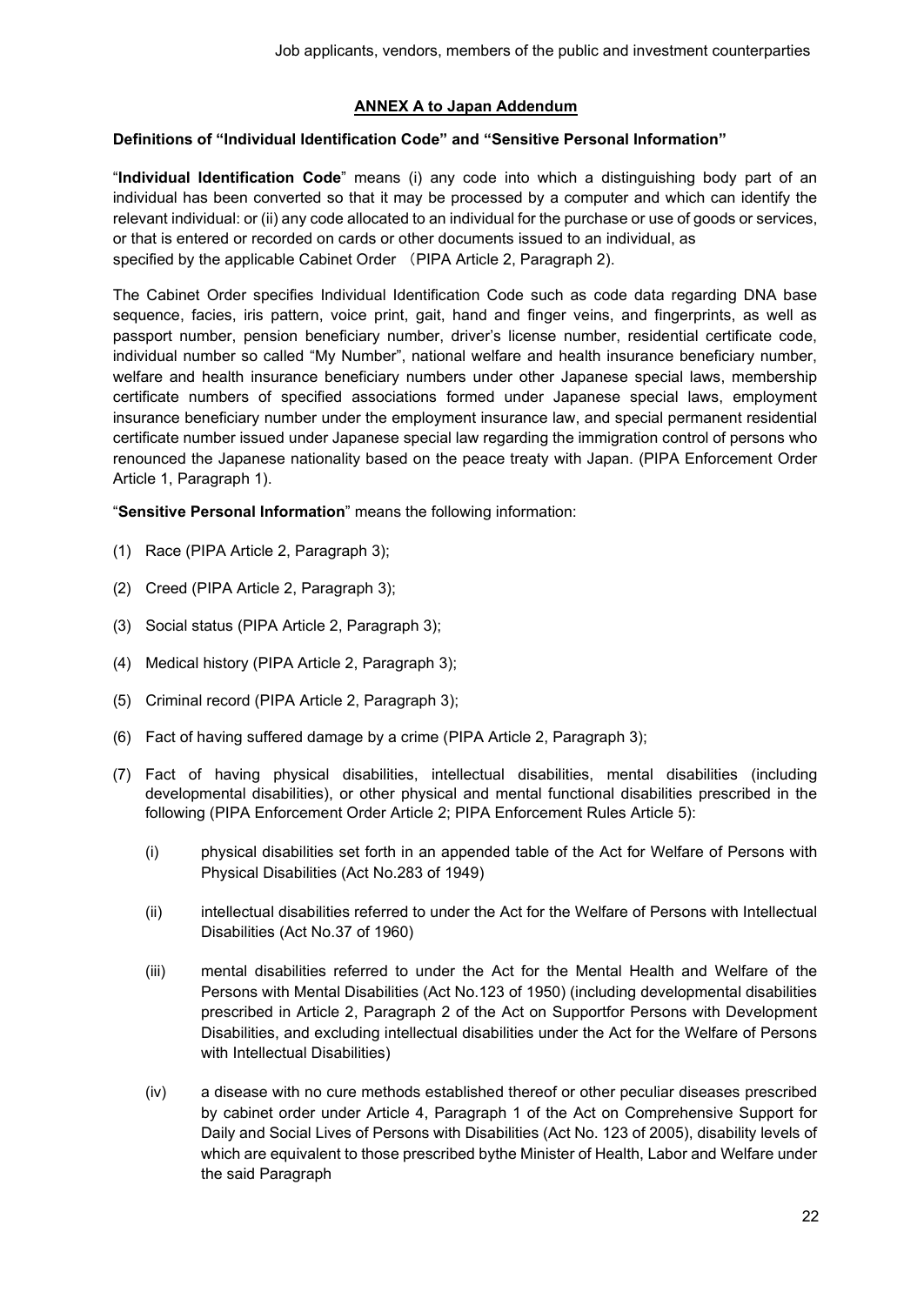## ANNEX A to Japan Addendum

**Definitions of "Individual Identification Code" and "Sensitive Personal Information"**

"**Individual Identification Code**" means (i) any code into which a distinguishing body part of an individual has been converted so that it may be processed by a computer and which can identify the relevant individual: or (ii) any code allocated to an individual for the purchase or use of goods or services, or that is entered or recorded on cards or other documents issued to an individual, as specified by the applicable Cabinet Order （PIPA Article 2, Paragraph 2).

The Cabinet Order specifies Individual Identification Code such as code data regarding DNA base sequence, facies, iris pattern, voice print, gait, hand and finger veins, and fingerprints, as well as passport number, pension beneficiary number, driver's license number, residential certificate code, individual number so called "My Number", national welfare and health insurance beneficiary number, welfare and health insurance beneficiary numbers under other Japanese special laws, membership certificate numbers of specified associations formed under Japanese special laws, employment insurance beneficiary number under the employment insurance law, and special permanent residential certificate number issued under Japanese special law regarding the immigration control of persons who renounced the Japanese nationality based on the peace treaty with Japan. (PIPA Enforcement Order Article 1, Paragraph 1).

"**Sensitive Personal Information**" means the following information:

(1) Race (PIPA Article 2, Paragraph 3);

(2) Creed (PIPA Article 2, Paragraph 3);

(3) Social status (PIPA Article 2, Paragraph 3);

(4) Medical history (PIPA Article 2, Paragraph 3);

(5) Criminal record (PIPA Article 2, Paragraph 3);

(6) Fact of having suffered damage by a crime (PIPA Article 2, Paragraph 3);

(7) Fact of having physical disabilities, intellectual disabilities, mental disabilities (including developmental disabilities), or other physical and mental functional disabilities prescribed in the following (PIPA Enforcement Order Article 2; PIPA Enforcement Rules Article 5):

   (i) physical disabilities set forth in an appended table of the Act for Welfare of Persons with Physical Disabilities (Act No.283 of 1949)

   (ii) intellectual disabilities referred to under the Act for the Welfare of Persons with Intellectual Disabilities (Act No.37 of 1960)

   (iii) mental disabilities referred to under the Act for the Mental Health and Welfare of the Persons with Mental Disabilities (Act No.123 of 1950) (including developmental disabilities prescribed in Article 2, Paragraph 2 of the Act on Supportfor Persons with Development Disabilities, and excluding intellectual disabilities under the Act for the Welfare of Persons with Intellectual Disabilities)

   (iv) a disease with no cure methods established thereof or other peculiar diseases prescribed by cabinet order under Article 4, Paragraph 1 of the Act on Comprehensive Support for Daily and Social Lives of Persons with Disabilities (Act No. 123 of 2005), disability levels of which are equivalent to those prescribed bythe Minister of Health, Labor and Welfare under the said Paragraph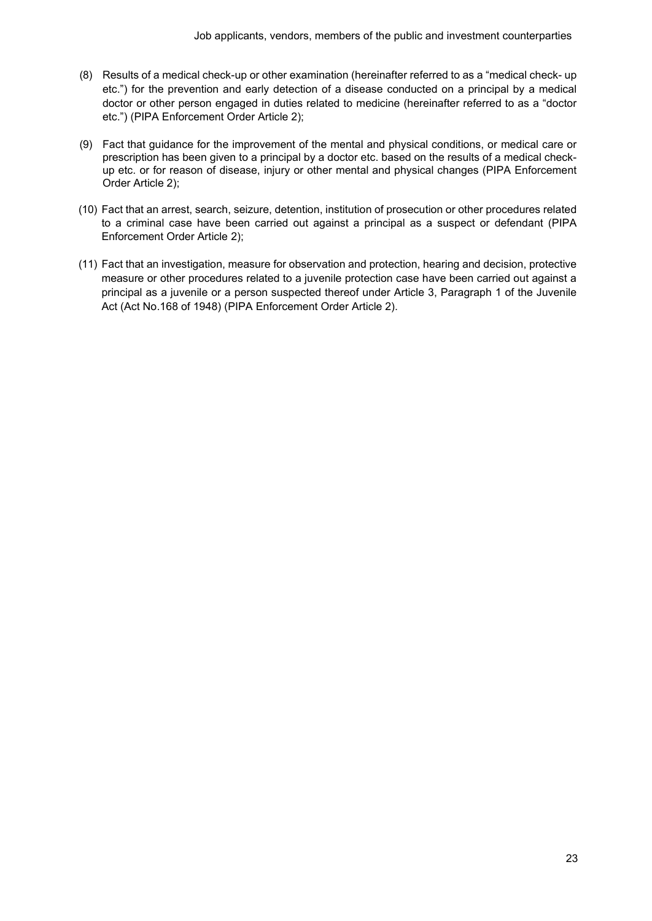(8) Results of a medical check-up or other examination (hereinafter referred to as a “medical check- up etc.”) for the prevention and early detection of a disease conducted on a principal by a medical doctor or other person engaged in duties related to medicine (hereinafter referred to as a “doctor etc.”) (PIPA Enforcement Order Article 2);

(9) Fact that guidance for the improvement of the mental and physical conditions, or medical care or prescription has been given to a principal by a doctor etc. based on the results of a medical check-up etc. or for reason of disease, injury or other mental and physical changes (PIPA Enforcement Order Article 2);

(10) Fact that an arrest, search, seizure, detention, institution of prosecution or other procedures related to a criminal case have been carried out against a principal as a suspect or defendant (PIPA Enforcement Order Article 2);

(11) Fact that an investigation, measure for observation and protection, hearing and decision, protective measure or other procedures related to a juvenile protection case have been carried out against a principal as a juvenile or a person suspected thereof under Article 3, Paragraph 1 of the Juvenile Act (Act No.168 of 1948) (PIPA Enforcement Order Article 2).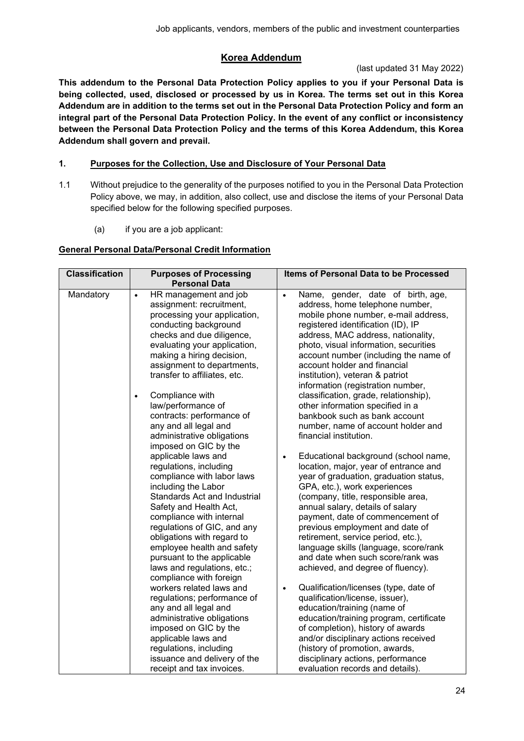## Korea Addendum

(last updated 31 May 2022)

**This addendum to the Personal Data Protection Policy applies to you if your Personal Data is being collected, used, disclosed or processed by us in Korea. The terms set out in this Korea Addendum are in addition to the terms set out in the Personal Data Protection Policy and form an integral part of the Personal Data Protection Policy. In the event of any conflict or inconsistency between the Personal Data Protection Policy and the terms of this Korea Addendum, this Korea Addendum shall govern and prevail.**

### 1. Purposes for the Collection, Use and Disclosure of Your Personal Data

1.1 Without prejudice to the generality of the purposes notified to you in the Personal Data Protection Policy above, we may, in addition, also collect, use and disclose the items of your Personal Data specified below for the following specified purposes.

(a) if you are a job applicant:

**General Personal Data/Personal Credit Information**

| Classification | Purposes of Processing Personal Data | Items of Personal Data to be Processed |
|---|---|---|
| Mandatory | • HR management and job assignment: recruitment, processing your application, conducting background checks and due diligence, evaluating your application, making a hiring decision, assignment to departments, transfer to affiliates, etc.<br><br>• Compliance with law/performance of contracts: performance of any and all legal and administrative obligations imposed on GIC by the applicable laws and regulations, including compliance with labor laws including the Labor Standards Act and Industrial Safety and Health Act, compliance with internal regulations of GIC, and any obligations with regard to employee health and safety pursuant to the applicable laws and regulations, etc.; compliance with foreign workers related laws and regulations; performance of any and all legal and administrative obligations imposed on GIC by the applicable laws and regulations, including issuance and delivery of the receipt and tax invoices. | • Name, gender, date of birth, age, address, home telephone number, mobile phone number, e-mail address, registered identification (ID), IP address, MAC address, nationality, photo, visual information, securities account number (including the name of account holder and financial institution), veteran & patriot information (registration number, classification, grade, relationship), other information specified in a bankbook such as bank account number, name of account holder and financial institution.<br><br>• Educational background (school name, location, major, year of entrance and year of graduation, graduation status, GPA, etc.), work experiences (company, title, responsible area, annual salary, details of salary payment, date of commencement of previous employment and date of retirement, service period, etc.), language skills (language, score/rank and date when such score/rank was achieved, and degree of fluency).<br><br>• Qualification/licenses (type, date of qualification/license, issuer), education/training (name of education/training program, certificate of completion), history of awards and/or disciplinary actions received (history of promotion, awards, disciplinary actions, performance evaluation records and details). |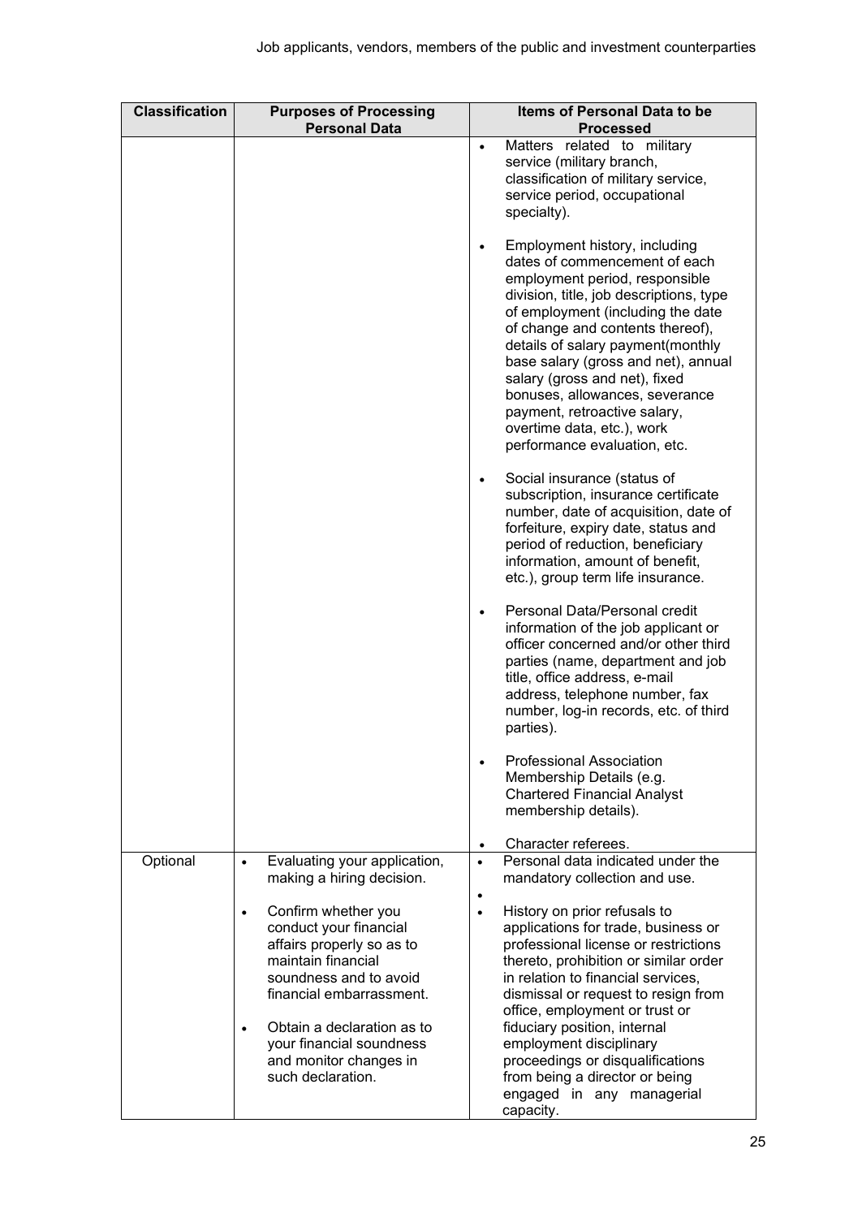| Classification | Purposes of Processing Personal Data | Items of Personal Data to be Processed |
|---|---|---|
| | | • Matters related to military service (military branch, classification of military service, service period, occupational specialty).<br><br>• Employment history, including dates of commencement of each employment period, responsible division, title, job descriptions, type of employment (including the date of change and contents thereof), details of salary payment(monthly base salary (gross and net), annual salary (gross and net), fixed bonuses, allowances, severance payment, retroactive salary, overtime data, etc.), work performance evaluation, etc.<br><br>• Social insurance (status of subscription, insurance certificate number, date of acquisition, date of forfeiture, expiry date, status and period of reduction, beneficiary information, amount of benefit, etc.), group term life insurance.<br><br>• Personal Data/Personal credit information of the job applicant or officer concerned and/or other third parties (name, department and job title, office address, e-mail address, telephone number, fax number, log-in records, etc. of third parties).<br><br>• Professional Association Membership Details (e.g. Chartered Financial Analyst membership details).<br><br>• Character referees. |
| Optional | • Evaluating your application, making a hiring decision.<br><br>• Confirm whether you conduct your financial affairs properly so as to maintain financial soundness and to avoid financial embarrassment.<br><br>• Obtain a declaration as to your financial soundness and monitor changes in such declaration. | • Personal data indicated under the mandatory collection and use.<br><br>•<br><br>• History on prior refusals to applications for trade, business or professional license or restrictions thereto, prohibition or similar order in relation to financial services, dismissal or request to resign from office, employment or trust or fiduciary position, internal employment disciplinary proceedings or disqualifications from being a director or being engaged in any managerial capacity. |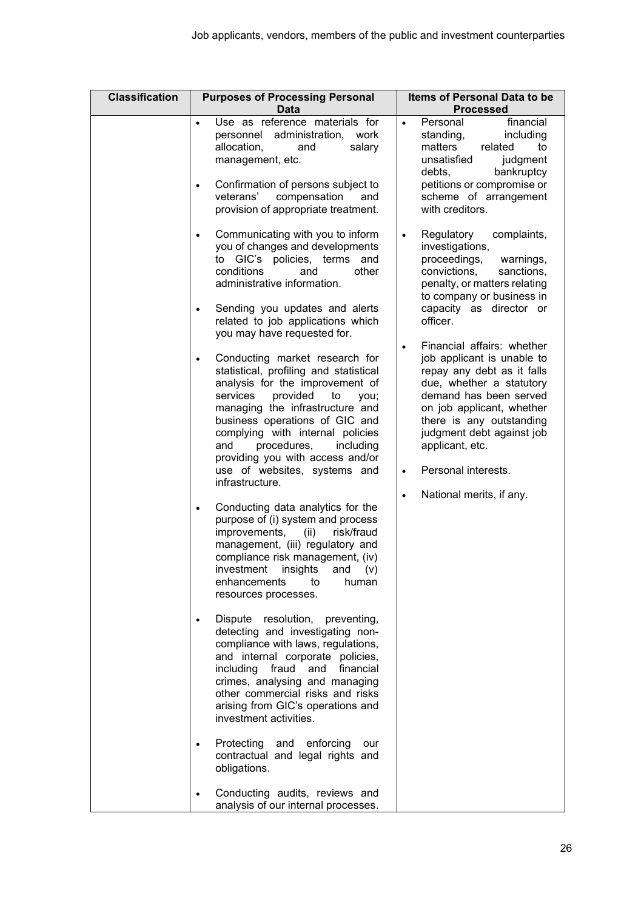Job applicants, vendors, members of the public and investment counterparties

| Classification | Purposes of Processing Personal Data | Items of Personal Data to be Processed |
|---|---|---|
| | • Use as reference materials for personnel administration, work allocation, and salary management, etc.<br><br>• Confirmation of persons subject to veterans' compensation and provision of appropriate treatment.<br><br>• Communicating with you to inform you of changes and developments to GIC's policies, terms and conditions and other administrative information.<br><br>• Sending you updates and alerts related to job applications which you may have requested for.<br><br>• Conducting market research for statistical, profiling and statistical analysis for the improvement of services provided to you; managing the infrastructure and business operations of GIC and complying with internal policies and procedures, including providing you with access and/or use of websites, systems and infrastructure.<br><br>• Conducting data analytics for the purpose of (i) system and process improvements, (ii) risk/fraud management, (iii) regulatory and compliance risk management, (iv) investment insights and (v) enhancements to human resources processes.<br><br>• Dispute resolution, preventing, detecting and investigating non-compliance with laws, regulations, and internal corporate policies, including fraud and financial crimes, analysing and managing other commercial risks and risks arising from GIC's operations and investment activities.<br><br>• Protecting and enforcing our contractual and legal rights and obligations.<br><br>• Conducting audits, reviews and analysis of our internal processes. | • Personal financial standing, including matters related to unsatisfied judgment debts, bankruptcy petitions or compromise or scheme of arrangement with creditors.<br><br>• Regulatory complaints, investigations, proceedings, warnings, convictions, sanctions, penalty, or matters relating to company or business in capacity as director or officer.<br><br>• Financial affairs: whether job applicant is unable to repay any debt as it falls due, whether a statutory demand has been served on job applicant, whether there is any outstanding judgment debt against job applicant, etc.<br><br>• Personal interests.<br><br>• National merits, if any. |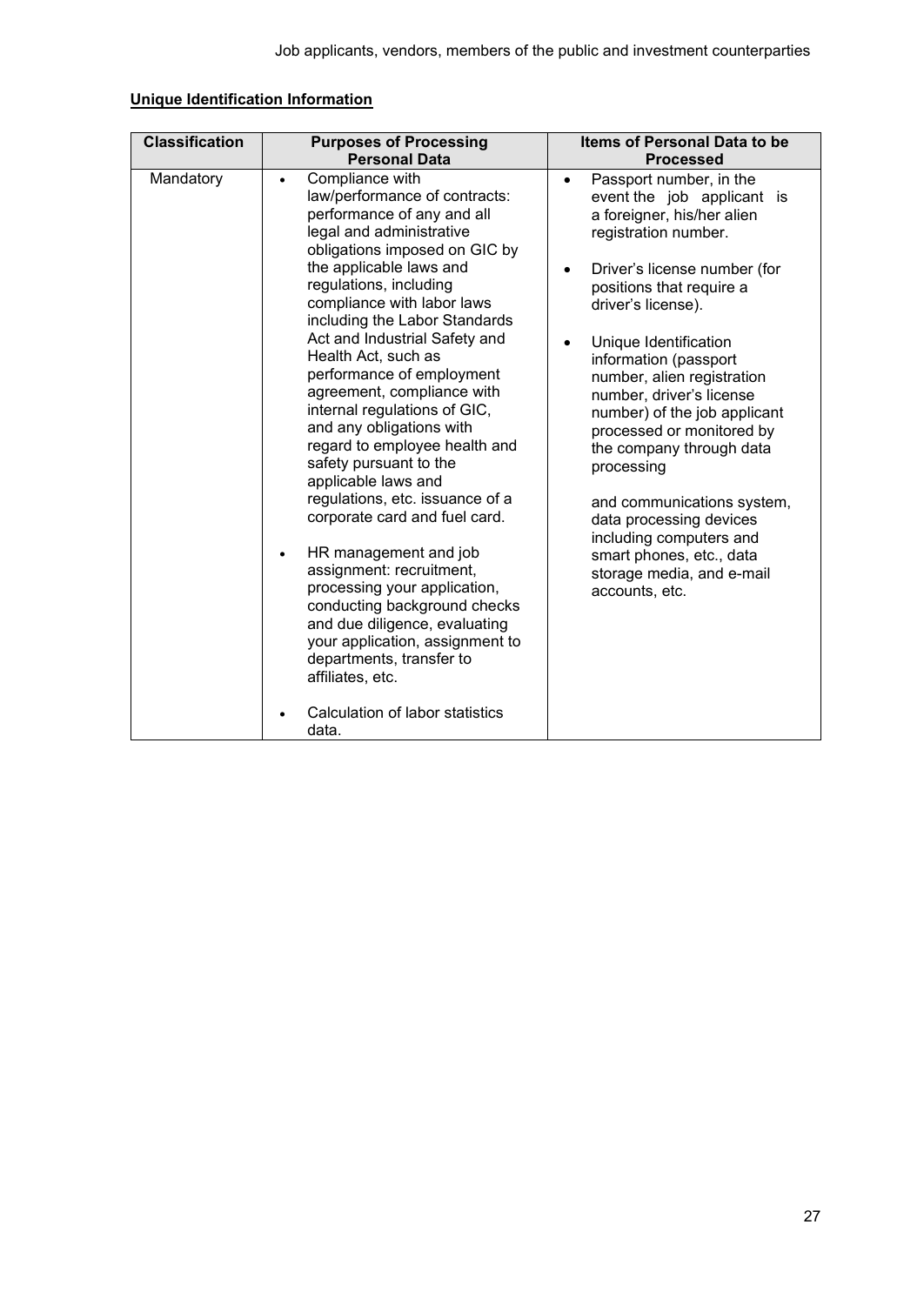**Unique Identification Information**

| Classification | Purposes of Processing Personal Data | Items of Personal Data to be Processed |
|---|---|---|
| Mandatory | • Compliance with law/performance of contracts: performance of any and all legal and administrative obligations imposed on GIC by the applicable laws and regulations, including compliance with labor laws including the Labor Standards Act and Industrial Safety and Health Act, such as performance of employment agreement, compliance with internal regulations of GIC, and any obligations with regard to employee health and safety pursuant to the applicable laws and regulations, etc. issuance of a corporate card and fuel card.<br><br>• HR management and job assignment: recruitment, processing your application, conducting background checks and due diligence, evaluating your application, assignment to departments, transfer to affiliates, etc.<br><br>• Calculation of labor statistics data. | • Passport number, in the event the job applicant is a foreigner, his/her alien registration number.<br><br>• Driver's license number (for positions that require a driver's license).<br><br>• Unique Identification information (passport number, alien registration number, driver's license number) of the job applicant processed or monitored by the company through data processing<br><br>and communications system, data processing devices including computers and smart phones, etc., data storage media, and e-mail accounts, etc. |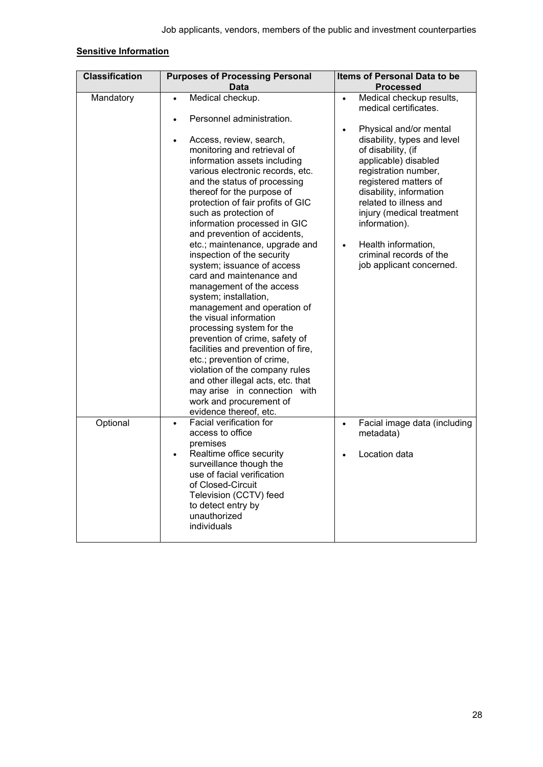Job applicants, vendors, members of the public and investment counterparties

**Sensitive Information**

| Classification | Purposes of Processing Personal Data | Items of Personal Data to be Processed |
|---|---|---|
| Mandatory | • Medical checkup.<br>• Personnel administration.<br>• Access, review, search, monitoring and retrieval of information assets including various electronic records, etc. and the status of processing thereof for the purpose of protection of fair profits of GIC such as protection of information processed in GIC and prevention of accidents, etc.; maintenance, upgrade and inspection of the security system; issuance of access card and maintenance and management of the access system; installation, management and operation of the visual information processing system for the prevention of crime, safety of facilities and prevention of fire, etc.; prevention of crime, violation of the company rules and other illegal acts, etc. that may arise in connection with work and procurement of evidence thereof, etc. | • Medical checkup results, medical certificates.<br>• Physical and/or mental disability, types and level of disability, (if applicable) disabled registration number, registered matters of disability, information related to illness and injury (medical treatment information).<br>• Health information, criminal records of the job applicant concerned. |
| Optional | • Facial verification for access to office premises<br>• Realtime office security surveillance though the use of facial verification of Closed-Circuit Television (CCTV) feed to detect entry by unauthorized individuals | • Facial image data (including metadata)<br>• Location data |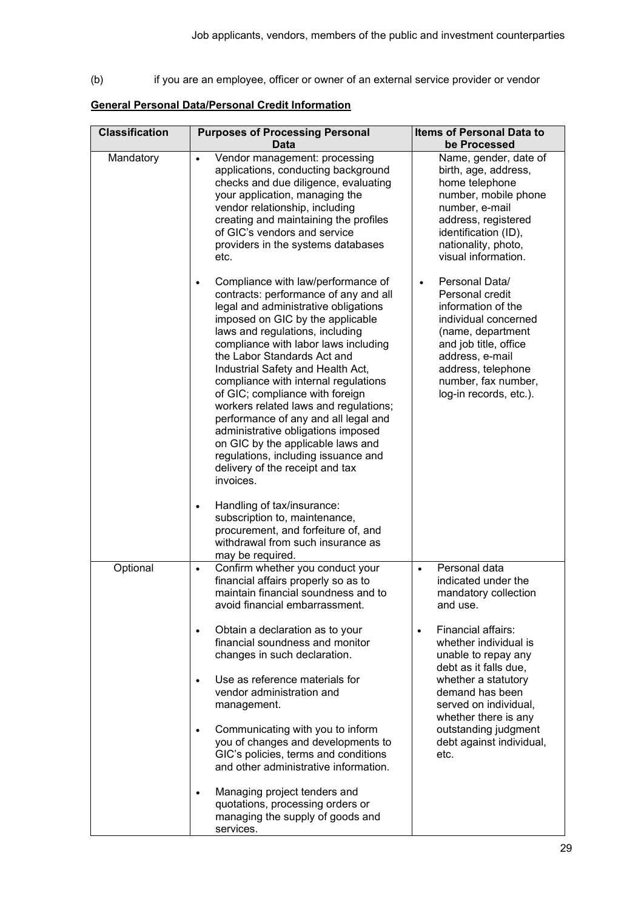(b) if you are an employee, officer or owner of an external service provider or vendor

**General Personal Data/Personal Credit Information**

| Classification | Purposes of Processing Personal Data | Items of Personal Data to be Processed |
| --- | --- | --- |
| Mandatory | • Vendor management: processing applications, conducting background checks and due diligence, evaluating your application, managing the vendor relationship, including creating and maintaining the profiles of GIC's vendors and service providers in the systems databases etc.<br><br>• Compliance with law/performance of contracts: performance of any and all legal and administrative obligations imposed on GIC by the applicable laws and regulations, including compliance with labor laws including the Labor Standards Act and Industrial Safety and Health Act, compliance with internal regulations of GIC; compliance with foreign workers related laws and regulations; performance of any and all legal and administrative obligations imposed on GIC by the applicable laws and regulations, including issuance and delivery of the receipt and tax invoices.<br><br>• Handling of tax/insurance: subscription to, maintenance, procurement, and forfeiture of, and withdrawal from such insurance as may be required. | Name, gender, date of birth, age, address, home telephone number, mobile phone number, e-mail address, registered identification (ID), nationality, photo, visual information.<br><br>• Personal Data/ Personal credit information of the individual concerned (name, department and job title, office address, e-mail address, telephone number, fax number, log-in records, etc.). |
| Optional | • Confirm whether you conduct your financial affairs properly so as to maintain financial soundness and to avoid financial embarrassment.<br><br>• Obtain a declaration as to your financial soundness and monitor changes in such declaration.<br><br>• Use as reference materials for vendor administration and management.<br><br>• Communicating with you to inform you of changes and developments to GIC's policies, terms and conditions and other administrative information.<br><br>• Managing project tenders and quotations, processing orders or managing the supply of goods and services. | • Personal data indicated under the mandatory collection and use.<br><br>• Financial affairs: whether individual is unable to repay any debt as it falls due, whether a statutory demand has been served on individual, whether there is any outstanding judgment debt against individual, etc. |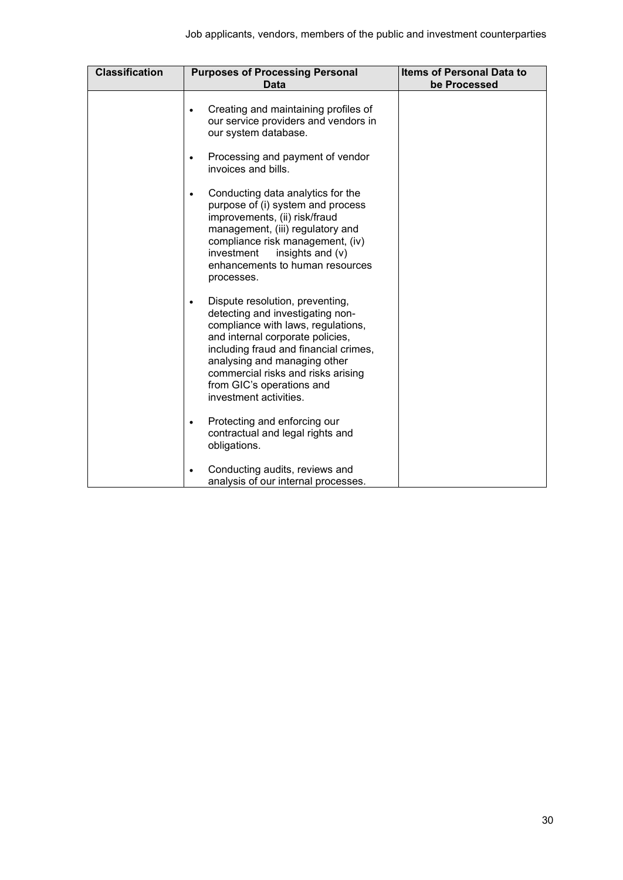| Classification | Purposes of Processing Personal Data | Items of Personal Data to be Processed |
|---|---|---|
| | • Creating and maintaining profiles of our service providers and vendors in our system database.<br><br>• Processing and payment of vendor invoices and bills.<br><br>• Conducting data analytics for the purpose of (i) system and process improvements, (ii) risk/fraud management, (iii) regulatory and compliance risk management, (iv) investment insights and (v) enhancements to human resources processes.<br><br>• Dispute resolution, preventing, detecting and investigating non-compliance with laws, regulations, and internal corporate policies, including fraud and financial crimes, analysing and managing other commercial risks and risks arising from GIC's operations and investment activities.<br><br>• Protecting and enforcing our contractual and legal rights and obligations.<br><br>• Conducting audits, reviews and analysis of our internal processes. | |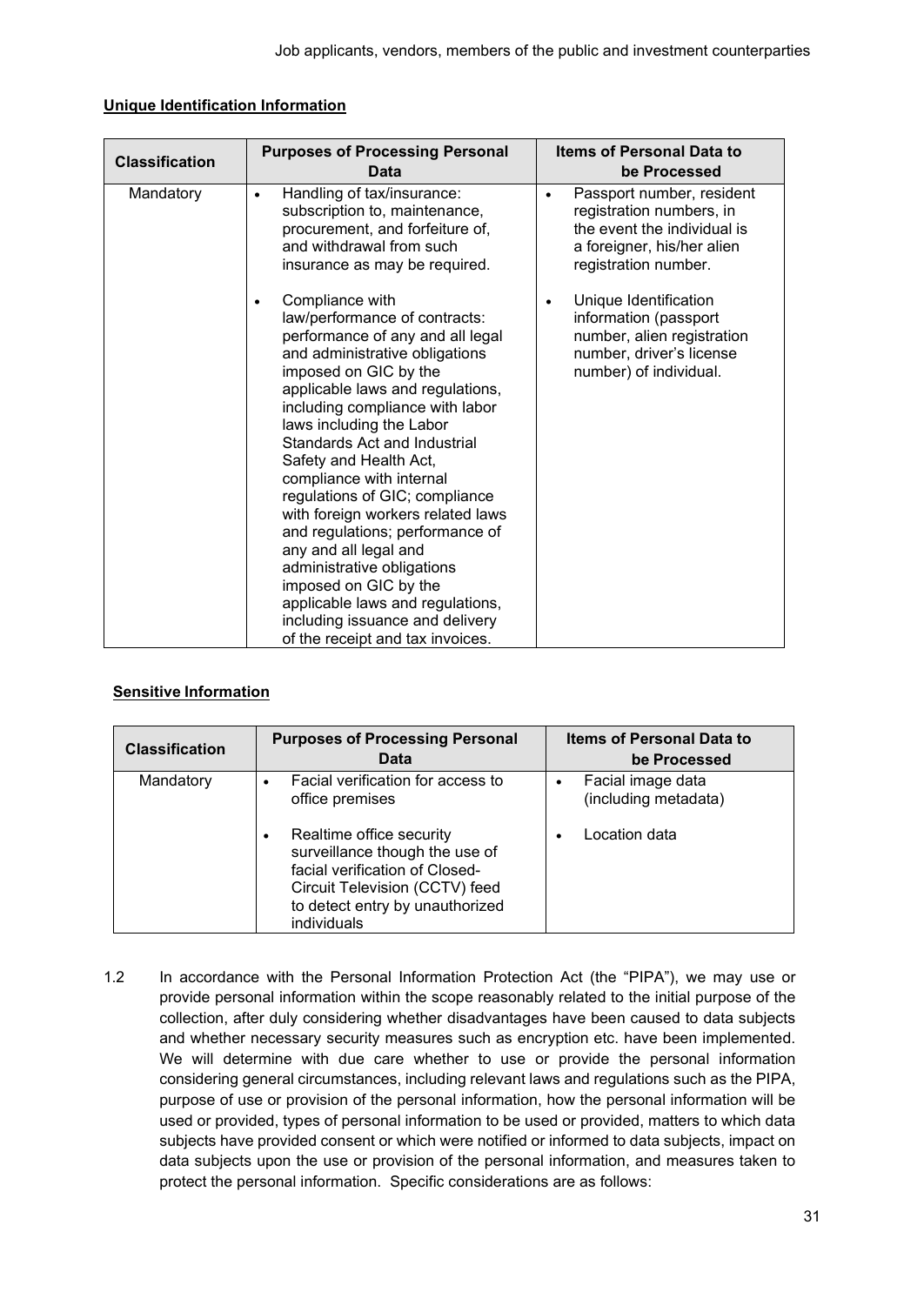**Unique Identification Information**

| Classification | Purposes of Processing Personal Data | Items of Personal Data to be Processed |
|---|---|---|
| Mandatory | • Handling of tax/insurance: subscription to, maintenance, procurement, and forfeiture of, and withdrawal from such insurance as may be required.<br><br>• Compliance with law/performance of contracts: performance of any and all legal and administrative obligations imposed on GIC by the applicable laws and regulations, including compliance with labor laws including the Labor Standards Act and Industrial Safety and Health Act, compliance with internal regulations of GIC; compliance with foreign workers related laws and regulations; performance of any and all legal and administrative obligations imposed on GIC by the applicable laws and regulations, including issuance and delivery of the receipt and tax invoices. | • Passport number, resident registration numbers, in the event the individual is a foreigner, his/her alien registration number.<br><br>• Unique Identification information (passport number, alien registration number, driver's license number) of individual. |

**Sensitive Information**

| Classification | Purposes of Processing Personal Data | Items of Personal Data to be Processed |
|---|---|---|
| Mandatory | • Facial verification for access to office premises<br><br>• Realtime office security surveillance though the use of facial verification of Closed-Circuit Television (CCTV) feed to detect entry by unauthorized individuals | • Facial image data (including metadata)<br><br>• Location data |

1.2 In accordance with the Personal Information Protection Act (the "PIPA"), we may use or provide personal information within the scope reasonably related to the initial purpose of the collection, after duly considering whether disadvantages have been caused to data subjects and whether necessary security measures such as encryption etc. have been implemented. We will determine with due care whether to use or provide the personal information considering general circumstances, including relevant laws and regulations such as the PIPA, purpose of use or provision of the personal information, how the personal information will be used or provided, types of personal information to be used or provided, matters to which data subjects have provided consent or which were notified or informed to data subjects, impact on data subjects upon the use or provision of the personal information, and measures taken to protect the personal information. Specific considerations are as follows: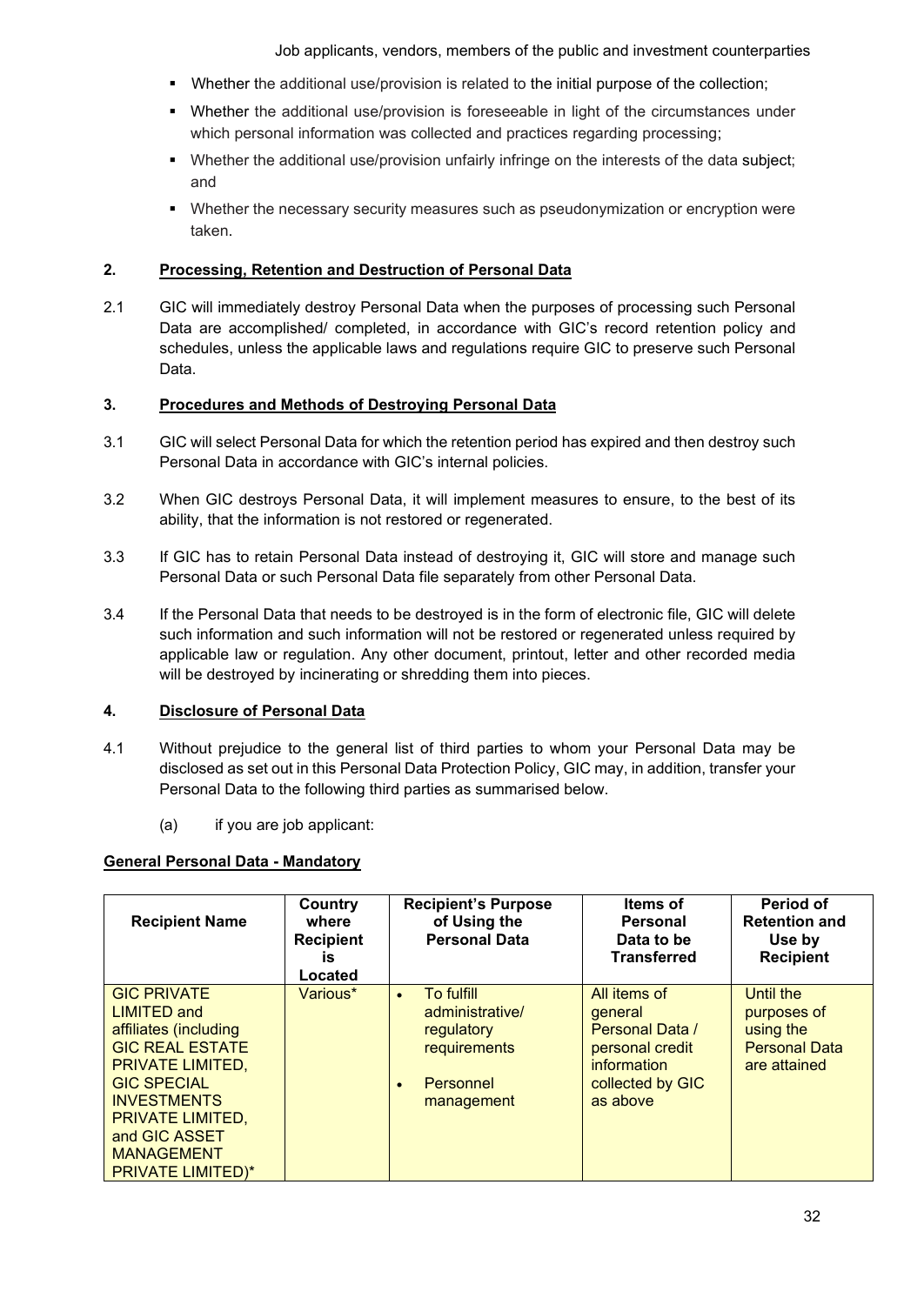- Whether the additional use/provision is related to the initial purpose of the collection;
- Whether the additional use/provision is foreseeable in light of the circumstances under which personal information was collected and practices regarding processing;
- Whether the additional use/provision unfairly infringe on the interests of the data subject; and
- Whether the necessary security measures such as pseudonymization or encryption were taken.

## 2. Processing, Retention and Destruction of Personal Data

2.1 GIC will immediately destroy Personal Data when the purposes of processing such Personal Data are accomplished/ completed, in accordance with GIC's record retention policy and schedules, unless the applicable laws and regulations require GIC to preserve such Personal Data.

## 3. Procedures and Methods of Destroying Personal Data

3.1 GIC will select Personal Data for which the retention period has expired and then destroy such Personal Data in accordance with GIC's internal policies.

3.2 When GIC destroys Personal Data, it will implement measures to ensure, to the best of its ability, that the information is not restored or regenerated.

3.3 If GIC has to retain Personal Data instead of destroying it, GIC will store and manage such Personal Data or such Personal Data file separately from other Personal Data.

3.4 If the Personal Data that needs to be destroyed is in the form of electronic file, GIC will delete such information and such information will not be restored or regenerated unless required by applicable law or regulation. Any other document, printout, letter and other recorded media will be destroyed by incinerating or shredding them into pieces.

## 4. Disclosure of Personal Data

4.1 Without prejudice to the general list of third parties to whom your Personal Data may be disclosed as set out in this Personal Data Protection Policy, GIC may, in addition, transfer your Personal Data to the following third parties as summarised below.

(a) if you are job applicant:

**General Personal Data - Mandatory**

| Recipient Name | Country where Recipient is Located | Recipient's Purpose of Using the Personal Data | Items of Personal Data to be Transferred | Period of Retention and Use by Recipient |
|---|---|---|---|---|
| GIC PRIVATE LIMITED and affiliates (including GIC REAL ESTATE PRIVATE LIMITED, GIC SPECIAL INVESTMENTS PRIVATE LIMITED, and GIC ASSET MANAGEMENT PRIVATE LIMITED)* | Various* | • To fulfill administrative/ regulatory requirements<br>• Personnel management | All items of general Personal Data / personal credit information collected by GIC as above | Until the purposes of using the Personal Data are attained |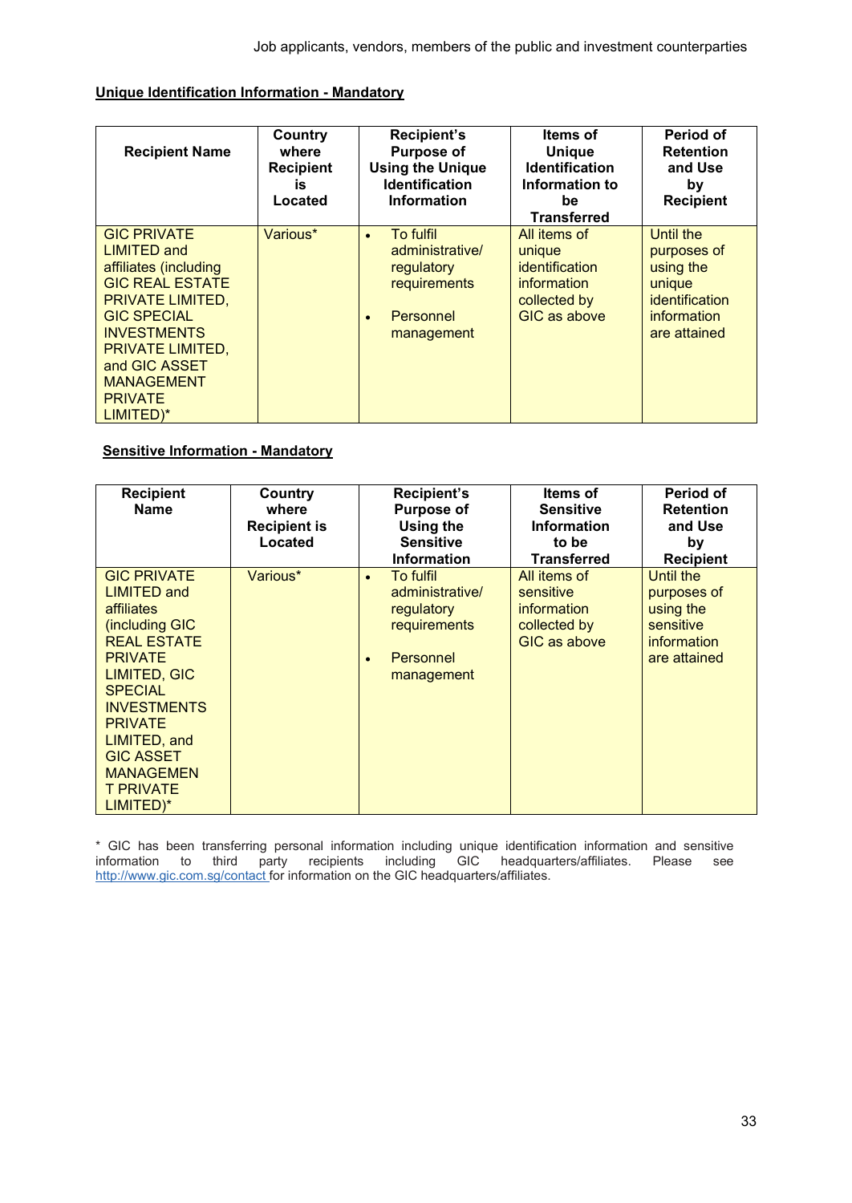**Unique Identification Information - Mandatory**

| Recipient Name | Country where Recipient is Located | Recipient's Purpose of Using the Unique Identification Information | Items of Unique Identification Information to be Transferred | Period of Retention and Use by Recipient |
|---|---|---|---|---|
| GIC PRIVATE LIMITED and affiliates (including GIC REAL ESTATE PRIVATE LIMITED, GIC SPECIAL INVESTMENTS PRIVATE LIMITED, and GIC ASSET MANAGEMENT PRIVATE LIMITED)* | Various* | • To fulfil administrative/ regulatory requirements<br>• Personnel management | All items of unique identification information collected by GIC as above | Until the purposes of using the unique identification information are attained |

**Sensitive Information - Mandatory**

| Recipient Name | Country where Recipient is Located | Recipient's Purpose of Using the Sensitive Information | Items of Sensitive Information to be Transferred | Period of Retention and Use by Recipient |
|---|---|---|---|---|
| GIC PRIVATE LIMITED and affiliates (including GIC REAL ESTATE PRIVATE LIMITED, GIC SPECIAL INVESTMENTS PRIVATE LIMITED, and GIC ASSET MANAGEMENT PRIVATE LIMITED)* | Various* | • To fulfil administrative/ regulatory requirements<br>• Personnel management | All items of sensitive information collected by GIC as above | Until the purposes of using the sensitive information are attained |

* GIC has been transferring personal information including unique identification information and sensitive information to third party recipients including GIC headquarters/affiliates. Please see http://www.gic.com.sg/contact for information on the GIC headquarters/affiliates.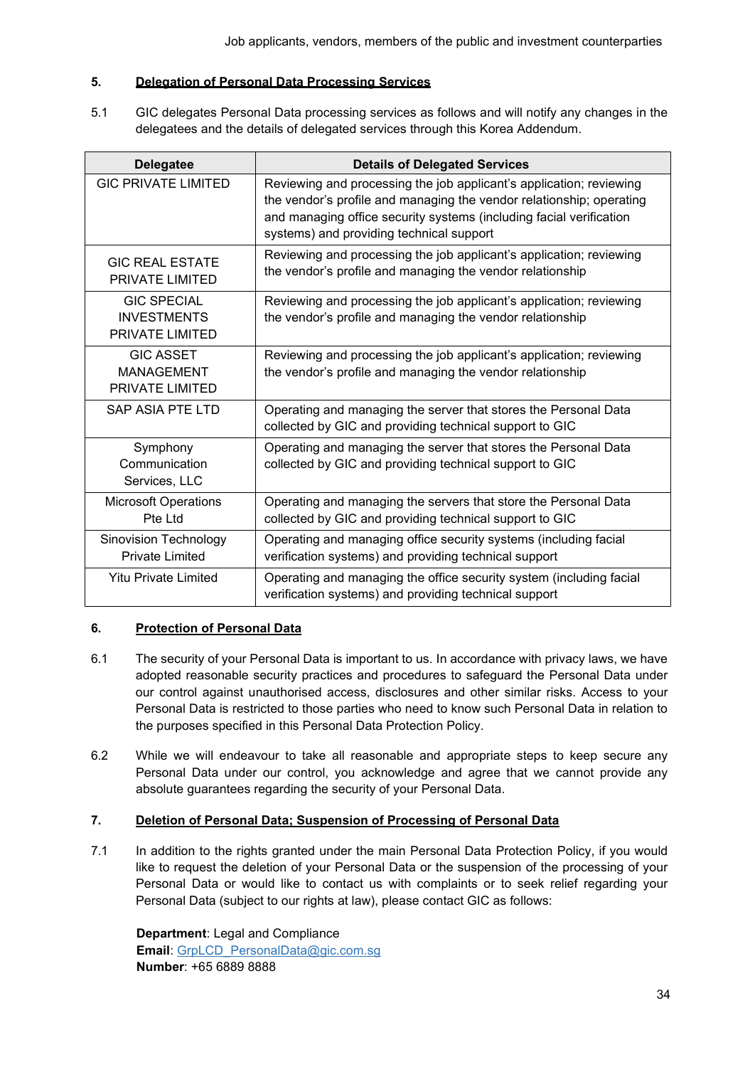## 5. Delegation of Personal Data Processing Services

5.1 GIC delegates Personal Data processing services as follows and will notify any changes in the delegatees and the details of delegated services through this Korea Addendum.

| Delegatee | Details of Delegated Services |
|---|---|
| GIC PRIVATE LIMITED | Reviewing and processing the job applicant's application; reviewing the vendor's profile and managing the vendor relationship; operating and managing office security systems (including facial verification systems) and providing technical support |
| GIC REAL ESTATE PRIVATE LIMITED | Reviewing and processing the job applicant's application; reviewing the vendor's profile and managing the vendor relationship |
| GIC SPECIAL INVESTMENTS PRIVATE LIMITED | Reviewing and processing the job applicant's application; reviewing the vendor's profile and managing the vendor relationship |
| GIC ASSET MANAGEMENT PRIVATE LIMITED | Reviewing and processing the job applicant's application; reviewing the vendor's profile and managing the vendor relationship |
| SAP ASIA PTE LTD | Operating and managing the server that stores the Personal Data collected by GIC and providing technical support to GIC |
| Symphony Communication Services, LLC | Operating and managing the server that stores the Personal Data collected by GIC and providing technical support to GIC |
| Microsoft Operations Pte Ltd | Operating and managing the servers that store the Personal Data collected by GIC and providing technical support to GIC |
| Sinovision Technology Private Limited | Operating and managing office security systems (including facial verification systems) and providing technical support |
| Yitu Private Limited | Operating and managing the office security system (including facial verification systems) and providing technical support |

## 6. Protection of Personal Data

6.1 The security of your Personal Data is important to us. In accordance with privacy laws, we have adopted reasonable security practices and procedures to safeguard the Personal Data under our control against unauthorised access, disclosures and other similar risks. Access to your Personal Data is restricted to those parties who need to know such Personal Data in relation to the purposes specified in this Personal Data Protection Policy.

6.2 While we will endeavour to take all reasonable and appropriate steps to keep secure any Personal Data under our control, you acknowledge and agree that we cannot provide any absolute guarantees regarding the security of your Personal Data.

## 7. Deletion of Personal Data; Suspension of Processing of Personal Data

7.1 In addition to the rights granted under the main Personal Data Protection Policy, if you would like to request the deletion of your Personal Data or the suspension of the processing of your Personal Data or would like to contact us with complaints or to seek relief regarding your Personal Data (subject to our rights at law), please contact GIC as follows:

**Department**: Legal and Compliance
**Email**: GrpLCD_PersonalData@gic.com.sg
**Number**: +65 6889 8888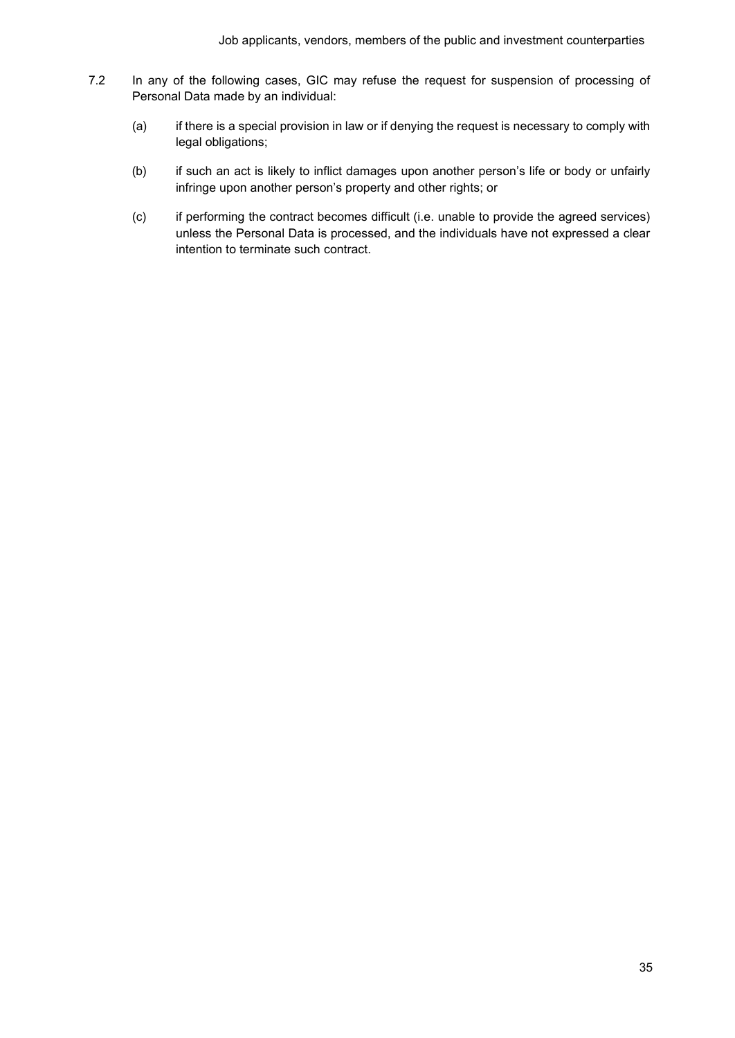7.2 In any of the following cases, GIC may refuse the request for suspension of processing of Personal Data made by an individual:

(a) if there is a special provision in law or if denying the request is necessary to comply with legal obligations;

(b) if such an act is likely to inflict damages upon another person's life or body or unfairly infringe upon another person's property and other rights; or

(c) if performing the contract becomes difficult (i.e. unable to provide the agreed services) unless the Personal Data is processed, and the individuals have not expressed a clear intention to terminate such contract.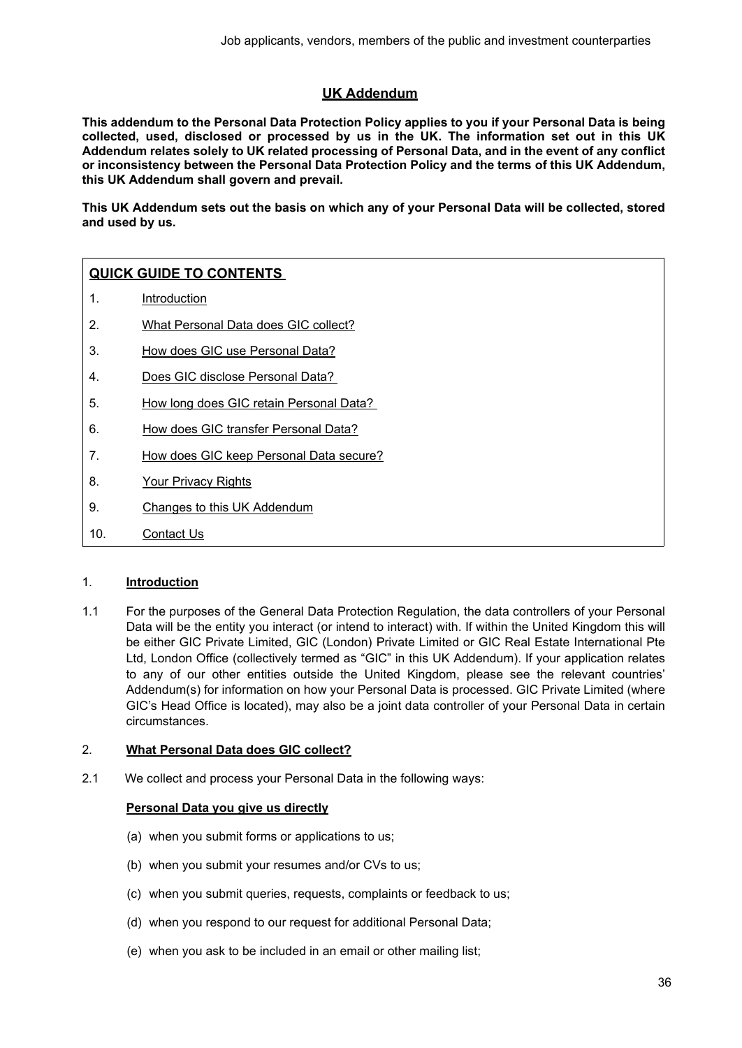## UK Addendum

**This addendum to the Personal Data Protection Policy applies to you if your Personal Data is being collected, used, disclosed or processed by us in the UK. The information set out in this UK Addendum relates solely to UK related processing of Personal Data, and in the event of any conflict or inconsistency between the Personal Data Protection Policy and the terms of this UK Addendum, this UK Addendum shall govern and prevail.**

**This UK Addendum sets out the basis on which any of your Personal Data will be collected, stored and used by us.**

**QUICK GUIDE TO CONTENTS**

1. Introduction
2. What Personal Data does GIC collect?
3. How does GIC use Personal Data?
4. Does GIC disclose Personal Data?
5. How long does GIC retain Personal Data?
6. How does GIC transfer Personal Data?
7. How does GIC keep Personal Data secure?
8. Your Privacy Rights
9. Changes to this UK Addendum
10. Contact Us

### 1. Introduction

1.1 For the purposes of the General Data Protection Regulation, the data controllers of your Personal Data will be the entity you interact (or intend to interact) with. If within the United Kingdom this will be either GIC Private Limited, GIC (London) Private Limited or GIC Real Estate International Pte Ltd, London Office (collectively termed as "GIC" in this UK Addendum). If your application relates to any of our other entities outside the United Kingdom, please see the relevant countries' Addendum(s) for information on how your Personal Data is processed. GIC Private Limited (where GIC's Head Office is located), may also be a joint data controller of your Personal Data in certain circumstances.

### 2. What Personal Data does GIC collect?

2.1 We collect and process your Personal Data in the following ways:

**Personal Data you give us directly**

(a) when you submit forms or applications to us;

(b) when you submit your resumes and/or CVs to us;

(c) when you submit queries, requests, complaints or feedback to us;

(d) when you respond to our request for additional Personal Data;

(e) when you ask to be included in an email or other mailing list;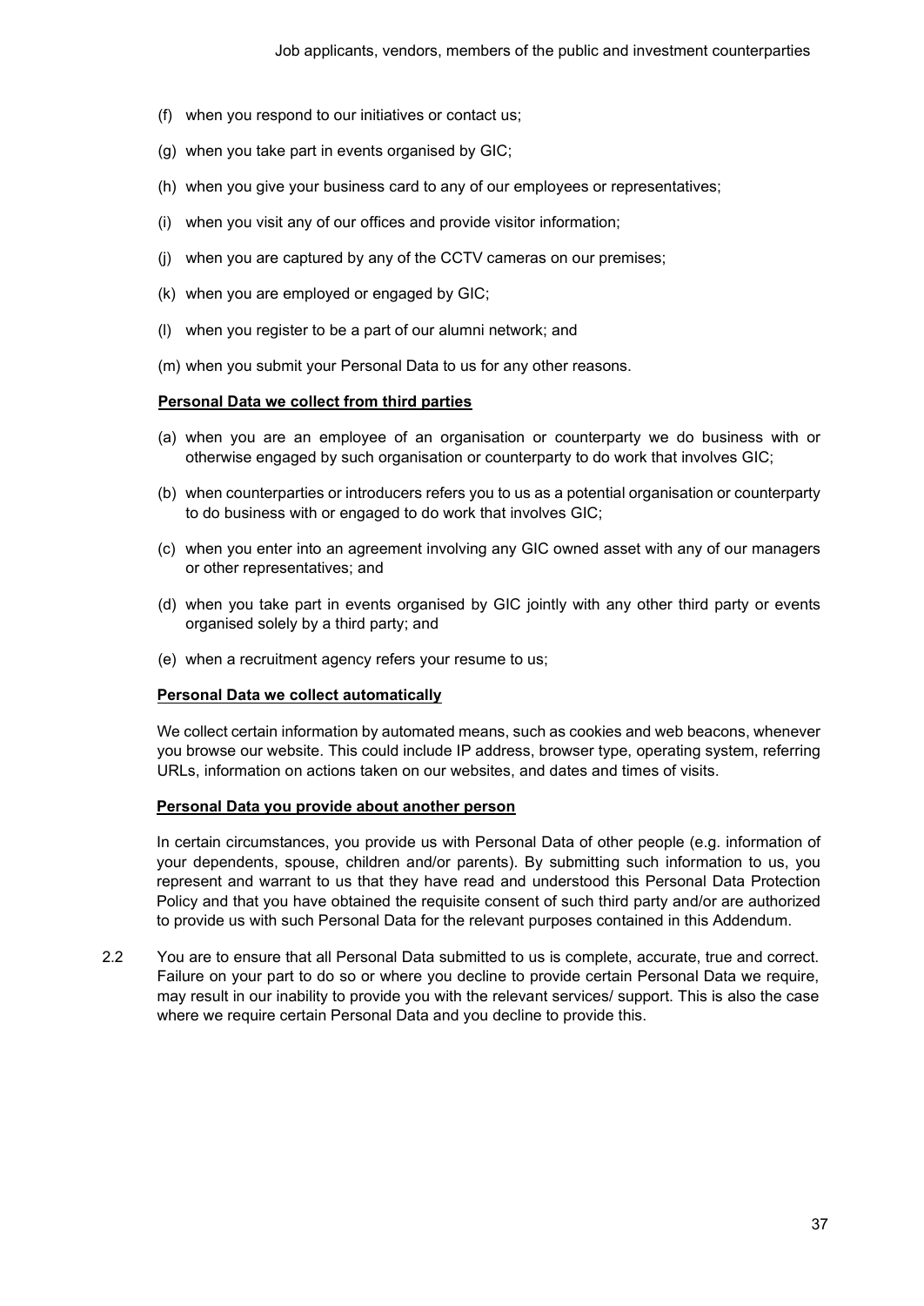- (f) when you respond to our initiatives or contact us;
- (g) when you take part in events organised by GIC;
- (h) when you give your business card to any of our employees or representatives;
- (i) when you visit any of our offices and provide visitor information;
- (j) when you are captured by any of the CCTV cameras on our premises;
- (k) when you are employed or engaged by GIC;
- (l) when you register to be a part of our alumni network; and
- (m) when you submit your Personal Data to us for any other reasons.

**<u>Personal Data we collect from third parties</u>**

- (a) when you are an employee of an organisation or counterparty we do business with or otherwise engaged by such organisation or counterparty to do work that involves GIC;
- (b) when counterparties or introducers refers you to us as a potential organisation or counterparty to do business with or engaged to do work that involves GIC;
- (c) when you enter into an agreement involving any GIC owned asset with any of our managers or other representatives; and
- (d) when you take part in events organised by GIC jointly with any other third party or events organised solely by a third party; and
- (e) when a recruitment agency refers your resume to us;

**<u>Personal Data we collect automatically</u>**

We collect certain information by automated means, such as cookies and web beacons, whenever you browse our website. This could include IP address, browser type, operating system, referring URLs, information on actions taken on our websites, and dates and times of visits.

**<u>Personal Data you provide about another person</u>**

In certain circumstances, you provide us with Personal Data of other people (e.g. information of your dependents, spouse, children and/or parents). By submitting such information to us, you represent and warrant to us that they have read and understood this Personal Data Protection Policy and that you have obtained the requisite consent of such third party and/or are authorized to provide us with such Personal Data for the relevant purposes contained in this Addendum.

2.2 You are to ensure that all Personal Data submitted to us is complete, accurate, true and correct. Failure on your part to do so or where you decline to provide certain Personal Data we require, may result in our inability to provide you with the relevant services/ support. This is also the case where we require certain Personal Data and you decline to provide this.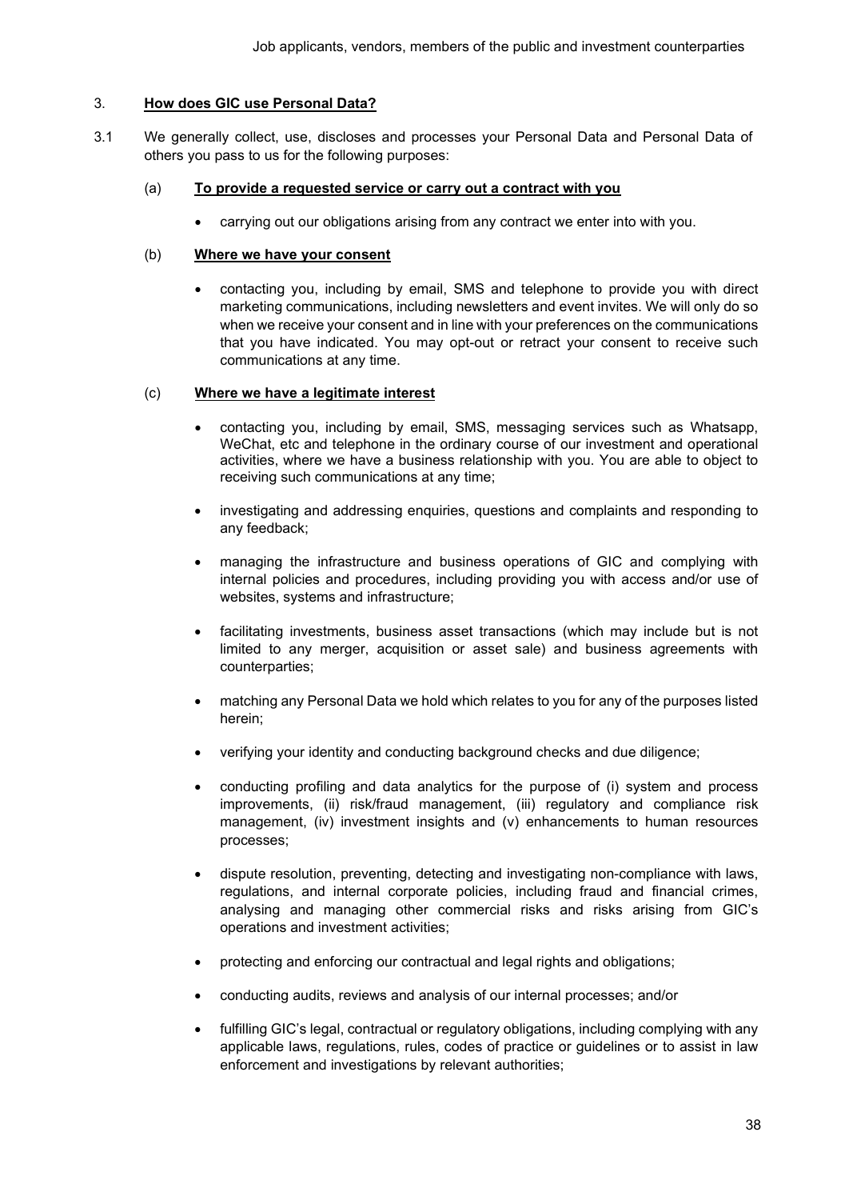## 3. **How does GIC use Personal Data?**

3.1 We generally collect, use, discloses and processes your Personal Data and Personal Data of others you pass to us for the following purposes:

(a) **To provide a requested service or carry out a contract with you**

- carrying out our obligations arising from any contract we enter into with you.

(b) **Where we have your consent**

- contacting you, including by email, SMS and telephone to provide you with direct marketing communications, including newsletters and event invites. We will only do so when we receive your consent and in line with your preferences on the communications that you have indicated. You may opt-out or retract your consent to receive such communications at any time.

(c) **Where we have a legitimate interest**

- contacting you, including by email, SMS, messaging services such as Whatsapp, WeChat, etc and telephone in the ordinary course of our investment and operational activities, where we have a business relationship with you. You are able to object to receiving such communications at any time;
- investigating and addressing enquiries, questions and complaints and responding to any feedback;
- managing the infrastructure and business operations of GIC and complying with internal policies and procedures, including providing you with access and/or use of websites, systems and infrastructure;
- facilitating investments, business asset transactions (which may include but is not limited to any merger, acquisition or asset sale) and business agreements with counterparties;
- matching any Personal Data we hold which relates to you for any of the purposes listed herein;
- verifying your identity and conducting background checks and due diligence;
- conducting profiling and data analytics for the purpose of (i) system and process improvements, (ii) risk/fraud management, (iii) regulatory and compliance risk management, (iv) investment insights and (v) enhancements to human resources processes;
- dispute resolution, preventing, detecting and investigating non-compliance with laws, regulations, and internal corporate policies, including fraud and financial crimes, analysing and managing other commercial risks and risks arising from GIC's operations and investment activities;
- protecting and enforcing our contractual and legal rights and obligations;
- conducting audits, reviews and analysis of our internal processes; and/or
- fulfilling GIC's legal, contractual or regulatory obligations, including complying with any applicable laws, regulations, rules, codes of practice or guidelines or to assist in law enforcement and investigations by relevant authorities;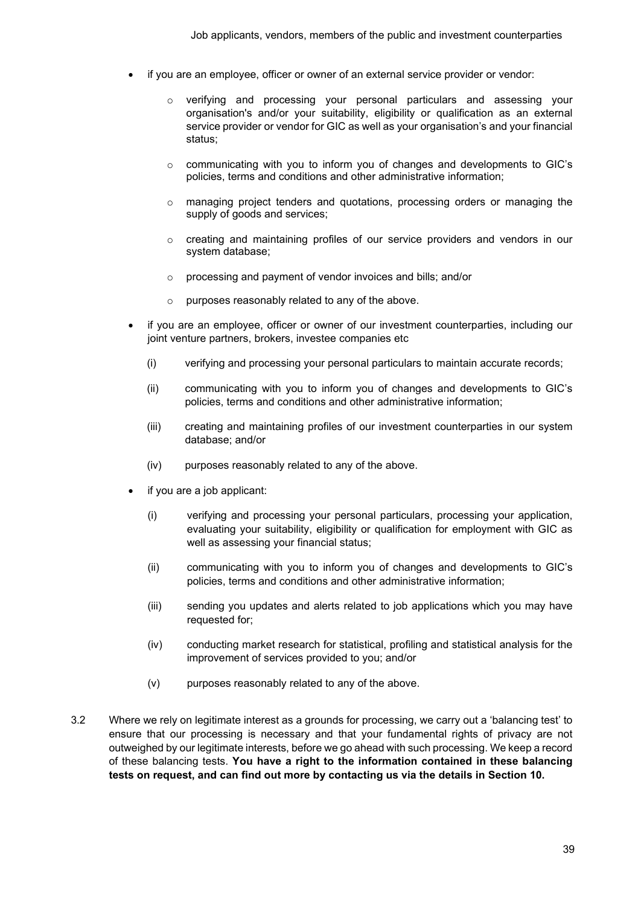- if you are an employee, officer or owner of an external service provider or vendor:
  - verifying and processing your personal particulars and assessing your organisation's and/or your suitability, eligibility or qualification as an external service provider or vendor for GIC as well as your organisation's and your financial status;
  - communicating with you to inform you of changes and developments to GIC's policies, terms and conditions and other administrative information;
  - managing project tenders and quotations, processing orders or managing the supply of goods and services;
  - creating and maintaining profiles of our service providers and vendors in our system database;
  - processing and payment of vendor invoices and bills; and/or
  - purposes reasonably related to any of the above.
- if you are an employee, officer or owner of our investment counterparties, including our joint venture partners, brokers, investee companies etc
  - (i) verifying and processing your personal particulars to maintain accurate records;
  - (ii) communicating with you to inform you of changes and developments to GIC's policies, terms and conditions and other administrative information;
  - (iii) creating and maintaining profiles of our investment counterparties in our system database; and/or
  - (iv) purposes reasonably related to any of the above.
- if you are a job applicant:
  - (i) verifying and processing your personal particulars, processing your application, evaluating your suitability, eligibility or qualification for employment with GIC as well as assessing your financial status;
  - (ii) communicating with you to inform you of changes and developments to GIC's policies, terms and conditions and other administrative information;
  - (iii) sending you updates and alerts related to job applications which you may have requested for;
  - (iv) conducting market research for statistical, profiling and statistical analysis for the improvement of services provided to you; and/or
  - (v) purposes reasonably related to any of the above.

3.2 Where we rely on legitimate interest as a grounds for processing, we carry out a 'balancing test' to ensure that our processing is necessary and that your fundamental rights of privacy are not outweighed by our legitimate interests, before we go ahead with such processing. We keep a record of these balancing tests. **You have a right to the information contained in these balancing tests on request, and can find out more by contacting us via the details in Section 10.**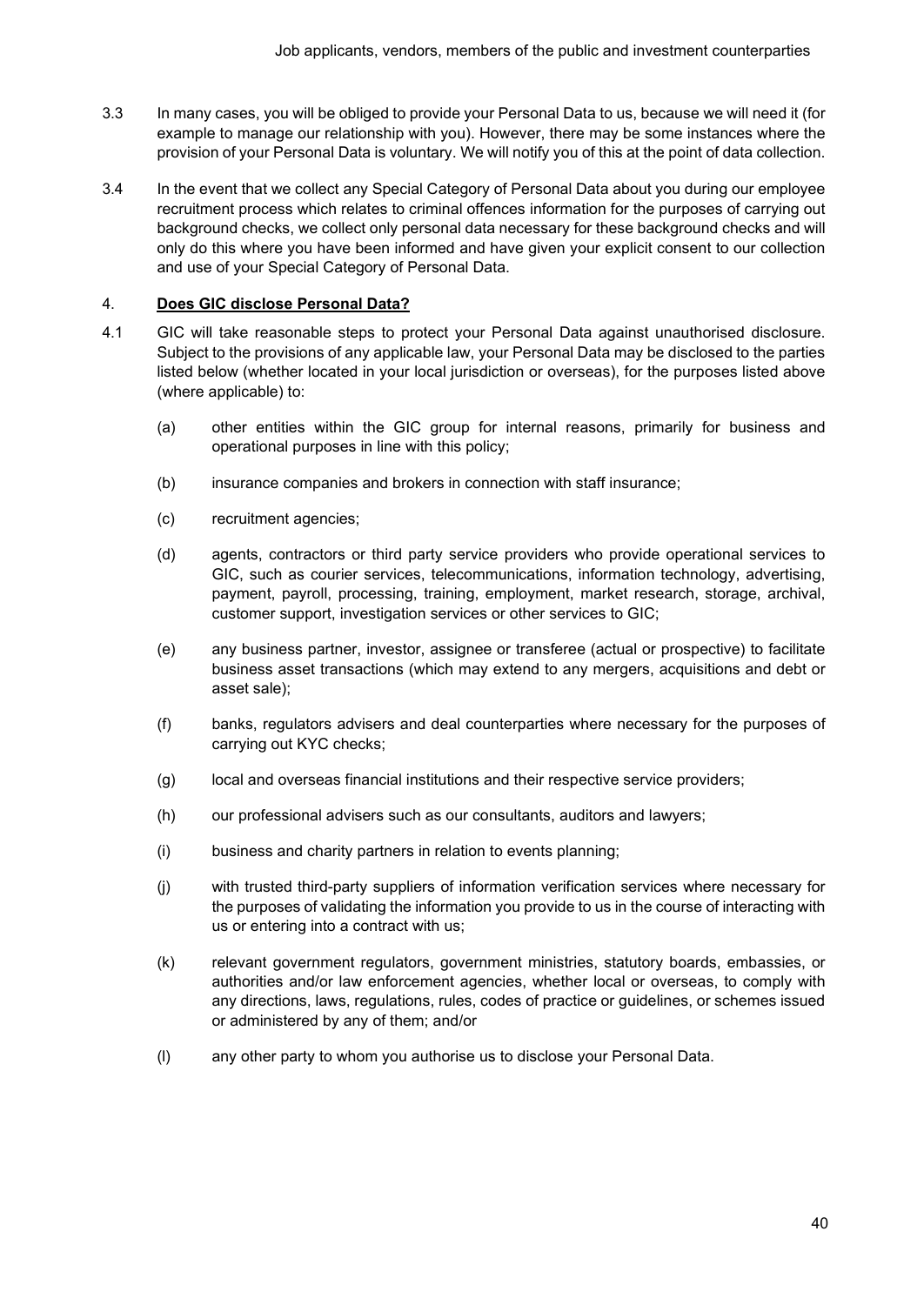3.3 In many cases, you will be obliged to provide your Personal Data to us, because we will need it (for example to manage our relationship with you). However, there may be some instances where the provision of your Personal Data is voluntary. We will notify you of this at the point of data collection.

3.4 In the event that we collect any Special Category of Personal Data about you during our employee recruitment process which relates to criminal offences information for the purposes of carrying out background checks, we collect only personal data necessary for these background checks and will only do this where you have been informed and have given your explicit consent to our collection and use of your Special Category of Personal Data.

## 4. **Does GIC disclose Personal Data?**

4.1 GIC will take reasonable steps to protect your Personal Data against unauthorised disclosure. Subject to the provisions of any applicable law, your Personal Data may be disclosed to the parties listed below (whether located in your local jurisdiction or overseas), for the purposes listed above (where applicable) to:

(a) other entities within the GIC group for internal reasons, primarily for business and operational purposes in line with this policy;

(b) insurance companies and brokers in connection with staff insurance;

(c) recruitment agencies;

(d) agents, contractors or third party service providers who provide operational services to GIC, such as courier services, telecommunications, information technology, advertising, payment, payroll, processing, training, employment, market research, storage, archival, customer support, investigation services or other services to GIC;

(e) any business partner, investor, assignee or transferee (actual or prospective) to facilitate business asset transactions (which may extend to any mergers, acquisitions and debt or asset sale);

(f) banks, regulators advisers and deal counterparties where necessary for the purposes of carrying out KYC checks;

(g) local and overseas financial institutions and their respective service providers;

(h) our professional advisers such as our consultants, auditors and lawyers;

(i) business and charity partners in relation to events planning;

(j) with trusted third-party suppliers of information verification services where necessary for the purposes of validating the information you provide to us in the course of interacting with us or entering into a contract with us;

(k) relevant government regulators, government ministries, statutory boards, embassies, or authorities and/or law enforcement agencies, whether local or overseas, to comply with any directions, laws, regulations, rules, codes of practice or guidelines, or schemes issued or administered by any of them; and/or

(l) any other party to whom you authorise us to disclose your Personal Data.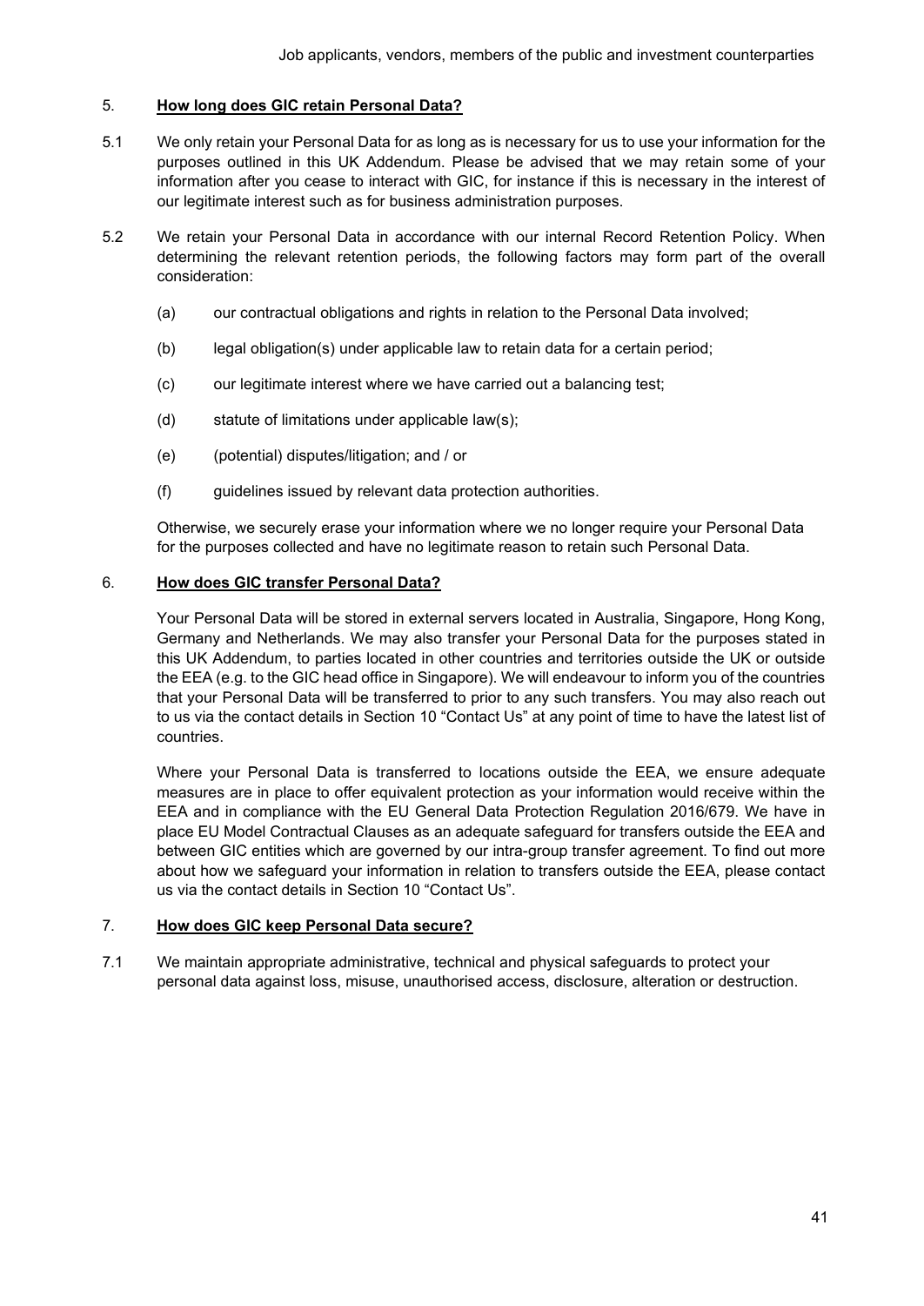## 5. **How long does GIC retain Personal Data?**

5.1 We only retain your Personal Data for as long as is necessary for us to use your information for the purposes outlined in this UK Addendum. Please be advised that we may retain some of your information after you cease to interact with GIC, for instance if this is necessary in the interest of our legitimate interest such as for business administration purposes.

5.2 We retain your Personal Data in accordance with our internal Record Retention Policy. When determining the relevant retention periods, the following factors may form part of the overall consideration:

(a) our contractual obligations and rights in relation to the Personal Data involved;

(b) legal obligation(s) under applicable law to retain data for a certain period;

(c) our legitimate interest where we have carried out a balancing test;

(d) statute of limitations under applicable law(s);

(e) (potential) disputes/litigation; and / or

(f) guidelines issued by relevant data protection authorities.

Otherwise, we securely erase your information where we no longer require your Personal Data for the purposes collected and have no legitimate reason to retain such Personal Data.

## 6. **How does GIC transfer Personal Data?**

Your Personal Data will be stored in external servers located in Australia, Singapore, Hong Kong, Germany and Netherlands. We may also transfer your Personal Data for the purposes stated in this UK Addendum, to parties located in other countries and territories outside the UK or outside the EEA (e.g. to the GIC head office in Singapore). We will endeavour to inform you of the countries that your Personal Data will be transferred to prior to any such transfers. You may also reach out to us via the contact details in Section 10 "Contact Us" at any point of time to have the latest list of countries.

Where your Personal Data is transferred to locations outside the EEA, we ensure adequate measures are in place to offer equivalent protection as your information would receive within the EEA and in compliance with the EU General Data Protection Regulation 2016/679. We have in place EU Model Contractual Clauses as an adequate safeguard for transfers outside the EEA and between GIC entities which are governed by our intra-group transfer agreement. To find out more about how we safeguard your information in relation to transfers outside the EEA, please contact us via the contact details in Section 10 "Contact Us".

## 7. **How does GIC keep Personal Data secure?**

7.1 We maintain appropriate administrative, technical and physical safeguards to protect your personal data against loss, misuse, unauthorised access, disclosure, alteration or destruction.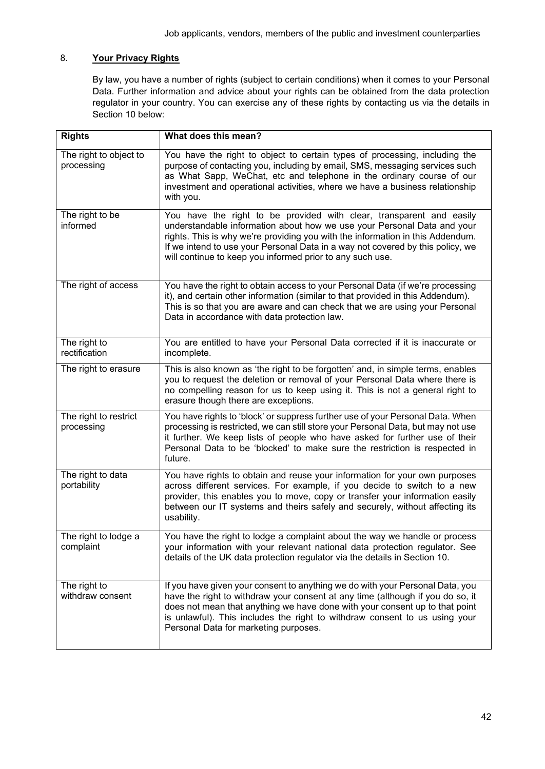## 8. **Your Privacy Rights**

By law, you have a number of rights (subject to certain conditions) when it comes to your Personal Data. Further information and advice about your rights can be obtained from the data protection regulator in your country. You can exercise any of these rights by contacting us via the details in Section 10 below:

| Rights | What does this mean? |
|---|---|
| The right to object to processing | You have the right to object to certain types of processing, including the purpose of contacting you, including by email, SMS, messaging services such as What Sapp, WeChat, etc and telephone in the ordinary course of our investment and operational activities, where we have a business relationship with you. |
| The right to be informed | You have the right to be provided with clear, transparent and easily understandable information about how we use your Personal Data and your rights. This is why we're providing you with the information in this Addendum. If we intend to use your Personal Data in a way not covered by this policy, we will continue to keep you informed prior to any such use. |
| The right of access | You have the right to obtain access to your Personal Data (if we're processing it), and certain other information (similar to that provided in this Addendum). This is so that you are aware and can check that we are using your Personal Data in accordance with data protection law. |
| The right to rectification | You are entitled to have your Personal Data corrected if it is inaccurate or incomplete. |
| The right to erasure | This is also known as 'the right to be forgotten' and, in simple terms, enables you to request the deletion or removal of your Personal Data where there is no compelling reason for us to keep using it. This is not a general right to erasure though there are exceptions. |
| The right to restrict processing | You have rights to 'block' or suppress further use of your Personal Data. When processing is restricted, we can still store your Personal Data, but may not use it further. We keep lists of people who have asked for further use of their Personal Data to be 'blocked' to make sure the restriction is respected in future. |
| The right to data portability | You have rights to obtain and reuse your information for your own purposes across different services. For example, if you decide to switch to a new provider, this enables you to move, copy or transfer your information easily between our IT systems and theirs safely and securely, without affecting its usability. |
| The right to lodge a complaint | You have the right to lodge a complaint about the way we handle or process your information with your relevant national data protection regulator. See details of the UK data protection regulator via the details in Section 10. |
| The right to withdraw consent | If you have given your consent to anything we do with your Personal Data, you have the right to withdraw your consent at any time (although if you do so, it does not mean that anything we have done with your consent up to that point is unlawful). This includes the right to withdraw consent to us using your Personal Data for marketing purposes. |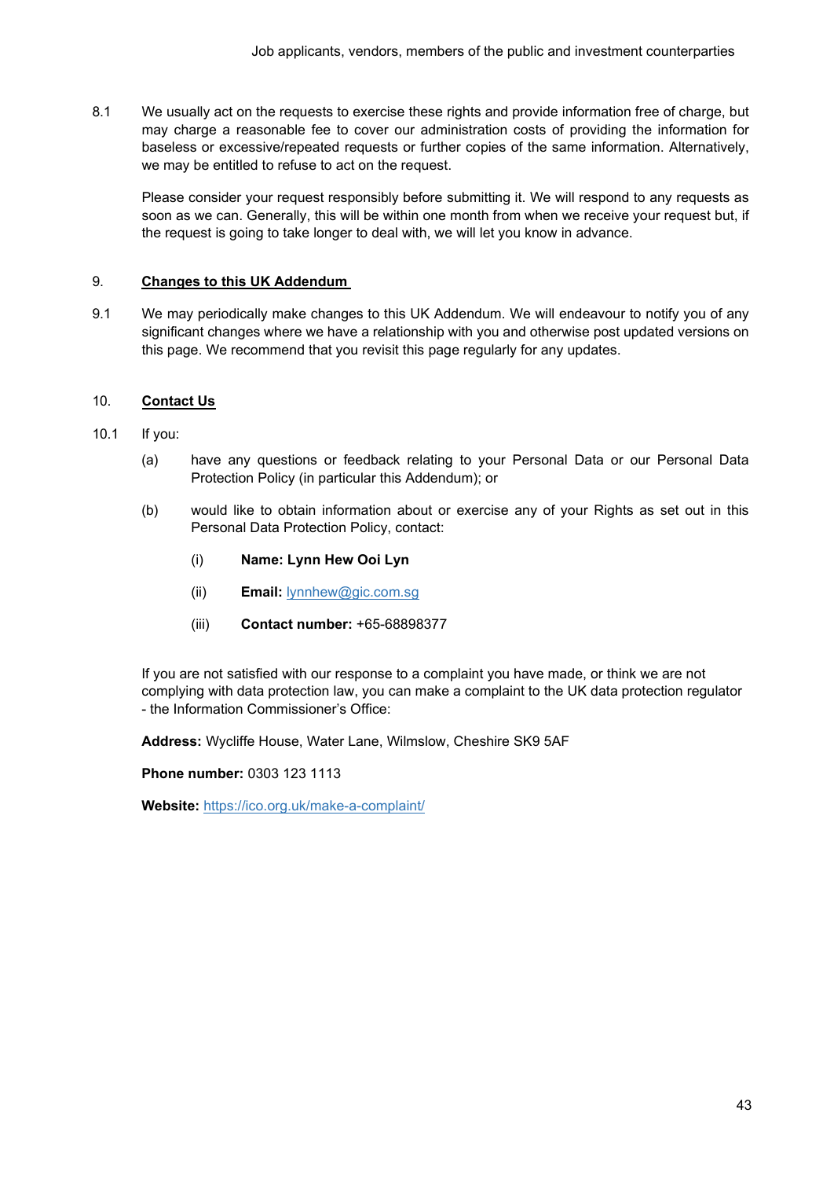8.1 We usually act on the requests to exercise these rights and provide information free of charge, but may charge a reasonable fee to cover our administration costs of providing the information for baseless or excessive/repeated requests or further copies of the same information. Alternatively, we may be entitled to refuse to act on the request.

Please consider your request responsibly before submitting it. We will respond to any requests as soon as we can. Generally, this will be within one month from when we receive your request but, if the request is going to take longer to deal with, we will let you know in advance.

## 9. Changes to this UK Addendum

9.1 We may periodically make changes to this UK Addendum. We will endeavour to notify you of any significant changes where we have a relationship with you and otherwise post updated versions on this page. We recommend that you revisit this page regularly for any updates.

## 10. Contact Us

10.1 If you:

(a) have any questions or feedback relating to your Personal Data or our Personal Data Protection Policy (in particular this Addendum); or

(b) would like to obtain information about or exercise any of your Rights as set out in this Personal Data Protection Policy, contact:

(i) **Name: Lynn Hew Ooi Lyn**

(ii) **Email:** lynnhew@gic.com.sg

(iii) **Contact number:** +65-68898377

If you are not satisfied with our response to a complaint you have made, or think we are not complying with data protection law, you can make a complaint to the UK data protection regulator - the Information Commissioner's Office:

**Address:** Wycliffe House, Water Lane, Wilmslow, Cheshire SK9 5AF

**Phone number:** 0303 123 1113

**Website:** https://ico.org.uk/make-a-complaint/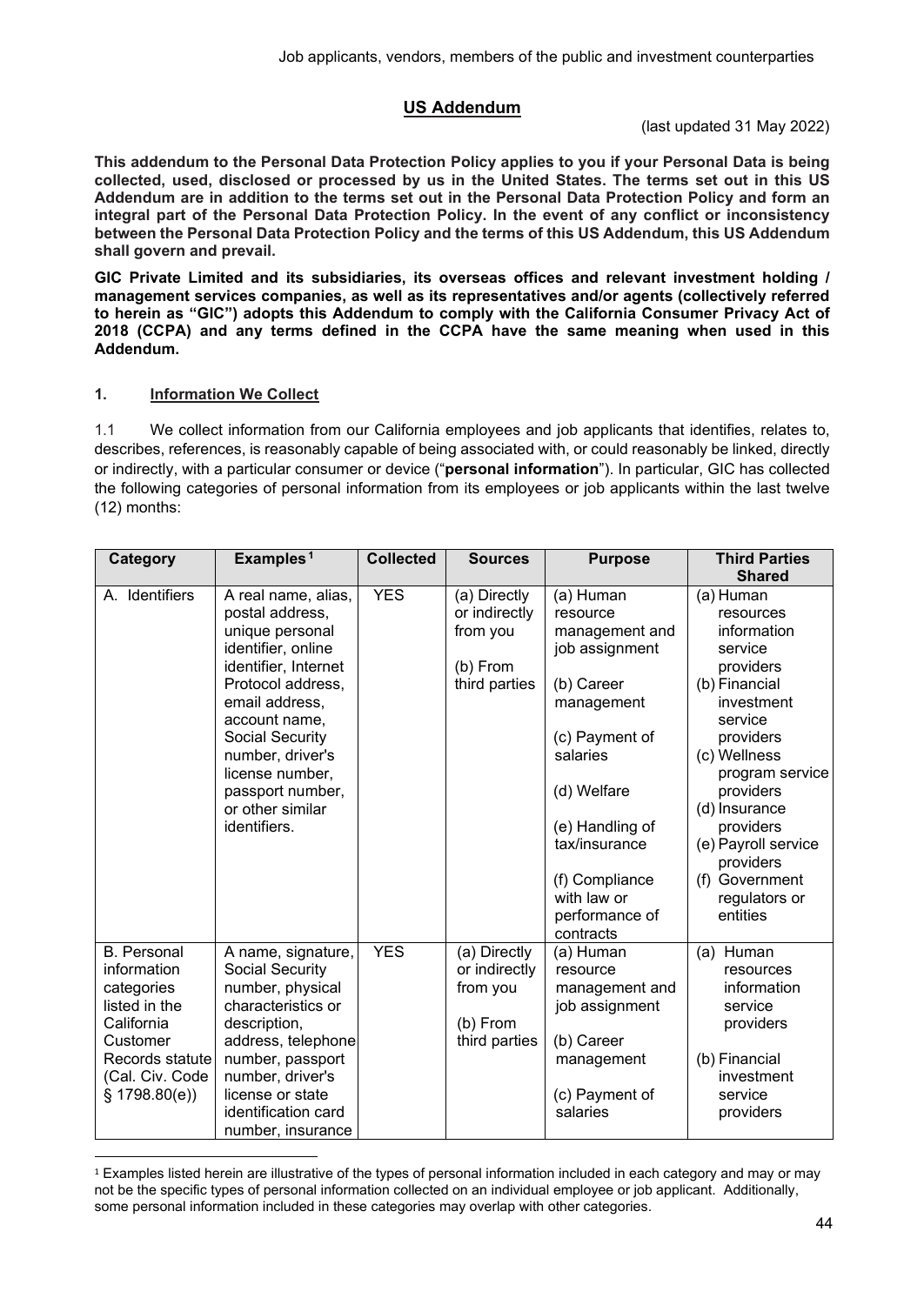## US Addendum

(last updated 31 May 2022)

**This addendum to the Personal Data Protection Policy applies to you if your Personal Data is being collected, used, disclosed or processed by us in the United States. The terms set out in this US Addendum are in addition to the terms set out in the Personal Data Protection Policy and form an integral part of the Personal Data Protection Policy. In the event of any conflict or inconsistency between the Personal Data Protection Policy and the terms of this US Addendum, this US Addendum shall govern and prevail.**

**GIC Private Limited and its subsidiaries, its overseas offices and relevant investment holding / management services companies, as well as its representatives and/or agents (collectively referred to herein as "GIC") adopts this Addendum to comply with the California Consumer Privacy Act of 2018 (CCPA) and any terms defined in the CCPA have the same meaning when used in this Addendum.**

### 1. Information We Collect

1.1 We collect information from our California employees and job applicants that identifies, relates to, describes, references, is reasonably capable of being associated with, or could reasonably be linked, directly or indirectly, with a particular consumer or device ("**personal information**"). In particular, GIC has collected the following categories of personal information from its employees or job applicants within the last twelve (12) months:

| Category | Examples[1] | Collected | Sources | Purpose | Third Parties Shared |
|---|---|---|---|---|---|
| A. Identifiers | A real name, alias, postal address, unique personal identifier, online identifier, Internet Protocol address, email address, account name, Social Security number, driver's license number, passport number, or other similar identifiers. | YES | (a) Directly or indirectly from you<br>(b) From third parties | (a) Human resource management and job assignment<br>(b) Career management<br>(c) Payment of salaries<br>(d) Welfare<br>(e) Handling of tax/insurance<br>(f) Compliance with law or performance of contracts | (a) Human resources information service providers<br>(b) Financial investment service providers<br>(c) Wellness program service providers<br>(d) Insurance providers<br>(e) Payroll service providers<br>(f) Government regulators or entities |
| B. Personal information categories listed in the California Customer Records statute (Cal. Civ. Code § 1798.80(e)) | A name, signature, Social Security number, physical characteristics or description, address, telephone number, passport number, driver's license or state identification card number, insurance | YES | (a) Directly or indirectly from you<br>(b) From third parties | (a) Human resource management and job assignment<br>(b) Career management<br>(c) Payment of salaries | (a) Human resources information service providers<br>(b) Financial investment service providers |

[1] Examples listed herein are illustrative of the types of personal information included in each category and may or may not be the specific types of personal information collected on an individual employee or job applicant. Additionally, some personal information included in these categories may overlap with other categories.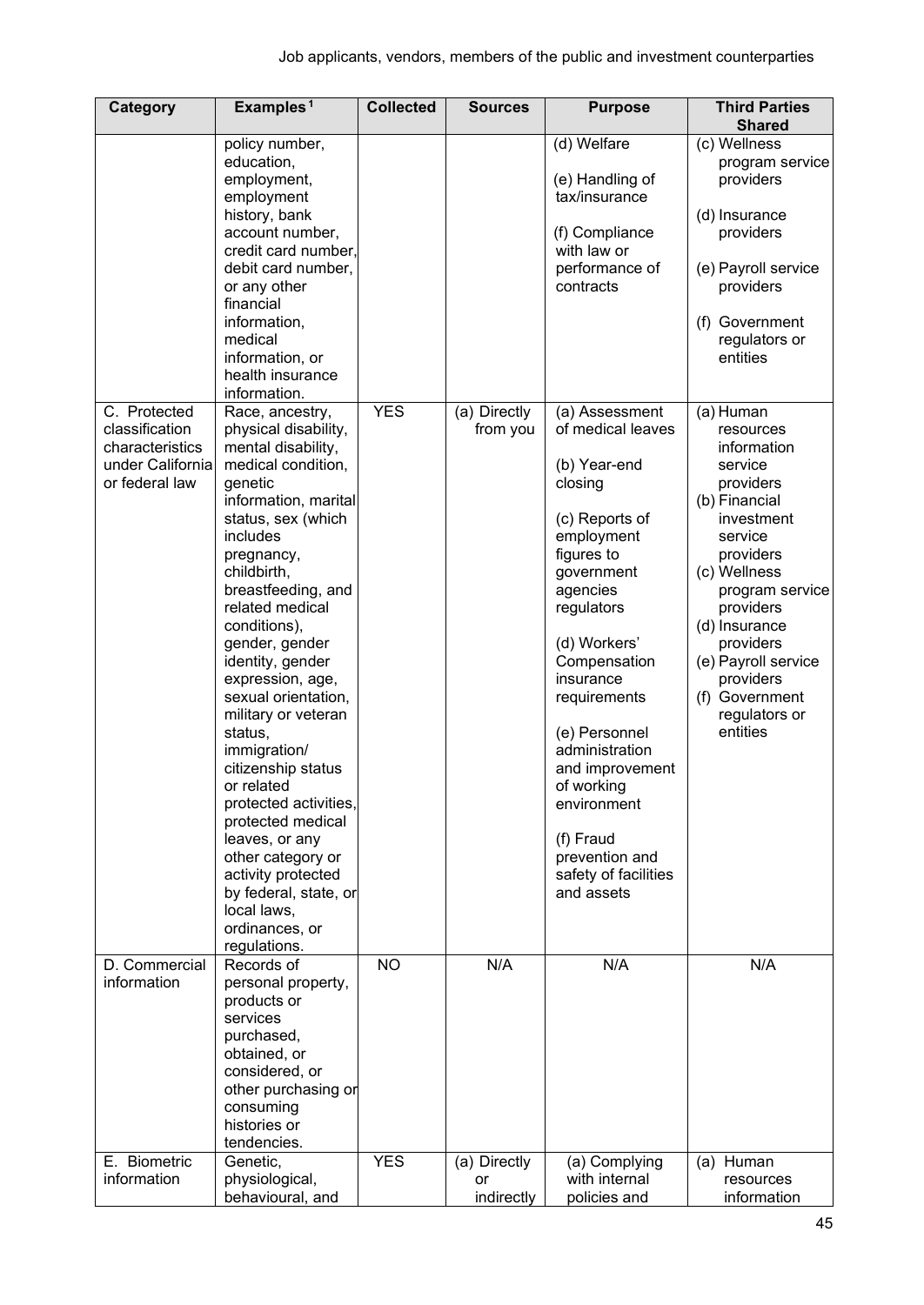Job applicants, vendors, members of the public and investment counterparties

| Category | Examples[1] | Collected | Sources | Purpose | Third Parties Shared |
|---|---|---|---|---|---|
| | policy number, education, employment, employment history, bank account number, credit card number, debit card number, or any other financial information, medical information, or health insurance information. | | | (d) Welfare<br><br>(e) Handling of tax/insurance<br><br>(f) Compliance with law or performance of contracts | (c) Wellness program service providers<br><br>(d) Insurance providers<br><br>(e) Payroll service providers<br><br>(f) Government regulators or entities |
| C. Protected classification characteristics under California or federal law | Race, ancestry, physical disability, mental disability, medical condition, genetic information, marital status, sex (which includes pregnancy, childbirth, breastfeeding, and related medical conditions), gender, gender identity, gender expression, age, sexual orientation, military or veteran status, immigration/ citizenship status or related protected activities, protected medical leaves, or any other category or activity protected by federal, state, or local laws, ordinances, or regulations. | YES | (a) Directly from you | (a) Assessment of medical leaves<br><br>(b) Year-end closing<br><br>(c) Reports of employment figures to government agencies regulators<br><br>(d) Workers' Compensation insurance requirements<br><br>(e) Personnel administration and improvement of working environment<br><br>(f) Fraud prevention and safety of facilities and assets | (a) Human resources information service providers<br>(b) Financial investment service providers<br>(c) Wellness program service providers<br>(d) Insurance providers<br>(e) Payroll service providers<br>(f) Government regulators or entities |
| D. Commercial information | Records of personal property, products or services purchased, obtained, or considered, or other purchasing or consuming histories or tendencies. | NO | N/A | N/A | N/A |
| E. Biometric information | Genetic, physiological, behavioural, and | YES | (a) Directly or indirectly | (a) Complying with internal policies and | (a) Human resources information |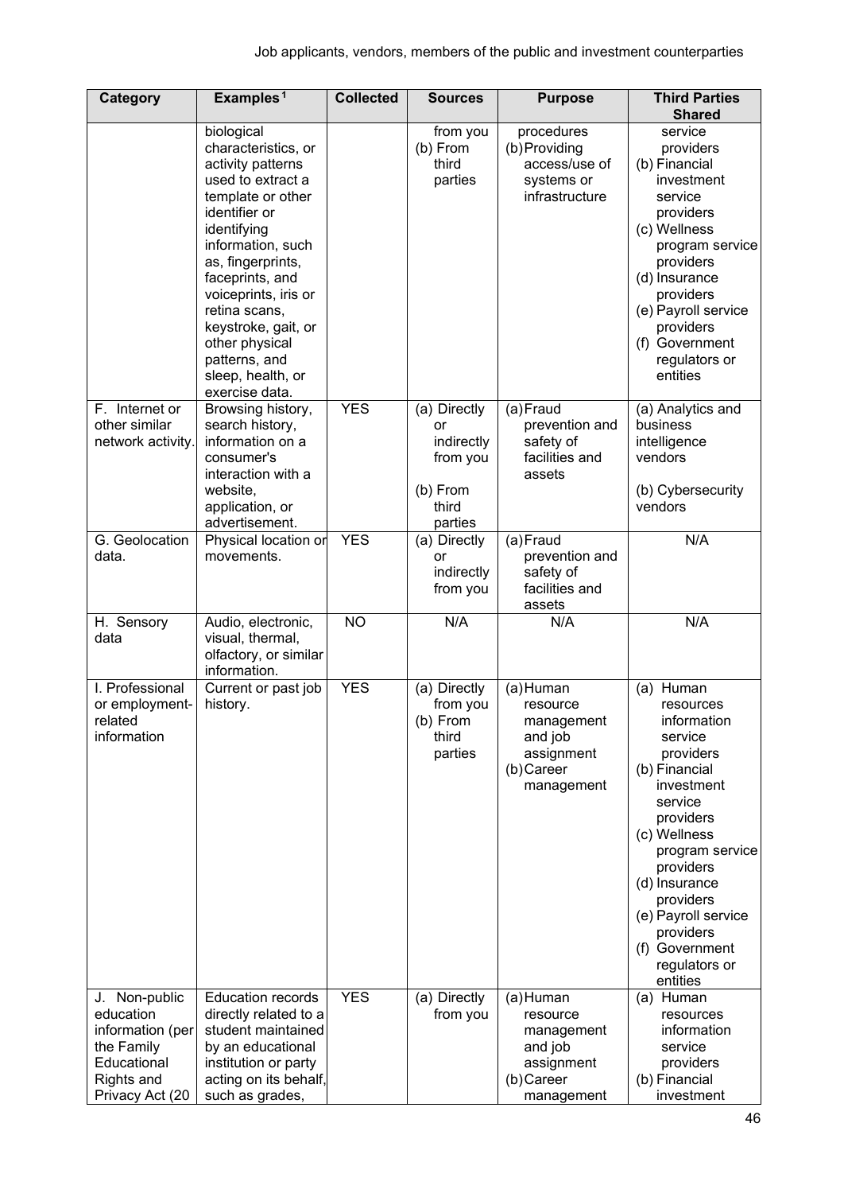| Category | Examples[1] | Collected | Sources | Purpose | Third Parties Shared |
|---|---|---|---|---|---|
| | biological characteristics, or activity patterns used to extract a template or other identifier or identifying information, such as, fingerprints, faceprints, and voiceprints, iris or retina scans, keystroke, gait, or other physical patterns, and sleep, health, or exercise data. | | from you (b) From third parties | procedures (b) Providing access/use of systems or infrastructure | service providers (b) Financial investment service providers (c) Wellness program service providers (d) Insurance providers (e) Payroll service providers (f) Government regulators or entities |
| F. Internet or other similar network activity. | Browsing history, search history, information on a consumer's interaction with a website, application, or advertisement. | YES | (a) Directly or indirectly from you (b) From third parties | (a) Fraud prevention and safety of facilities and assets | (a) Analytics and business intelligence vendors (b) Cybersecurity vendors |
| G. Geolocation data. | Physical location or movements. | YES | (a) Directly or indirectly from you | (a) Fraud prevention and safety of facilities and assets | N/A |
| H. Sensory data | Audio, electronic, visual, thermal, olfactory, or similar information. | NO | N/A | N/A | N/A |
| I. Professional or employment-related information | Current or past job history. | YES | (a) Directly from you (b) From third parties | (a) Human resource management and job assignment (b) Career management | (a) Human resources information service providers (b) Financial investment service providers (c) Wellness program service providers (d) Insurance providers (e) Payroll service providers (f) Government regulators or entities |
| J. Non-public education information (per the Family Educational Rights and Privacy Act (20 | Education records directly related to a student maintained by an educational institution or party acting on its behalf, such as grades, | YES | (a) Directly from you | (a) Human resource management and job assignment (b) Career management | (a) Human resources information service providers (b) Financial investment |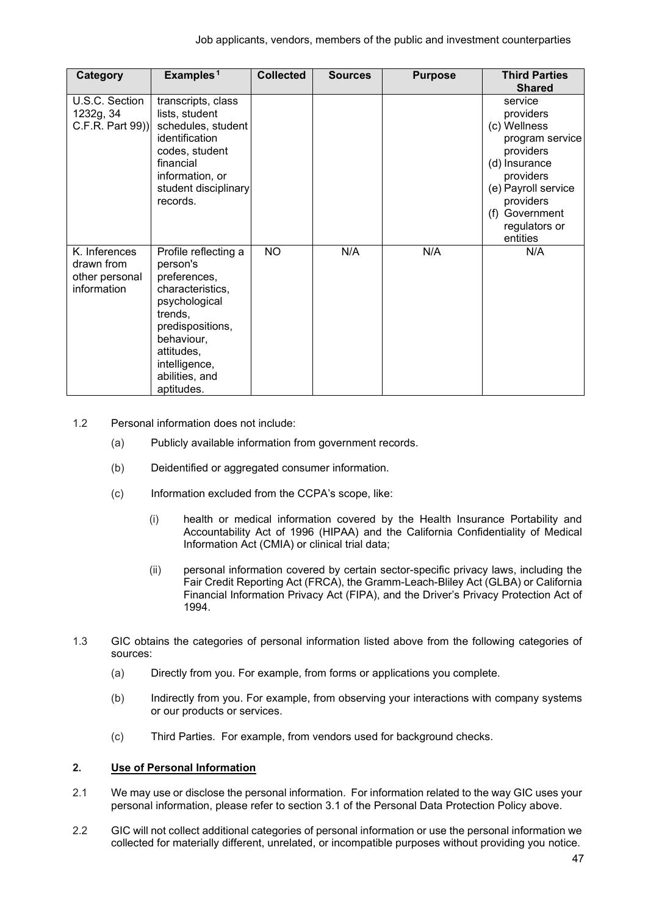| Category | Examples[1] | Collected | Sources | Purpose | Third Parties Shared |
|---|---|---|---|---|---|
| U.S.C. Section 1232g, 34 C.F.R. Part 99)) | transcripts, class lists, student schedules, student identification codes, student financial information, or student disciplinary records. | | | | service providers (c) Wellness program service providers (d) Insurance providers (e) Payroll service providers (f) Government regulators or entities |
| K. Inferences drawn from other personal information | Profile reflecting a person's preferences, characteristics, psychological trends, predispositions, behaviour, attitudes, intelligence, abilities, and aptitudes. | NO | N/A | N/A | N/A |

1.2 Personal information does not include:

(a) Publicly available information from government records.

(b) Deidentified or aggregated consumer information.

(c) Information excluded from the CCPA's scope, like:

(i) health or medical information covered by the Health Insurance Portability and Accountability Act of 1996 (HIPAA) and the California Confidentiality of Medical Information Act (CMIA) or clinical trial data;

(ii) personal information covered by certain sector-specific privacy laws, including the Fair Credit Reporting Act (FRCA), the Gramm-Leach-Bliley Act (GLBA) or California Financial Information Privacy Act (FIPA), and the Driver's Privacy Protection Act of 1994.

1.3 GIC obtains the categories of personal information listed above from the following categories of sources:

(a) Directly from you. For example, from forms or applications you complete.

(b) Indirectly from you. For example, from observing your interactions with company systems or our products or services.

(c) Third Parties. For example, from vendors used for background checks.

## 2. Use of Personal Information

2.1 We may use or disclose the personal information. For information related to the way GIC uses your personal information, please refer to section 3.1 of the Personal Data Protection Policy above.

2.2 GIC will not collect additional categories of personal information or use the personal information we collected for materially different, unrelated, or incompatible purposes without providing you notice.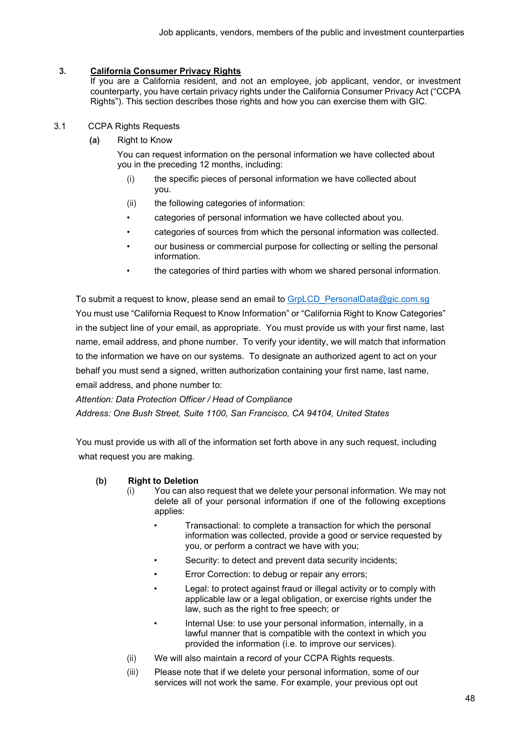## 3. California Consumer Privacy Rights

If you are a California resident, and not an employee, job applicant, vendor, or investment counterparty, you have certain privacy rights under the California Consumer Privacy Act ("CCPA Rights"). This section describes those rights and how you can exercise them with GIC.

### 3.1 CCPA Rights Requests

**(a)** Right to Know

You can request information on the personal information we have collected about you in the preceding 12 months, including:

(i) the specific pieces of personal information we have collected about you.

(ii) the following categories of information:

- categories of personal information we have collected about you.
- categories of sources from which the personal information was collected.
- our business or commercial purpose for collecting or selling the personal information.
- the categories of third parties with whom we shared personal information.

To submit a request to know, please send an email to GrpLCD_PersonalData@gic.com.sg You must use "California Request to Know Information" or "California Right to Know Categories" in the subject line of your email, as appropriate. You must provide us with your first name, last name, email address, and phone number. To verify your identity, we will match that information to the information we have on our systems. To designate an authorized agent to act on your behalf you must send a signed, written authorization containing your first name, last name, email address, and phone number to:

*Attention: Data Protection Officer / Head of Compliance*
*Address: One Bush Street, Suite 1100, San Francisco, CA 94104, United States*

You must provide us with all of the information set forth above in any such request, including what request you are making.

**(b) Right to Deletion**

(i) You can also request that we delete your personal information. We may not delete all of your personal information if one of the following exceptions applies:

- Transactional: to complete a transaction for which the personal information was collected, provide a good or service requested by you, or perform a contract we have with you;
- Security: to detect and prevent data security incidents;
- Error Correction: to debug or repair any errors;
- Legal: to protect against fraud or illegal activity or to comply with applicable law or a legal obligation, or exercise rights under the law, such as the right to free speech; or
- Internal Use: to use your personal information, internally, in a lawful manner that is compatible with the context in which you provided the information (i.e. to improve our services).

(ii) We will also maintain a record of your CCPA Rights requests.

(iii) Please note that if we delete your personal information, some of our services will not work the same. For example, your previous opt out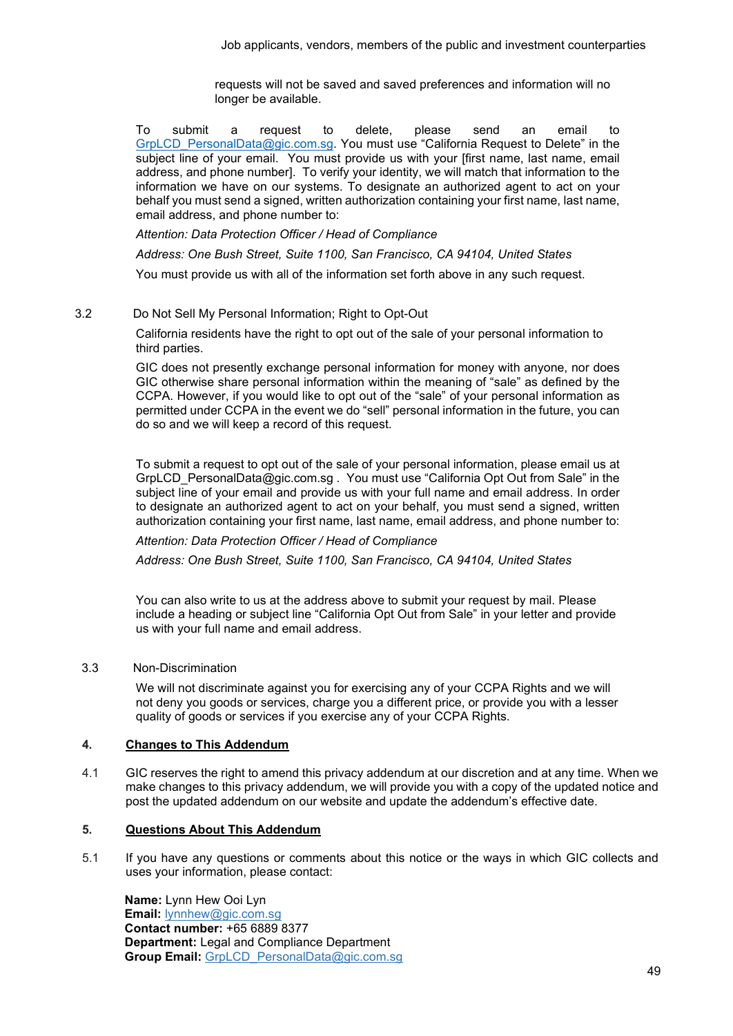requests will not be saved and saved preferences and information will no longer be available.

To submit a request to delete, please send an email to GrpLCD_PersonalData@gic.com.sg. You must use "California Request to Delete" in the subject line of your email. You must provide us with your [first name, last name, email address, and phone number]. To verify your identity, we will match that information to the information we have on our systems. To designate an authorized agent to act on your behalf you must send a signed, written authorization containing your first name, last name, email address, and phone number to:

*Attention: Data Protection Officer / Head of Compliance*

*Address: One Bush Street, Suite 1100, San Francisco, CA 94104, United States*

You must provide us with all of the information set forth above in any such request.

3.2 Do Not Sell My Personal Information; Right to Opt-Out

California residents have the right to opt out of the sale of your personal information to third parties.

GIC does not presently exchange personal information for money with anyone, nor does GIC otherwise share personal information within the meaning of "sale" as defined by the CCPA. However, if you would like to opt out of the "sale" of your personal information as permitted under CCPA in the event we do "sell" personal information in the future, you can do so and we will keep a record of this request.

To submit a request to opt out of the sale of your personal information, please email us at GrpLCD_PersonalData@gic.com.sg . You must use "California Opt Out from Sale" in the subject line of your email and provide us with your full name and email address. In order to designate an authorized agent to act on your behalf, you must send a signed, written authorization containing your first name, last name, email address, and phone number to:

*Attention: Data Protection Officer / Head of Compliance*

*Address: One Bush Street, Suite 1100, San Francisco, CA 94104, United States*

You can also write to us at the address above to submit your request by mail. Please include a heading or subject line "California Opt Out from Sale" in your letter and provide us with your full name and email address.

3.3 Non-Discrimination

We will not discriminate against you for exercising any of your CCPA Rights and we will not deny you goods or services, charge you a different price, or provide you with a lesser quality of goods or services if you exercise any of your CCPA Rights.

## 4. Changes to This Addendum

4.1 GIC reserves the right to amend this privacy addendum at our discretion and at any time. When we make changes to this privacy addendum, we will provide you with a copy of the updated notice and post the updated addendum on our website and update the addendum's effective date.

## 5. Questions About This Addendum

5.1 If you have any questions or comments about this notice or the ways in which GIC collects and uses your information, please contact:

**Name:** Lynn Hew Ooi Lyn
**Email:** lynnhew@gic.com.sg
**Contact number:** +65 6889 8377
**Department:** Legal and Compliance Department
**Group Email:** GrpLCD_PersonalData@gic.com.sg